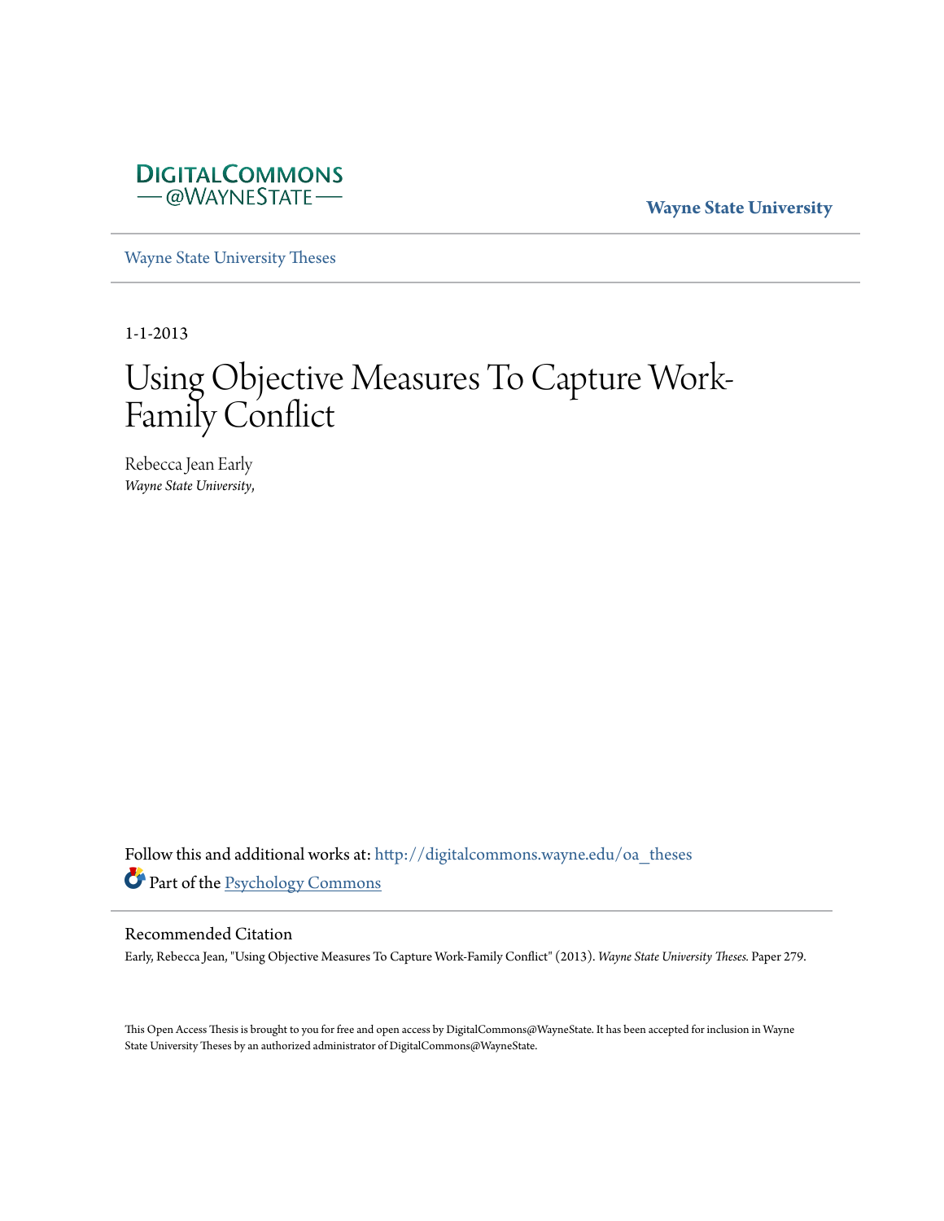DIGITALCOMMONS
— @WAYNESTATE —

**Wayne State University**

Wayne State University Theses

1-1-2013

# Using Objective Measures To Capture Work-Family Conflict

Rebecca Jean Early
*Wayne State University,*

Follow this and additional works at: http://digitalcommons.wayne.edu/oa_theses

Part of the Psychology Commons

## Recommended Citation

Early, Rebecca Jean, "Using Objective Measures To Capture Work-Family Conflict" (2013). *Wayne State University Theses.* Paper 279.

This Open Access Thesis is brought to you for free and open access by DigitalCommons@WayneState. It has been accepted for inclusion in Wayne State University Theses by an authorized administrator of DigitalCommons@WayneState.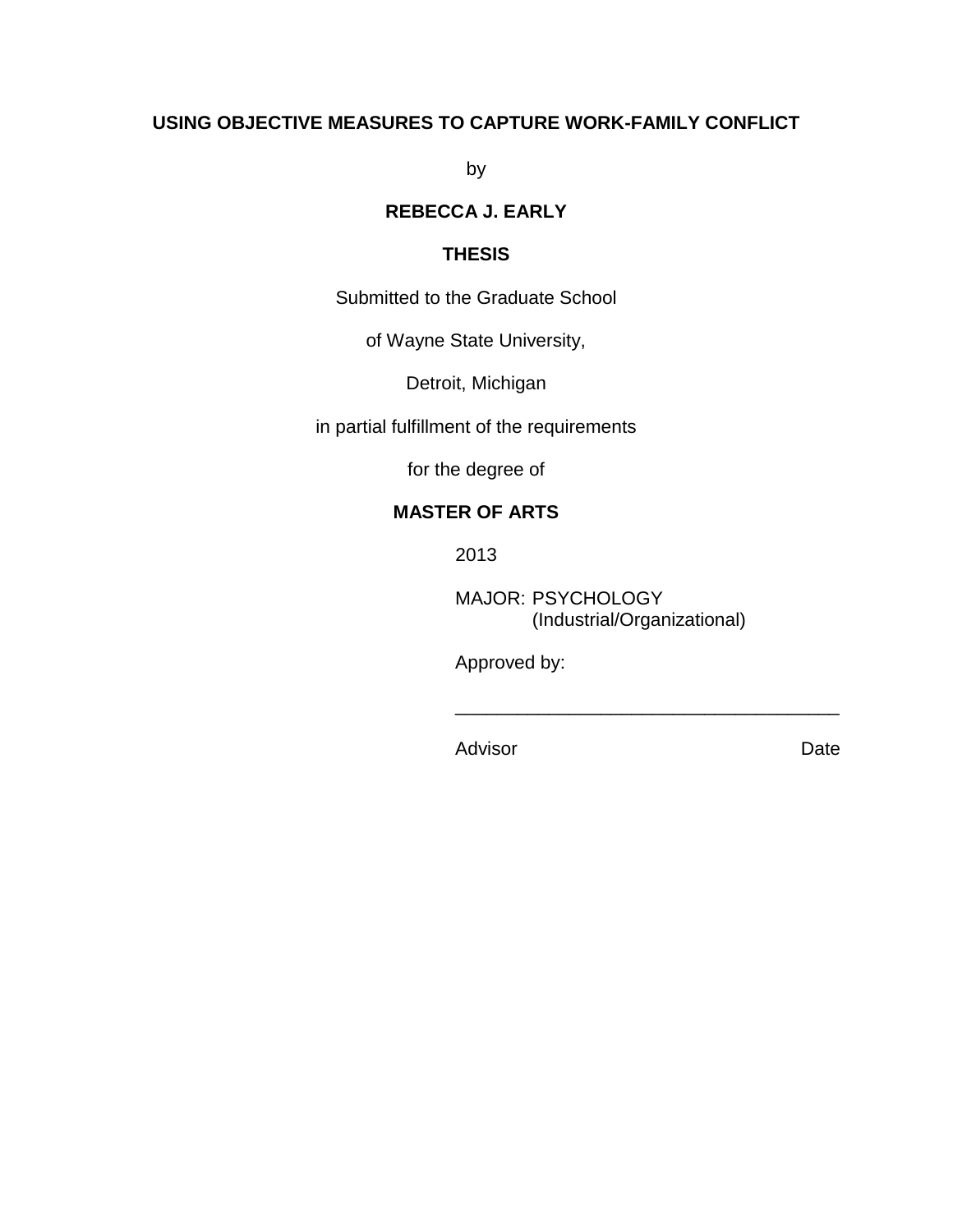# USING OBJECTIVE MEASURES TO CAPTURE WORK-FAMILY CONFLICT

by

**REBECCA J. EARLY**

**THESIS**

Submitted to the Graduate School

of Wayne State University,

Detroit, Michigan

in partial fulfillment of the requirements

for the degree of

**MASTER OF ARTS**

2013

MAJOR: PSYCHOLOGY
(Industrial/Organizational)

Approved by:

_______________________________________

Advisor Date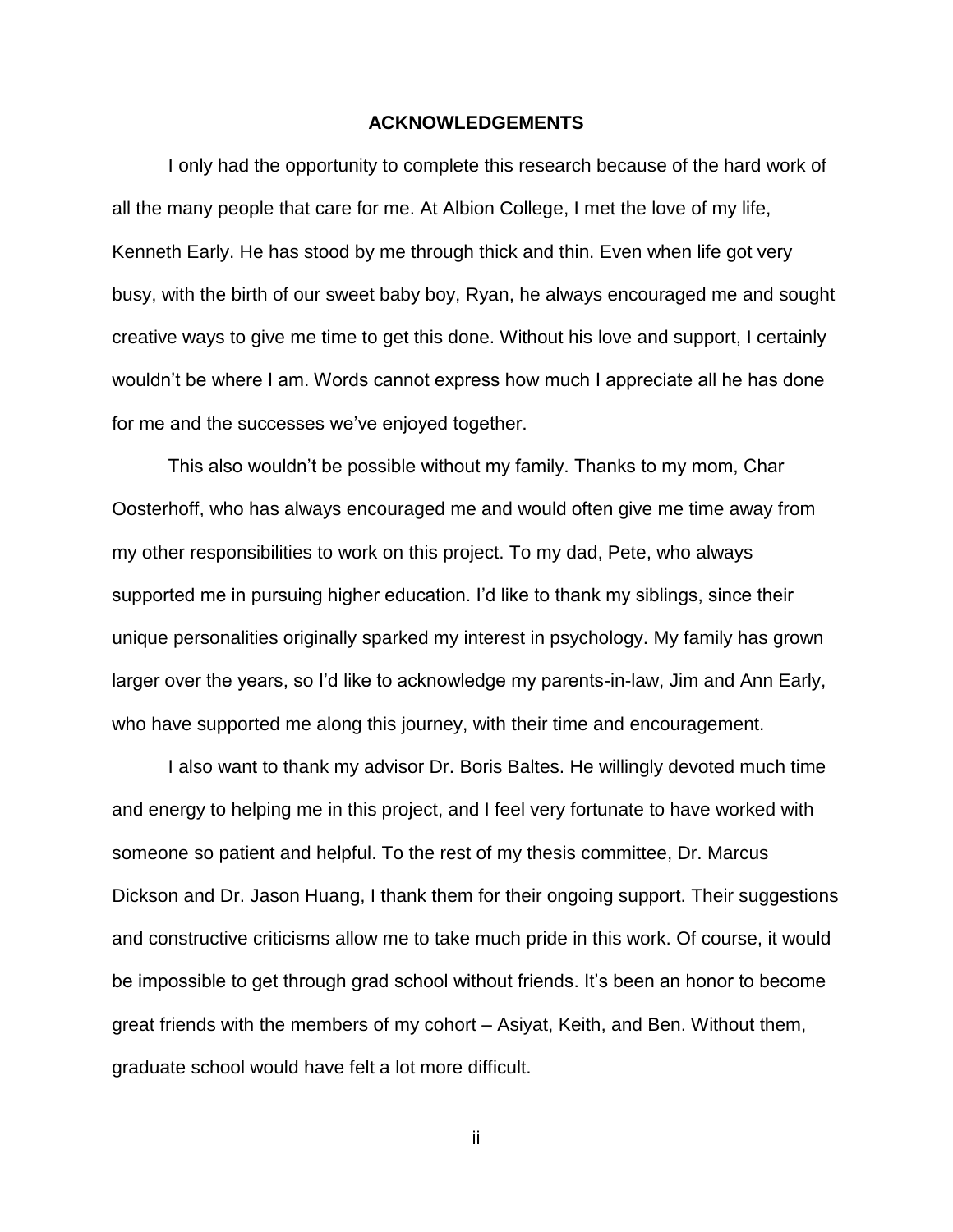# ACKNOWLEDGEMENTS

I only had the opportunity to complete this research because of the hard work of all the many people that care for me. At Albion College, I met the love of my life, Kenneth Early. He has stood by me through thick and thin. Even when life got very busy, with the birth of our sweet baby boy, Ryan, he always encouraged me and sought creative ways to give me time to get this done. Without his love and support, I certainly wouldn't be where I am. Words cannot express how much I appreciate all he has done for me and the successes we've enjoyed together.

This also wouldn't be possible without my family. Thanks to my mom, Char Oosterhoff, who has always encouraged me and would often give me time away from my other responsibilities to work on this project. To my dad, Pete, who always supported me in pursuing higher education. I'd like to thank my siblings, since their unique personalities originally sparked my interest in psychology. My family has grown larger over the years, so I'd like to acknowledge my parents-in-law, Jim and Ann Early, who have supported me along this journey, with their time and encouragement.

I also want to thank my advisor Dr. Boris Baltes. He willingly devoted much time and energy to helping me in this project, and I feel very fortunate to have worked with someone so patient and helpful. To the rest of my thesis committee, Dr. Marcus Dickson and Dr. Jason Huang, I thank them for their ongoing support. Their suggestions and constructive criticisms allow me to take much pride in this work. Of course, it would be impossible to get through grad school without friends. It's been an honor to become great friends with the members of my cohort – Asiyat, Keith, and Ben. Without them, graduate school would have felt a lot more difficult.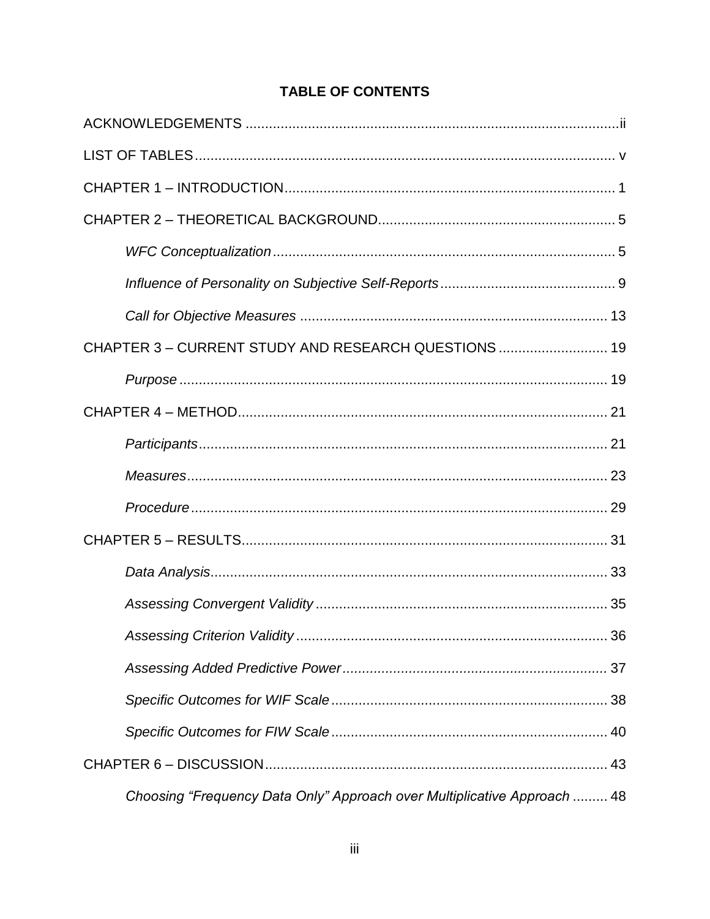# TABLE OF CONTENTS

ACKNOWLEDGEMENTS ................................................................................................ii

LIST OF TABLES.......................................................................................................... v

CHAPTER 1 – INTRODUCTION.................................................................................... 1

CHAPTER 2 – THEORETICAL BACKGROUND............................................................ 5

*WFC Conceptualization* ....................................................................................... 5

*Influence of Personality on Subjective Self-Reports* ............................................ 9

*Call for Objective Measures* .............................................................................. 13

CHAPTER 3 – CURRENT STUDY AND RESEARCH QUESTIONS ............................ 19

*Purpose* ............................................................................................................. 19

CHAPTER 4 – METHOD.............................................................................................. 21

*Participants*........................................................................................................ 21

*Measures*........................................................................................................... 23

*Procedure*.......................................................................................................... 29

CHAPTER 5 – RESULTS............................................................................................. 31

*Data Analysis*..................................................................................................... 33

*Assessing Convergent Validity* .......................................................................... 35

*Assessing Criterion Validity* ............................................................................... 36

*Assessing Added Predictive Power* ................................................................... 37

*Specific Outcomes for WIF Scale* ...................................................................... 38

*Specific Outcomes for FIW Scale* ...................................................................... 40

CHAPTER 6 – DISCUSSION....................................................................................... 43

*Choosing "Frequency Data Only" Approach over Multiplicative Approach* ......... 48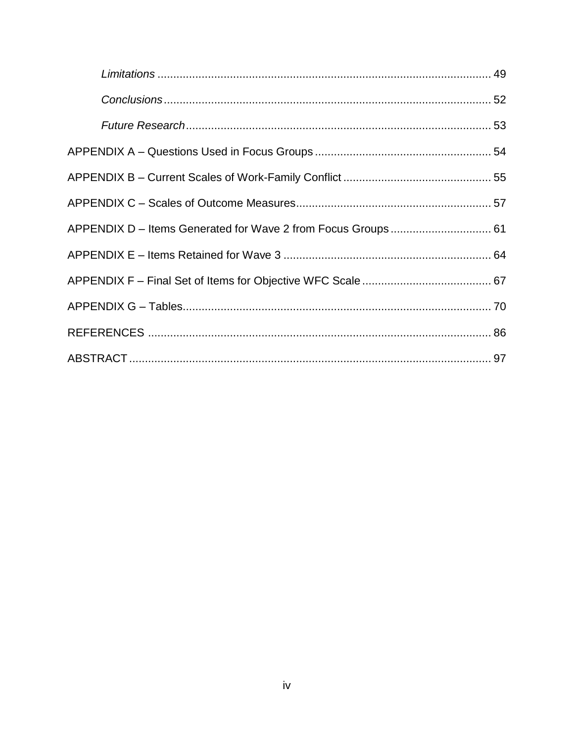*Limitations* ........................................................................................................ 49

*Conclusions* ...................................................................................................... 52

*Future Research* ............................................................................................... 53

APPENDIX A – Questions Used in Focus Groups ....................................................... 54

APPENDIX B – Current Scales of Work-Family Conflict .............................................. 55

APPENDIX C – Scales of Outcome Measures ............................................................. 57

APPENDIX D – Items Generated for Wave 2 from Focus Groups ................................ 61

APPENDIX E – Items Retained for Wave 3 ................................................................. 64

APPENDIX F – Final Set of Items for Objective WFC Scale ......................................... 67

APPENDIX G – Tables ................................................................................................. 70

REFERENCES ............................................................................................................ 86

ABSTRACT ................................................................................................................... 97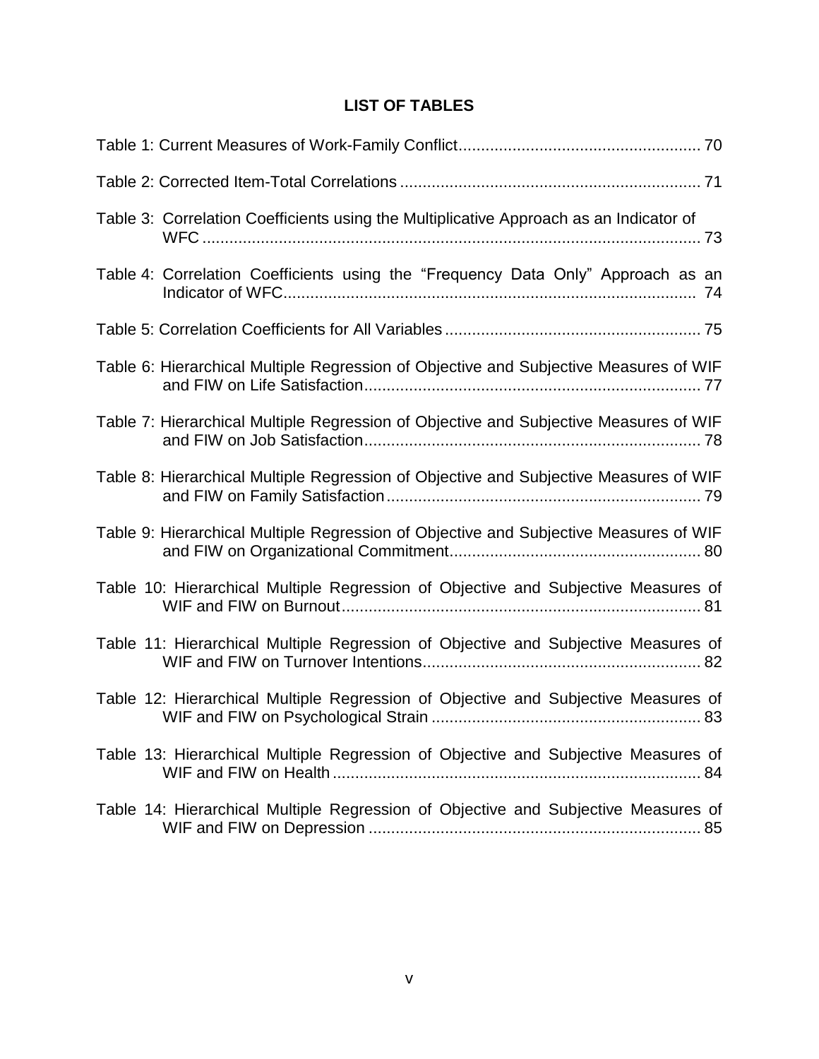# LIST OF TABLES

Table 1: Current Measures of Work-Family Conflict ..................................................... 70

Table 2: Corrected Item-Total Correlations .................................................................. 71

Table 3: Correlation Coefficients using the Multiplicative Approach as an Indicator of WFC ............................................................................................................. 73

Table 4: Correlation Coefficients using the “Frequency Data Only” Approach as an Indicator of WFC........................................................................................... 74

Table 5: Correlation Coefficients for All Variables ........................................................ 75

Table 6: Hierarchical Multiple Regression of Objective and Subjective Measures of WIF and FIW on Life Satisfaction.......................................................................... 77

Table 7: Hierarchical Multiple Regression of Objective and Subjective Measures of WIF and FIW on Job Satisfaction.......................................................................... 78

Table 8: Hierarchical Multiple Regression of Objective and Subjective Measures of WIF and FIW on Family Satisfaction..................................................................... 79

Table 9: Hierarchical Multiple Regression of Objective and Subjective Measures of WIF and FIW on Organizational Commitment....................................................... 80

Table 10: Hierarchical Multiple Regression of Objective and Subjective Measures of WIF and FIW on Burnout............................................................................... 81

Table 11: Hierarchical Multiple Regression of Objective and Subjective Measures of WIF and FIW on Turnover Intentions............................................................. 82

Table 12: Hierarchical Multiple Regression of Objective and Subjective Measures of WIF and FIW on Psychological Strain ........................................................... 83

Table 13: Hierarchical Multiple Regression of Objective and Subjective Measures of WIF and FIW on Health ................................................................................. 84

Table 14: Hierarchical Multiple Regression of Objective and Subjective Measures of WIF and FIW on Depression ......................................................................... 85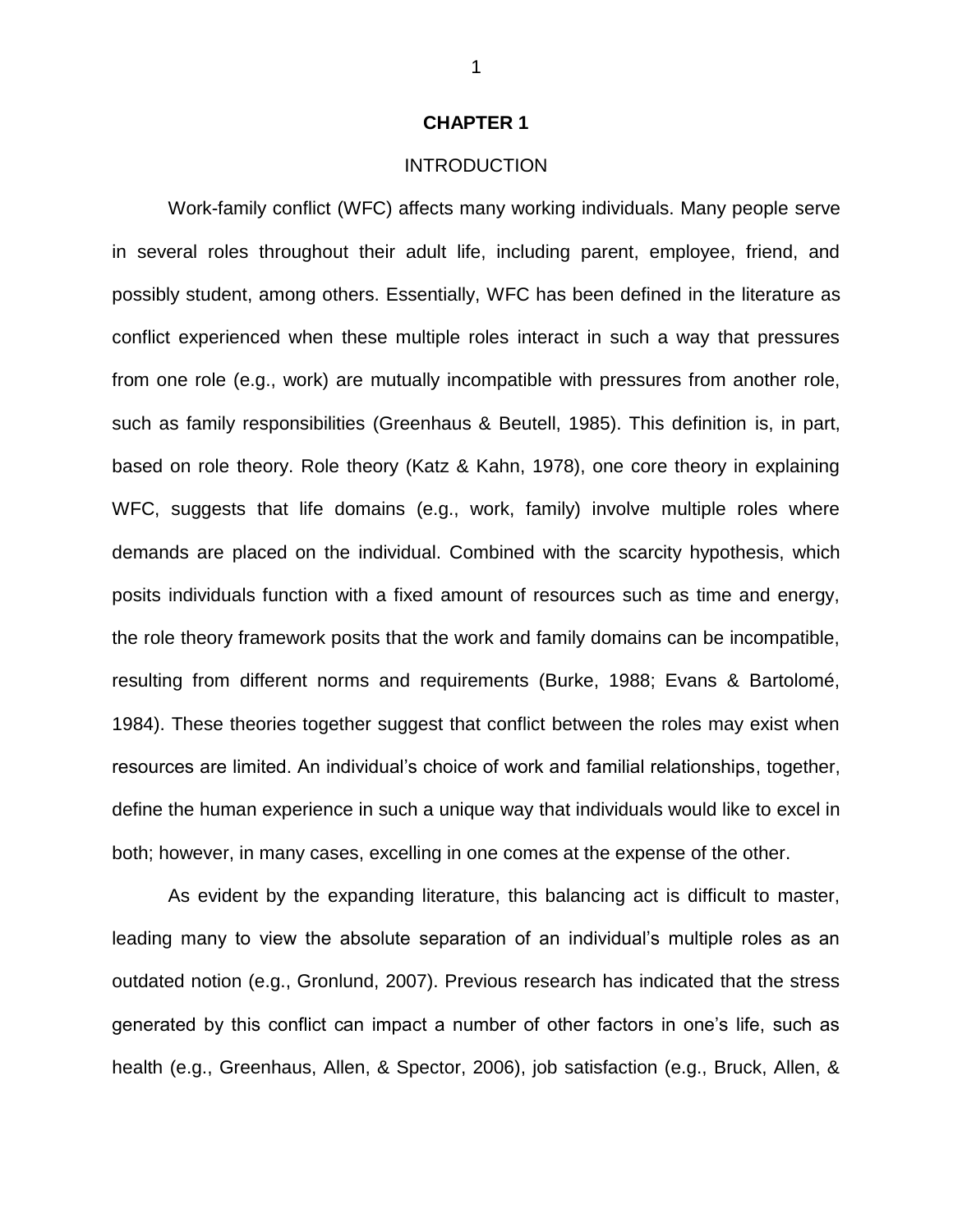# CHAPTER 1

## INTRODUCTION

Work-family conflict (WFC) affects many working individuals. Many people serve in several roles throughout their adult life, including parent, employee, friend, and possibly student, among others. Essentially, WFC has been defined in the literature as conflict experienced when these multiple roles interact in such a way that pressures from one role (e.g., work) are mutually incompatible with pressures from another role, such as family responsibilities (Greenhaus & Beutell, 1985). This definition is, in part, based on role theory. Role theory (Katz & Kahn, 1978), one core theory in explaining WFC, suggests that life domains (e.g., work, family) involve multiple roles where demands are placed on the individual. Combined with the scarcity hypothesis, which posits individuals function with a fixed amount of resources such as time and energy, the role theory framework posits that the work and family domains can be incompatible, resulting from different norms and requirements (Burke, 1988; Evans & Bartolomé, 1984). These theories together suggest that conflict between the roles may exist when resources are limited. An individual's choice of work and familial relationships, together, define the human experience in such a unique way that individuals would like to excel in both; however, in many cases, excelling in one comes at the expense of the other.

As evident by the expanding literature, this balancing act is difficult to master, leading many to view the absolute separation of an individual's multiple roles as an outdated notion (e.g., Gronlund, 2007). Previous research has indicated that the stress generated by this conflict can impact a number of other factors in one's life, such as health (e.g., Greenhaus, Allen, & Spector, 2006), job satisfaction (e.g., Bruck, Allen, &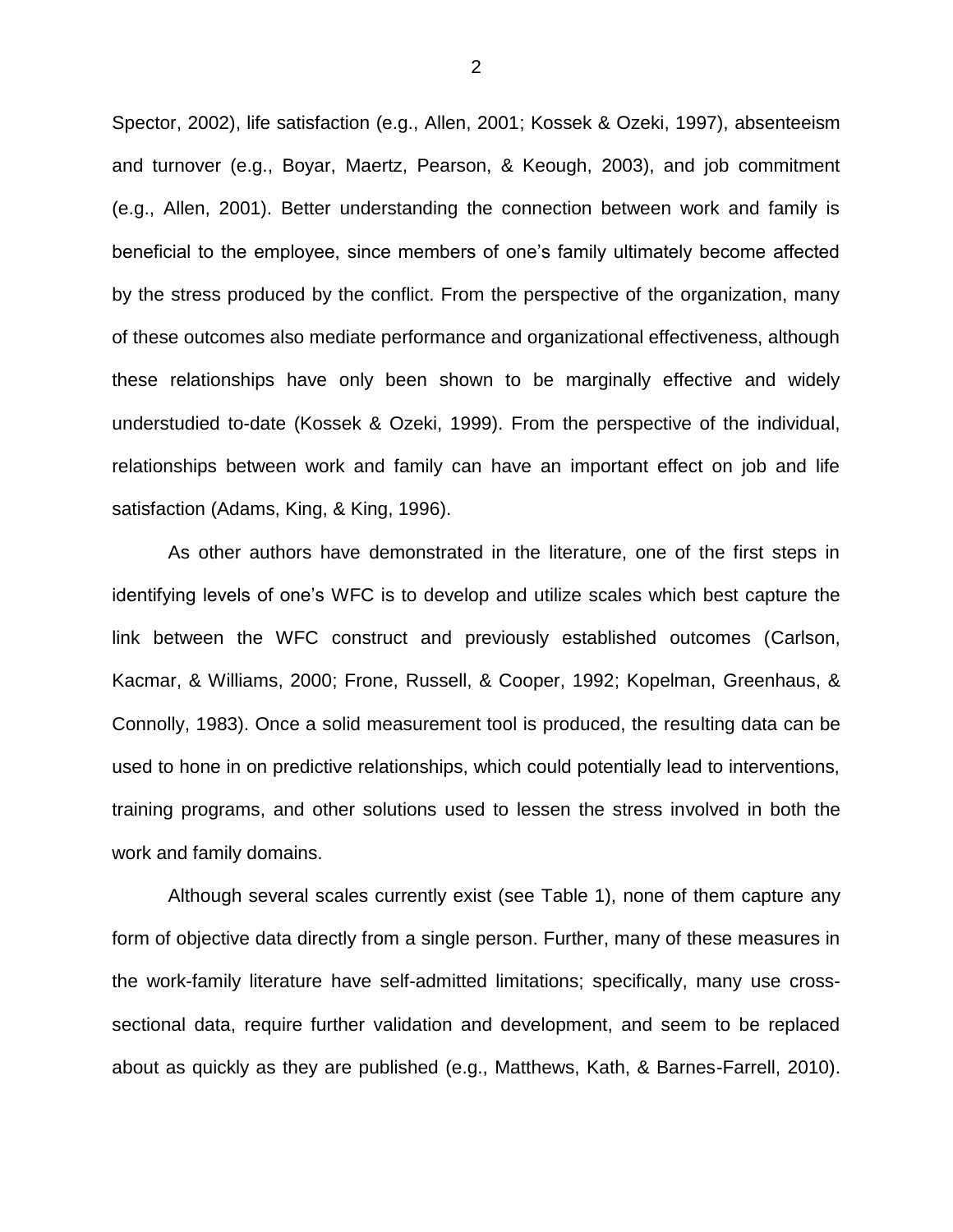Spector, 2002), life satisfaction (e.g., Allen, 2001; Kossek & Ozeki, 1997), absenteeism and turnover (e.g., Boyar, Maertz, Pearson, & Keough, 2003), and job commitment (e.g., Allen, 2001). Better understanding the connection between work and family is beneficial to the employee, since members of one's family ultimately become affected by the stress produced by the conflict. From the perspective of the organization, many of these outcomes also mediate performance and organizational effectiveness, although these relationships have only been shown to be marginally effective and widely understudied to-date (Kossek & Ozeki, 1999). From the perspective of the individual, relationships between work and family can have an important effect on job and life satisfaction (Adams, King, & King, 1996).

As other authors have demonstrated in the literature, one of the first steps in identifying levels of one's WFC is to develop and utilize scales which best capture the link between the WFC construct and previously established outcomes (Carlson, Kacmar, & Williams, 2000; Frone, Russell, & Cooper, 1992; Kopelman, Greenhaus, & Connolly, 1983). Once a solid measurement tool is produced, the resulting data can be used to hone in on predictive relationships, which could potentially lead to interventions, training programs, and other solutions used to lessen the stress involved in both the work and family domains.

Although several scales currently exist (see Table 1), none of them capture any form of objective data directly from a single person. Further, many of these measures in the work-family literature have self-admitted limitations; specifically, many use cross-sectional data, require further validation and development, and seem to be replaced about as quickly as they are published (e.g., Matthews, Kath, & Barnes-Farrell, 2010).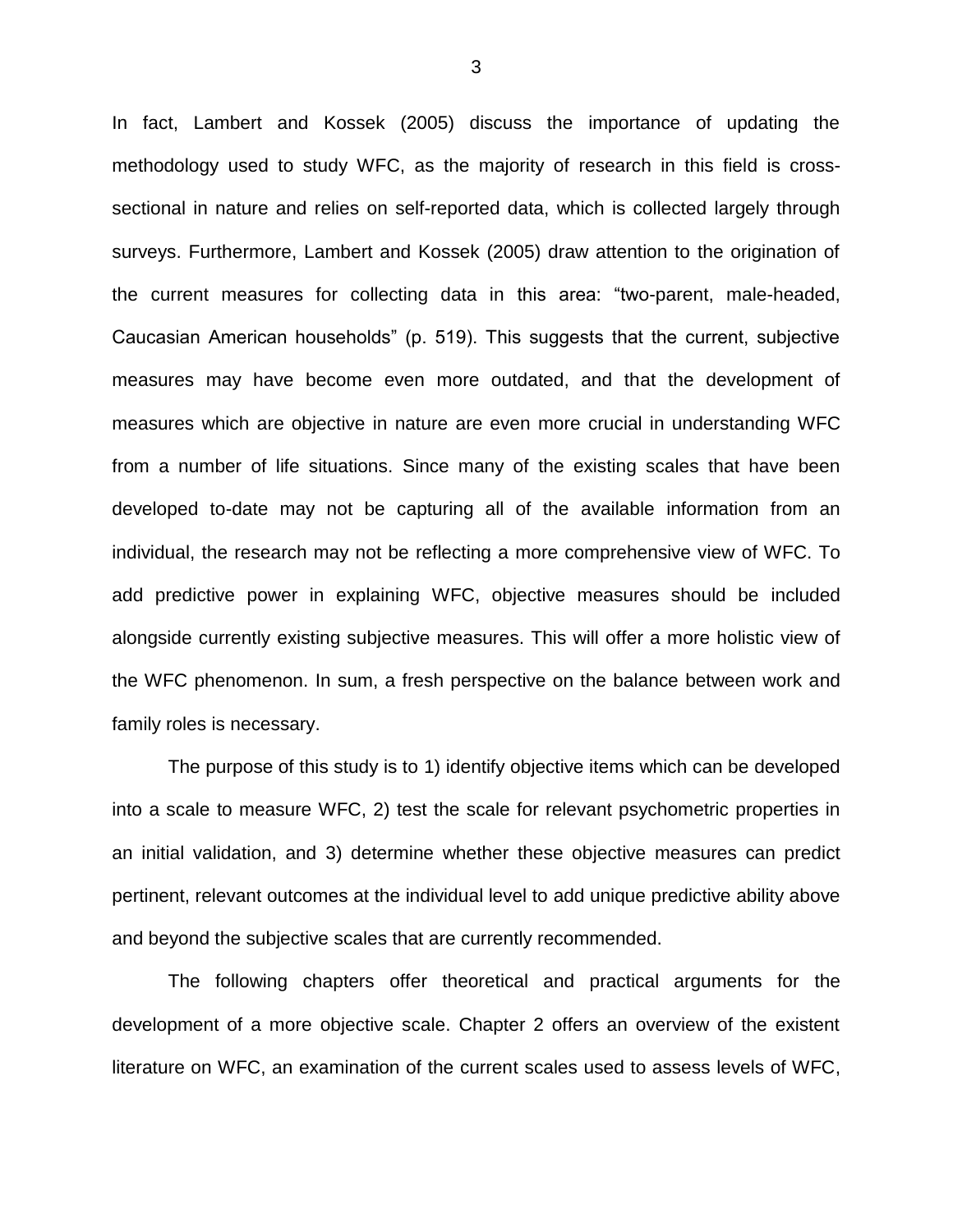In fact, Lambert and Kossek (2005) discuss the importance of updating the methodology used to study WFC, as the majority of research in this field is cross-sectional in nature and relies on self-reported data, which is collected largely through surveys. Furthermore, Lambert and Kossek (2005) draw attention to the origination of the current measures for collecting data in this area: “two-parent, male-headed, Caucasian American households” (p. 519). This suggests that the current, subjective measures may have become even more outdated, and that the development of measures which are objective in nature are even more crucial in understanding WFC from a number of life situations. Since many of the existing scales that have been developed to-date may not be capturing all of the available information from an individual, the research may not be reflecting a more comprehensive view of WFC. To add predictive power in explaining WFC, objective measures should be included alongside currently existing subjective measures. This will offer a more holistic view of the WFC phenomenon. In sum, a fresh perspective on the balance between work and family roles is necessary.

The purpose of this study is to 1) identify objective items which can be developed into a scale to measure WFC, 2) test the scale for relevant psychometric properties in an initial validation, and 3) determine whether these objective measures can predict pertinent, relevant outcomes at the individual level to add unique predictive ability above and beyond the subjective scales that are currently recommended.

The following chapters offer theoretical and practical arguments for the development of a more objective scale. Chapter 2 offers an overview of the existent literature on WFC, an examination of the current scales used to assess levels of WFC,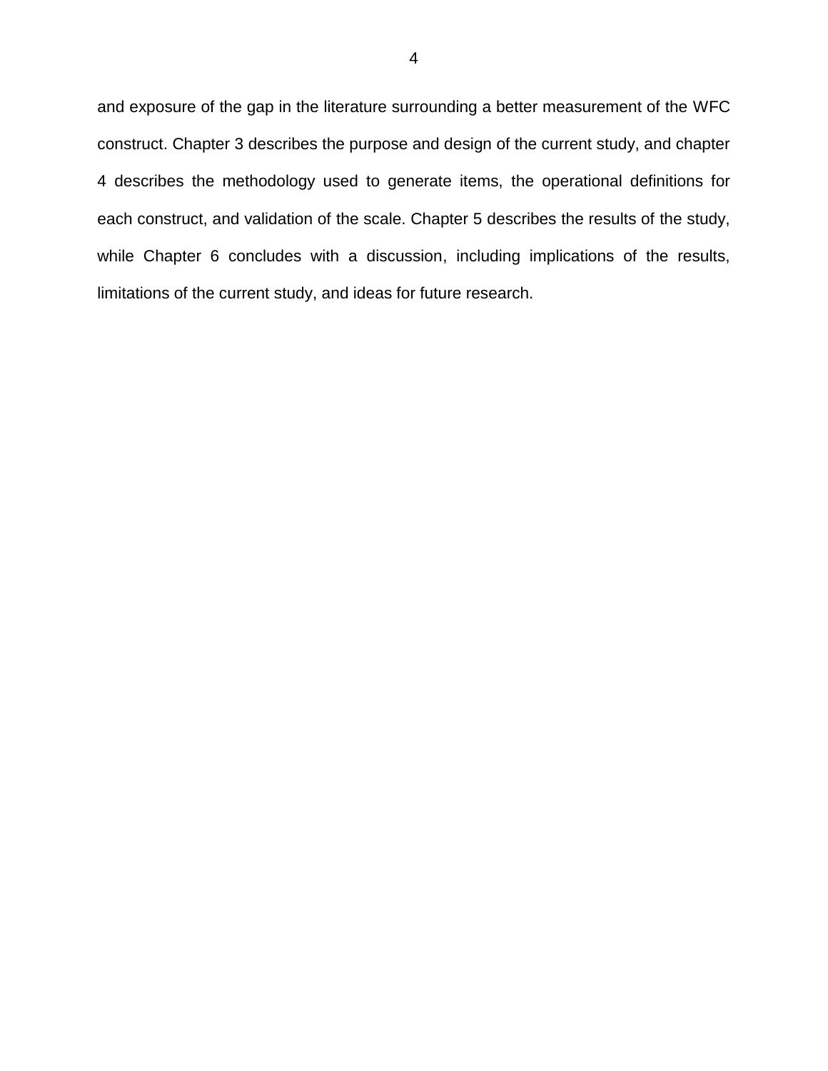and exposure of the gap in the literature surrounding a better measurement of the WFC construct. Chapter 3 describes the purpose and design of the current study, and chapter 4 describes the methodology used to generate items, the operational definitions for each construct, and validation of the scale. Chapter 5 describes the results of the study, while Chapter 6 concludes with a discussion, including implications of the results, limitations of the current study, and ideas for future research.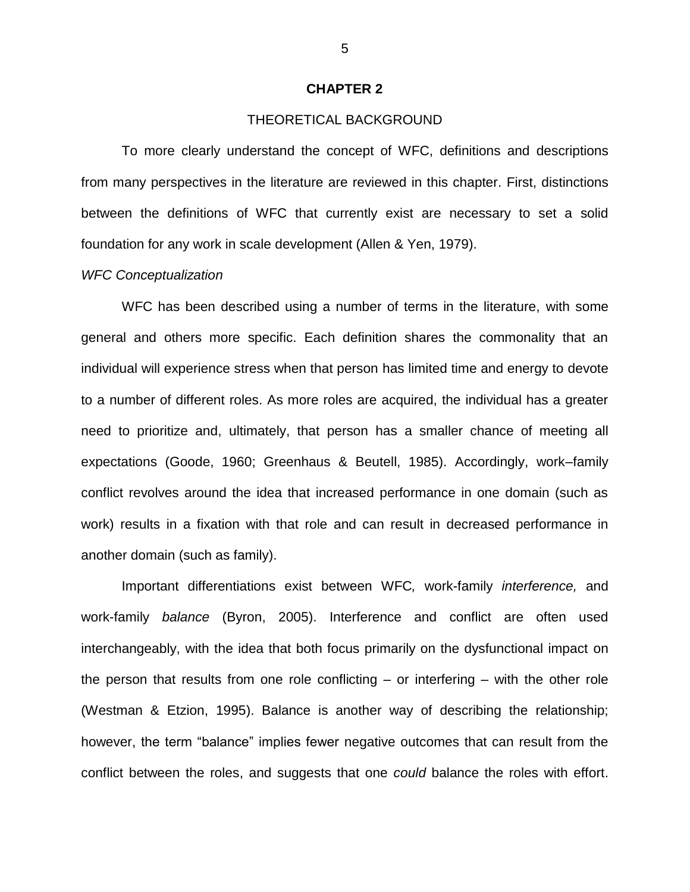# CHAPTER 2

## THEORETICAL BACKGROUND

To more clearly understand the concept of WFC, definitions and descriptions from many perspectives in the literature are reviewed in this chapter. First, distinctions between the definitions of WFC that currently exist are necessary to set a solid foundation for any work in scale development (Allen & Yen, 1979).

### *WFC Conceptualization*

WFC has been described using a number of terms in the literature, with some general and others more specific. Each definition shares the commonality that an individual will experience stress when that person has limited time and energy to devote to a number of different roles. As more roles are acquired, the individual has a greater need to prioritize and, ultimately, that person has a smaller chance of meeting all expectations (Goode, 1960; Greenhaus & Beutell, 1985). Accordingly, work–family conflict revolves around the idea that increased performance in one domain (such as work) results in a fixation with that role and can result in decreased performance in another domain (such as family).

Important differentiations exist between WFC*,* work-family *interference,* and work-family *balance* (Byron, 2005). Interference and conflict are often used interchangeably, with the idea that both focus primarily on the dysfunctional impact on the person that results from one role conflicting – or interfering – with the other role (Westman & Etzion, 1995). Balance is another way of describing the relationship; however, the term "balance" implies fewer negative outcomes that can result from the conflict between the roles, and suggests that one *could* balance the roles with effort.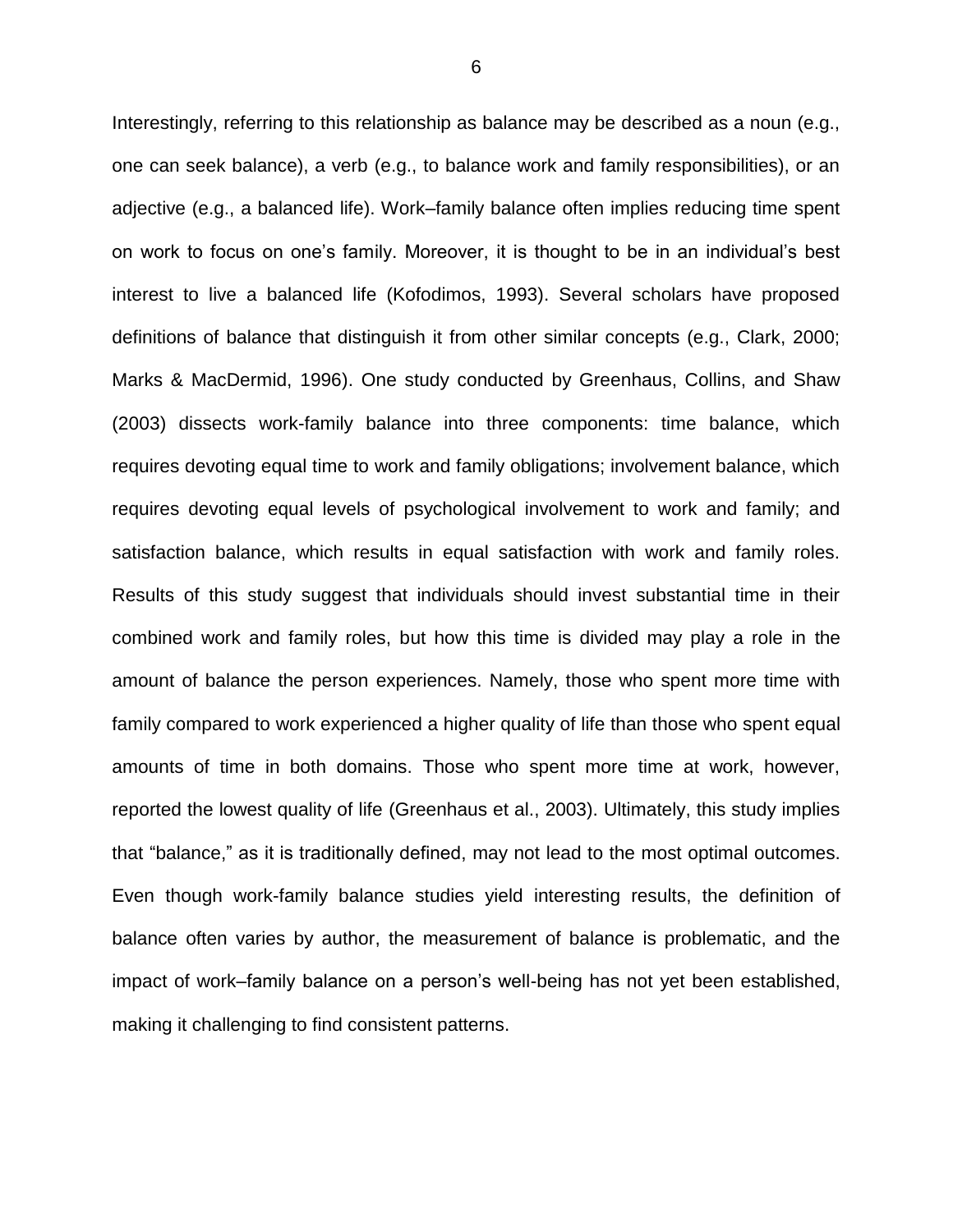Interestingly, referring to this relationship as balance may be described as a noun (e.g., one can seek balance), a verb (e.g., to balance work and family responsibilities), or an adjective (e.g., a balanced life). Work–family balance often implies reducing time spent on work to focus on one's family. Moreover, it is thought to be in an individual's best interest to live a balanced life (Kofodimos, 1993). Several scholars have proposed definitions of balance that distinguish it from other similar concepts (e.g., Clark, 2000; Marks & MacDermid, 1996). One study conducted by Greenhaus, Collins, and Shaw (2003) dissects work-family balance into three components: time balance, which requires devoting equal time to work and family obligations; involvement balance, which requires devoting equal levels of psychological involvement to work and family; and satisfaction balance, which results in equal satisfaction with work and family roles. Results of this study suggest that individuals should invest substantial time in their combined work and family roles, but how this time is divided may play a role in the amount of balance the person experiences. Namely, those who spent more time with family compared to work experienced a higher quality of life than those who spent equal amounts of time in both domains. Those who spent more time at work, however, reported the lowest quality of life (Greenhaus et al., 2003). Ultimately, this study implies that "balance," as it is traditionally defined, may not lead to the most optimal outcomes. Even though work-family balance studies yield interesting results, the definition of balance often varies by author, the measurement of balance is problematic, and the impact of work–family balance on a person's well-being has not yet been established, making it challenging to find consistent patterns.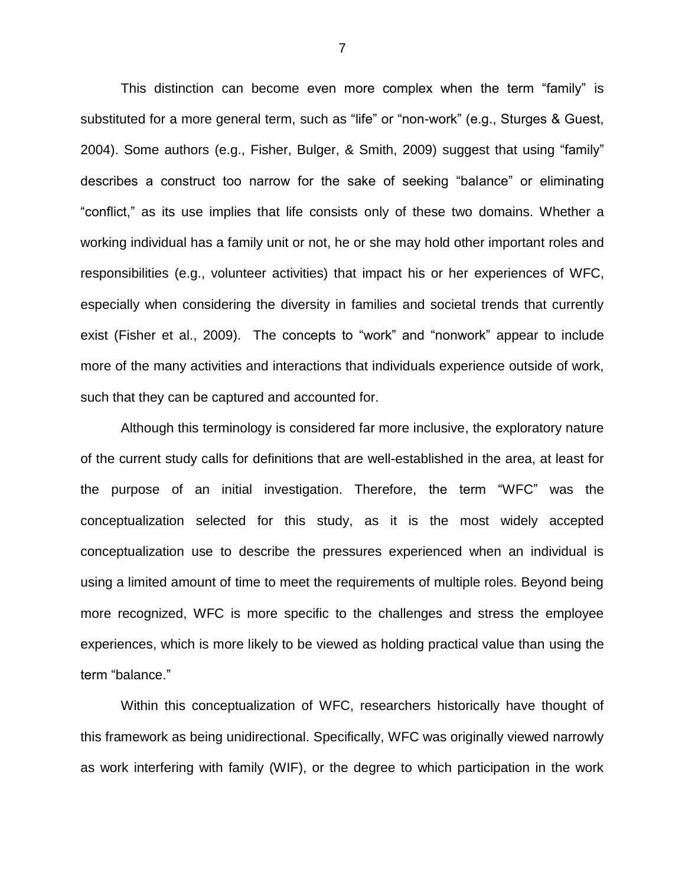This distinction can become even more complex when the term “family” is substituted for a more general term, such as “life” or “non-work” (e.g., Sturges & Guest, 2004). Some authors (e.g., Fisher, Bulger, & Smith, 2009) suggest that using “family” describes a construct too narrow for the sake of seeking “balance” or eliminating “conflict,” as its use implies that life consists only of these two domains. Whether a working individual has a family unit or not, he or she may hold other important roles and responsibilities (e.g., volunteer activities) that impact his or her experiences of WFC, especially when considering the diversity in families and societal trends that currently exist (Fisher et al., 2009). The concepts to “work” and “nonwork” appear to include more of the many activities and interactions that individuals experience outside of work, such that they can be captured and accounted for.

Although this terminology is considered far more inclusive, the exploratory nature of the current study calls for definitions that are well-established in the area, at least for the purpose of an initial investigation. Therefore, the term “WFC” was the conceptualization selected for this study, as it is the most widely accepted conceptualization use to describe the pressures experienced when an individual is using a limited amount of time to meet the requirements of multiple roles. Beyond being more recognized, WFC is more specific to the challenges and stress the employee experiences, which is more likely to be viewed as holding practical value than using the term “balance.”

Within this conceptualization of WFC, researchers historically have thought of this framework as being unidirectional. Specifically, WFC was originally viewed narrowly as work interfering with family (WIF), or the degree to which participation in the work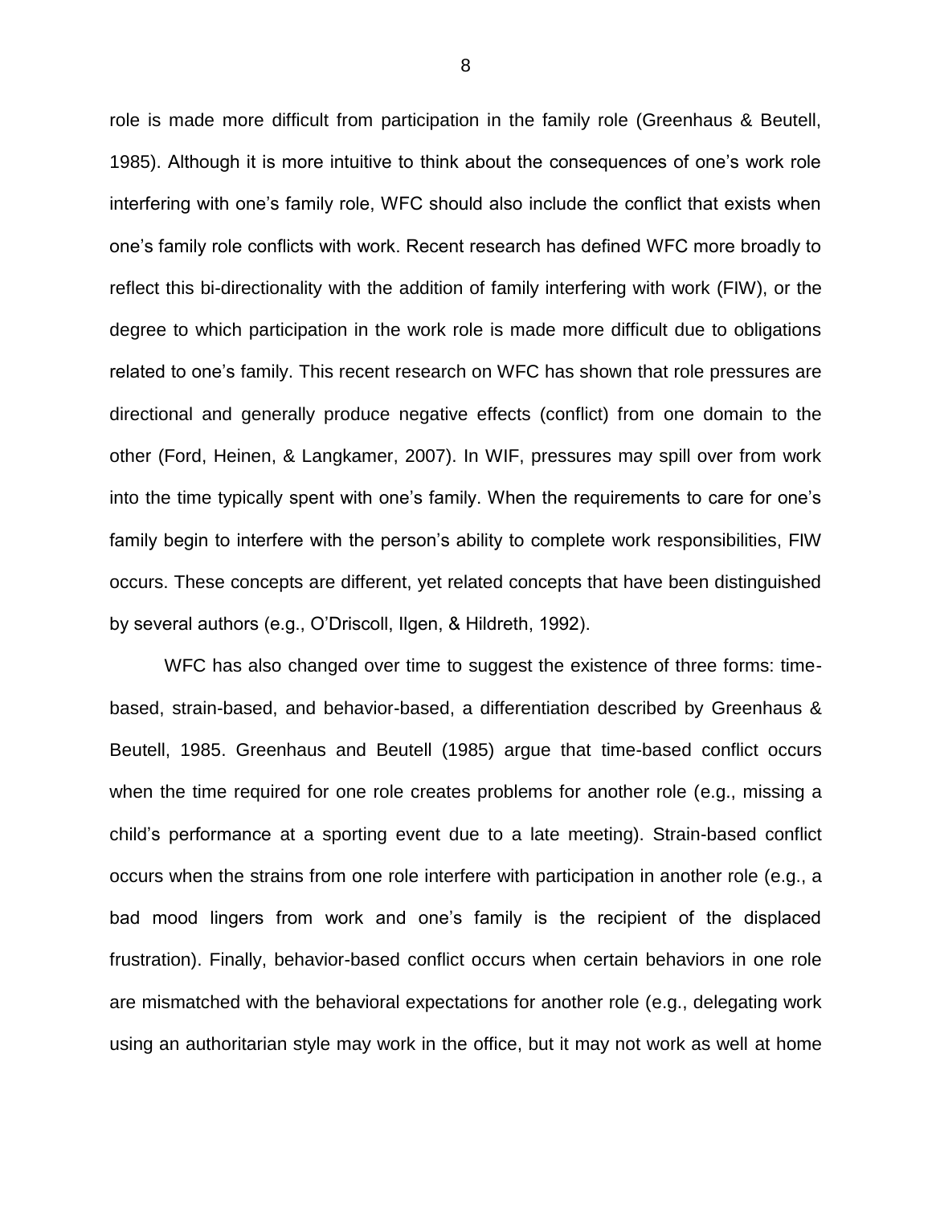role is made more difficult from participation in the family role (Greenhaus & Beutell, 1985). Although it is more intuitive to think about the consequences of one's work role interfering with one's family role, WFC should also include the conflict that exists when one's family role conflicts with work. Recent research has defined WFC more broadly to reflect this bi-directionality with the addition of family interfering with work (FIW), or the degree to which participation in the work role is made more difficult due to obligations related to one's family. This recent research on WFC has shown that role pressures are directional and generally produce negative effects (conflict) from one domain to the other (Ford, Heinen, & Langkamer, 2007). In WIF, pressures may spill over from work into the time typically spent with one's family. When the requirements to care for one's family begin to interfere with the person's ability to complete work responsibilities, FIW occurs. These concepts are different, yet related concepts that have been distinguished by several authors (e.g., O'Driscoll, Ilgen, & Hildreth, 1992).

WFC has also changed over time to suggest the existence of three forms: time-based, strain-based, and behavior-based, a differentiation described by Greenhaus & Beutell, 1985. Greenhaus and Beutell (1985) argue that time-based conflict occurs when the time required for one role creates problems for another role (e.g., missing a child's performance at a sporting event due to a late meeting). Strain-based conflict occurs when the strains from one role interfere with participation in another role (e.g., a bad mood lingers from work and one's family is the recipient of the displaced frustration). Finally, behavior-based conflict occurs when certain behaviors in one role are mismatched with the behavioral expectations for another role (e.g., delegating work using an authoritarian style may work in the office, but it may not work as well at home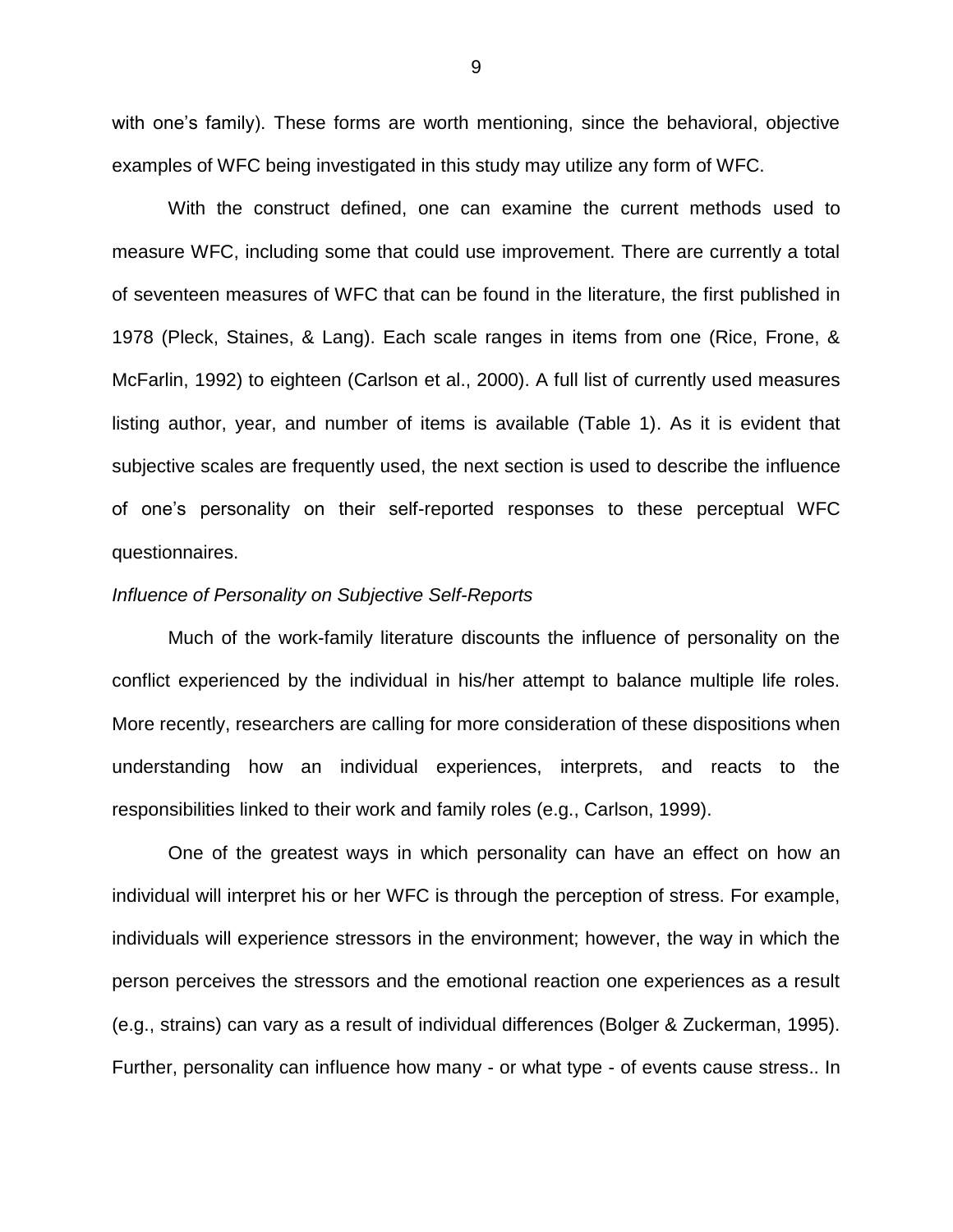with one's family). These forms are worth mentioning, since the behavioral, objective examples of WFC being investigated in this study may utilize any form of WFC.

With the construct defined, one can examine the current methods used to measure WFC, including some that could use improvement. There are currently a total of seventeen measures of WFC that can be found in the literature, the first published in 1978 (Pleck, Staines, & Lang). Each scale ranges in items from one (Rice, Frone, & McFarlin, 1992) to eighteen (Carlson et al., 2000). A full list of currently used measures listing author, year, and number of items is available (Table 1). As it is evident that subjective scales are frequently used, the next section is used to describe the influence of one's personality on their self-reported responses to these perceptual WFC questionnaires.

*Influence of Personality on Subjective Self-Reports*

Much of the work-family literature discounts the influence of personality on the conflict experienced by the individual in his/her attempt to balance multiple life roles. More recently, researchers are calling for more consideration of these dispositions when understanding how an individual experiences, interprets, and reacts to the responsibilities linked to their work and family roles (e.g., Carlson, 1999).

One of the greatest ways in which personality can have an effect on how an individual will interpret his or her WFC is through the perception of stress. For example, individuals will experience stressors in the environment; however, the way in which the person perceives the stressors and the emotional reaction one experiences as a result (e.g., strains) can vary as a result of individual differences (Bolger & Zuckerman, 1995). Further, personality can influence how many - or what type - of events cause stress.. In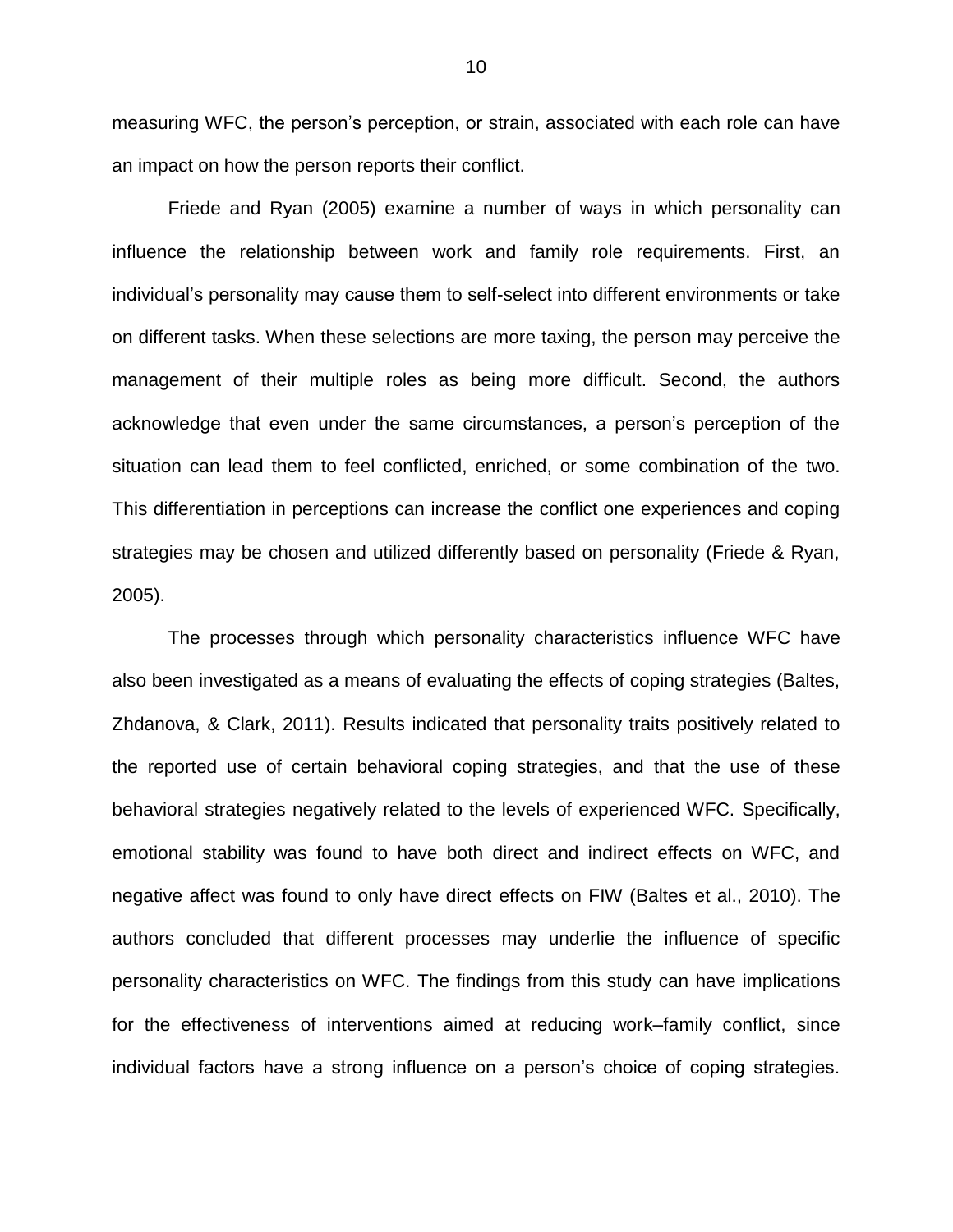measuring WFC, the person's perception, or strain, associated with each role can have an impact on how the person reports their conflict.

Friede and Ryan (2005) examine a number of ways in which personality can influence the relationship between work and family role requirements. First, an individual's personality may cause them to self-select into different environments or take on different tasks. When these selections are more taxing, the person may perceive the management of their multiple roles as being more difficult. Second, the authors acknowledge that even under the same circumstances, a person's perception of the situation can lead them to feel conflicted, enriched, or some combination of the two. This differentiation in perceptions can increase the conflict one experiences and coping strategies may be chosen and utilized differently based on personality (Friede & Ryan, 2005).

The processes through which personality characteristics influence WFC have also been investigated as a means of evaluating the effects of coping strategies (Baltes, Zhdanova, & Clark, 2011). Results indicated that personality traits positively related to the reported use of certain behavioral coping strategies, and that the use of these behavioral strategies negatively related to the levels of experienced WFC. Specifically, emotional stability was found to have both direct and indirect effects on WFC, and negative affect was found to only have direct effects on FIW (Baltes et al., 2010). The authors concluded that different processes may underlie the influence of specific personality characteristics on WFC. The findings from this study can have implications for the effectiveness of interventions aimed at reducing work–family conflict, since individual factors have a strong influence on a person's choice of coping strategies.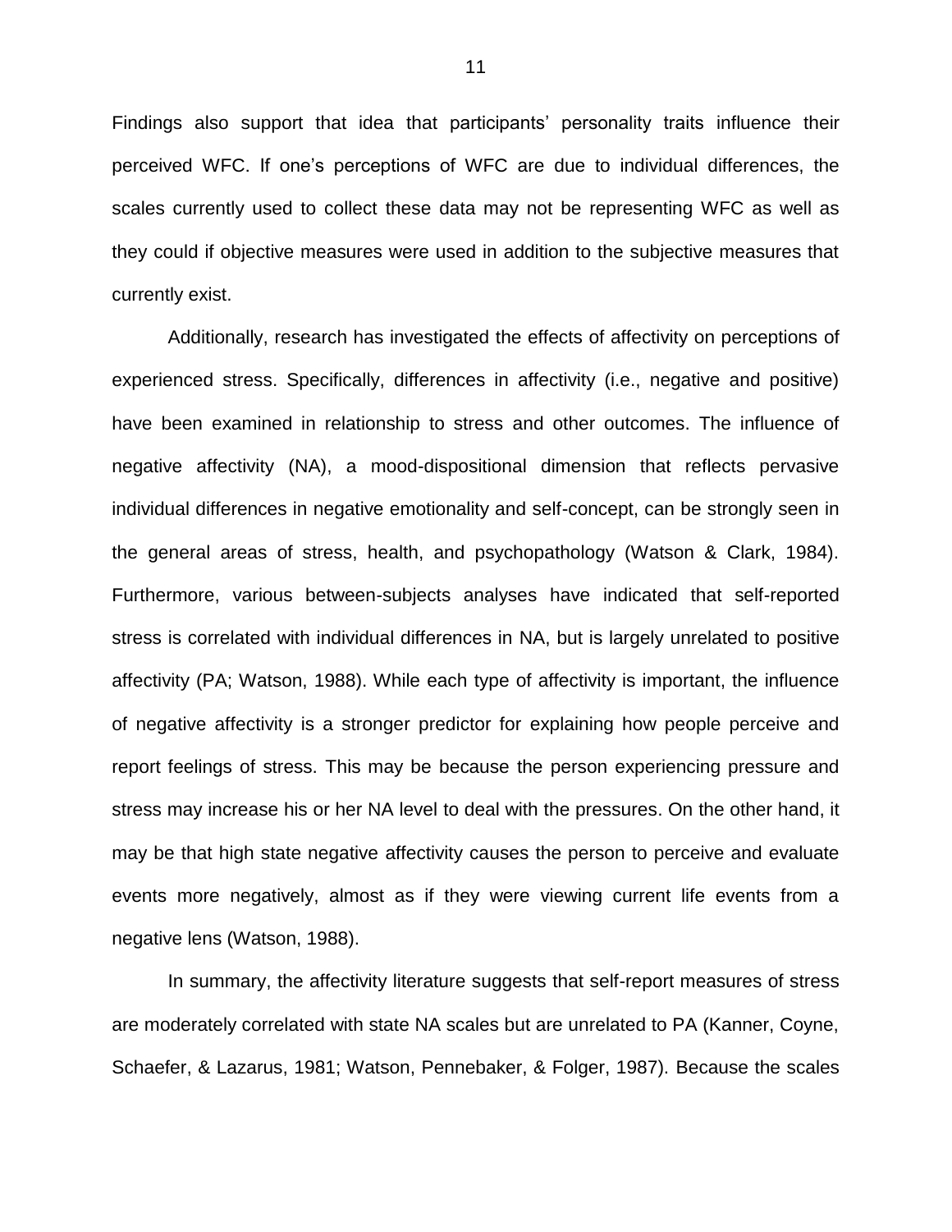Findings also support that idea that participants' personality traits influence their perceived WFC. If one's perceptions of WFC are due to individual differences, the scales currently used to collect these data may not be representing WFC as well as they could if objective measures were used in addition to the subjective measures that currently exist.

Additionally, research has investigated the effects of affectivity on perceptions of experienced stress. Specifically, differences in affectivity (i.e., negative and positive) have been examined in relationship to stress and other outcomes. The influence of negative affectivity (NA), a mood-dispositional dimension that reflects pervasive individual differences in negative emotionality and self-concept, can be strongly seen in the general areas of stress, health, and psychopathology (Watson & Clark, 1984). Furthermore, various between-subjects analyses have indicated that self-reported stress is correlated with individual differences in NA, but is largely unrelated to positive affectivity (PA; Watson, 1988). While each type of affectivity is important, the influence of negative affectivity is a stronger predictor for explaining how people perceive and report feelings of stress. This may be because the person experiencing pressure and stress may increase his or her NA level to deal with the pressures. On the other hand, it may be that high state negative affectivity causes the person to perceive and evaluate events more negatively, almost as if they were viewing current life events from a negative lens (Watson, 1988).

In summary, the affectivity literature suggests that self-report measures of stress are moderately correlated with state NA scales but are unrelated to PA (Kanner, Coyne, Schaefer, & Lazarus, 1981; Watson, Pennebaker, & Folger, 1987). Because the scales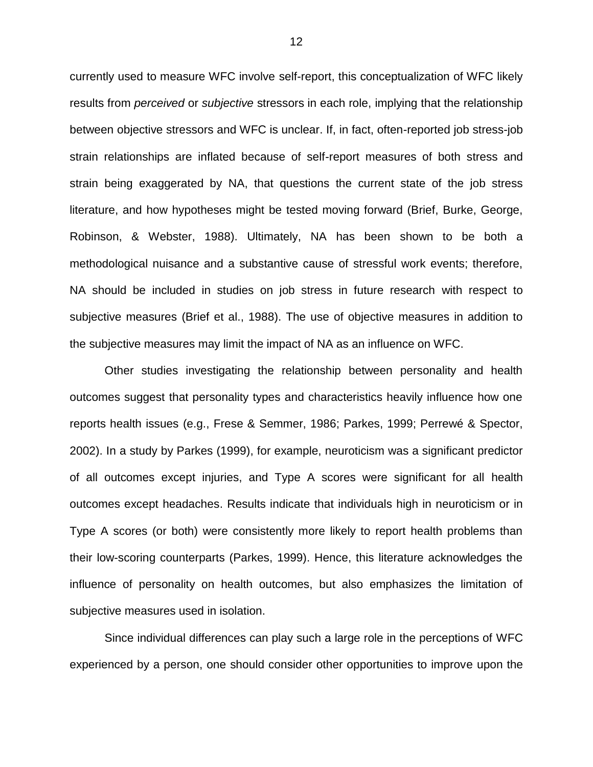currently used to measure WFC involve self-report, this conceptualization of WFC likely results from *perceived* or *subjective* stressors in each role, implying that the relationship between objective stressors and WFC is unclear. If, in fact, often-reported job stress-job strain relationships are inflated because of self-report measures of both stress and strain being exaggerated by NA, that questions the current state of the job stress literature, and how hypotheses might be tested moving forward (Brief, Burke, George, Robinson, & Webster, 1988). Ultimately, NA has been shown to be both a methodological nuisance and a substantive cause of stressful work events; therefore, NA should be included in studies on job stress in future research with respect to subjective measures (Brief et al., 1988). The use of objective measures in addition to the subjective measures may limit the impact of NA as an influence on WFC.

Other studies investigating the relationship between personality and health outcomes suggest that personality types and characteristics heavily influence how one reports health issues (e.g., Frese & Semmer, 1986; Parkes, 1999; Perrewé & Spector, 2002). In a study by Parkes (1999), for example, neuroticism was a significant predictor of all outcomes except injuries, and Type A scores were significant for all health outcomes except headaches. Results indicate that individuals high in neuroticism or in Type A scores (or both) were consistently more likely to report health problems than their low-scoring counterparts (Parkes, 1999). Hence, this literature acknowledges the influence of personality on health outcomes, but also emphasizes the limitation of subjective measures used in isolation.

Since individual differences can play such a large role in the perceptions of WFC experienced by a person, one should consider other opportunities to improve upon the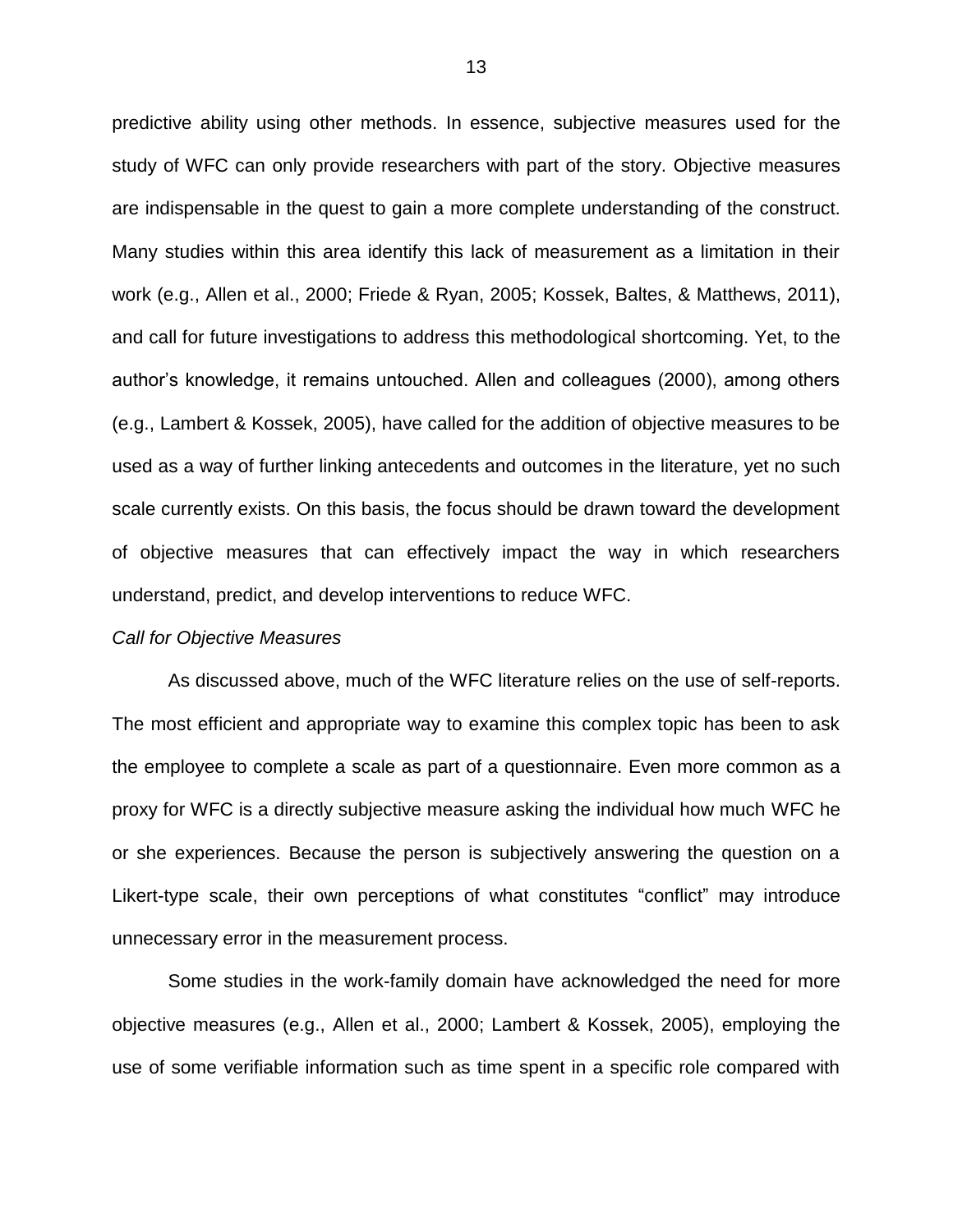predictive ability using other methods. In essence, subjective measures used for the study of WFC can only provide researchers with part of the story. Objective measures are indispensable in the quest to gain a more complete understanding of the construct. Many studies within this area identify this lack of measurement as a limitation in their work (e.g., Allen et al., 2000; Friede & Ryan, 2005; Kossek, Baltes, & Matthews, 2011), and call for future investigations to address this methodological shortcoming. Yet, to the author's knowledge, it remains untouched. Allen and colleagues (2000), among others (e.g., Lambert & Kossek, 2005), have called for the addition of objective measures to be used as a way of further linking antecedents and outcomes in the literature, yet no such scale currently exists. On this basis, the focus should be drawn toward the development of objective measures that can effectively impact the way in which researchers understand, predict, and develop interventions to reduce WFC.

*Call for Objective Measures*

As discussed above, much of the WFC literature relies on the use of self-reports. The most efficient and appropriate way to examine this complex topic has been to ask the employee to complete a scale as part of a questionnaire. Even more common as a proxy for WFC is a directly subjective measure asking the individual how much WFC he or she experiences. Because the person is subjectively answering the question on a Likert-type scale, their own perceptions of what constitutes "conflict" may introduce unnecessary error in the measurement process.

Some studies in the work-family domain have acknowledged the need for more objective measures (e.g., Allen et al., 2000; Lambert & Kossek, 2005), employing the use of some verifiable information such as time spent in a specific role compared with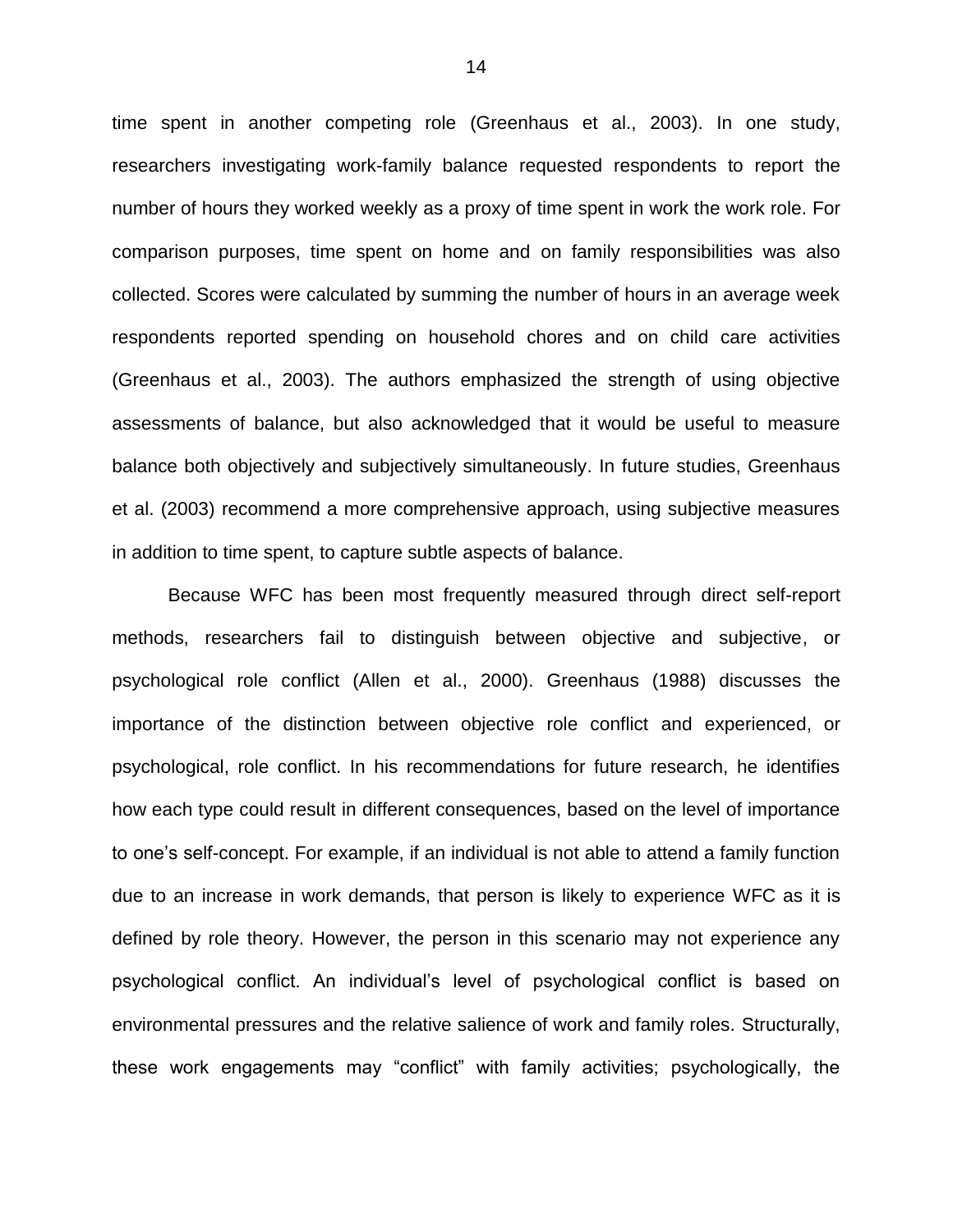time spent in another competing role (Greenhaus et al., 2003). In one study, researchers investigating work-family balance requested respondents to report the number of hours they worked weekly as a proxy of time spent in work the work role. For comparison purposes, time spent on home and on family responsibilities was also collected. Scores were calculated by summing the number of hours in an average week respondents reported spending on household chores and on child care activities (Greenhaus et al., 2003). The authors emphasized the strength of using objective assessments of balance, but also acknowledged that it would be useful to measure balance both objectively and subjectively simultaneously. In future studies, Greenhaus et al. (2003) recommend a more comprehensive approach, using subjective measures in addition to time spent, to capture subtle aspects of balance.

Because WFC has been most frequently measured through direct self-report methods, researchers fail to distinguish between objective and subjective, or psychological role conflict (Allen et al., 2000). Greenhaus (1988) discusses the importance of the distinction between objective role conflict and experienced, or psychological, role conflict. In his recommendations for future research, he identifies how each type could result in different consequences, based on the level of importance to one's self-concept. For example, if an individual is not able to attend a family function due to an increase in work demands, that person is likely to experience WFC as it is defined by role theory. However, the person in this scenario may not experience any psychological conflict. An individual's level of psychological conflict is based on environmental pressures and the relative salience of work and family roles. Structurally, these work engagements may "conflict" with family activities; psychologically, the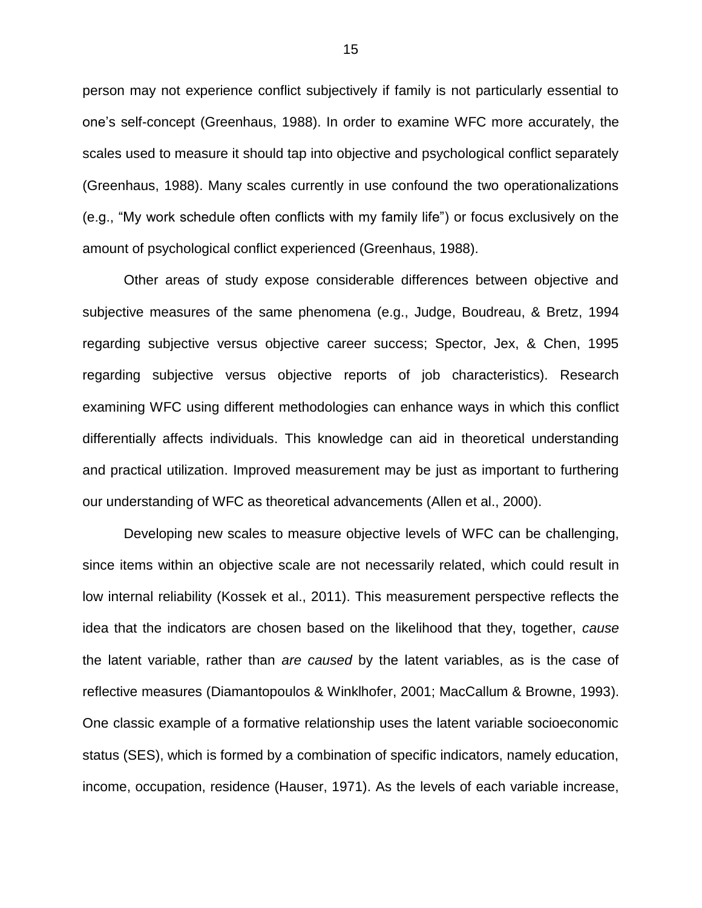person may not experience conflict subjectively if family is not particularly essential to one's self-concept (Greenhaus, 1988). In order to examine WFC more accurately, the scales used to measure it should tap into objective and psychological conflict separately (Greenhaus, 1988). Many scales currently in use confound the two operationalizations (e.g., "My work schedule often conflicts with my family life") or focus exclusively on the amount of psychological conflict experienced (Greenhaus, 1988).

Other areas of study expose considerable differences between objective and subjective measures of the same phenomena (e.g., Judge, Boudreau, & Bretz, 1994 regarding subjective versus objective career success; Spector, Jex, & Chen, 1995 regarding subjective versus objective reports of job characteristics). Research examining WFC using different methodologies can enhance ways in which this conflict differentially affects individuals. This knowledge can aid in theoretical understanding and practical utilization. Improved measurement may be just as important to furthering our understanding of WFC as theoretical advancements (Allen et al., 2000).

Developing new scales to measure objective levels of WFC can be challenging, since items within an objective scale are not necessarily related, which could result in low internal reliability (Kossek et al., 2011). This measurement perspective reflects the idea that the indicators are chosen based on the likelihood that they, together, *cause* the latent variable, rather than *are caused* by the latent variables, as is the case of reflective measures (Diamantopoulos & Winklhofer, 2001; MacCallum & Browne, 1993). One classic example of a formative relationship uses the latent variable socioeconomic status (SES), which is formed by a combination of specific indicators, namely education, income, occupation, residence (Hauser, 1971). As the levels of each variable increase,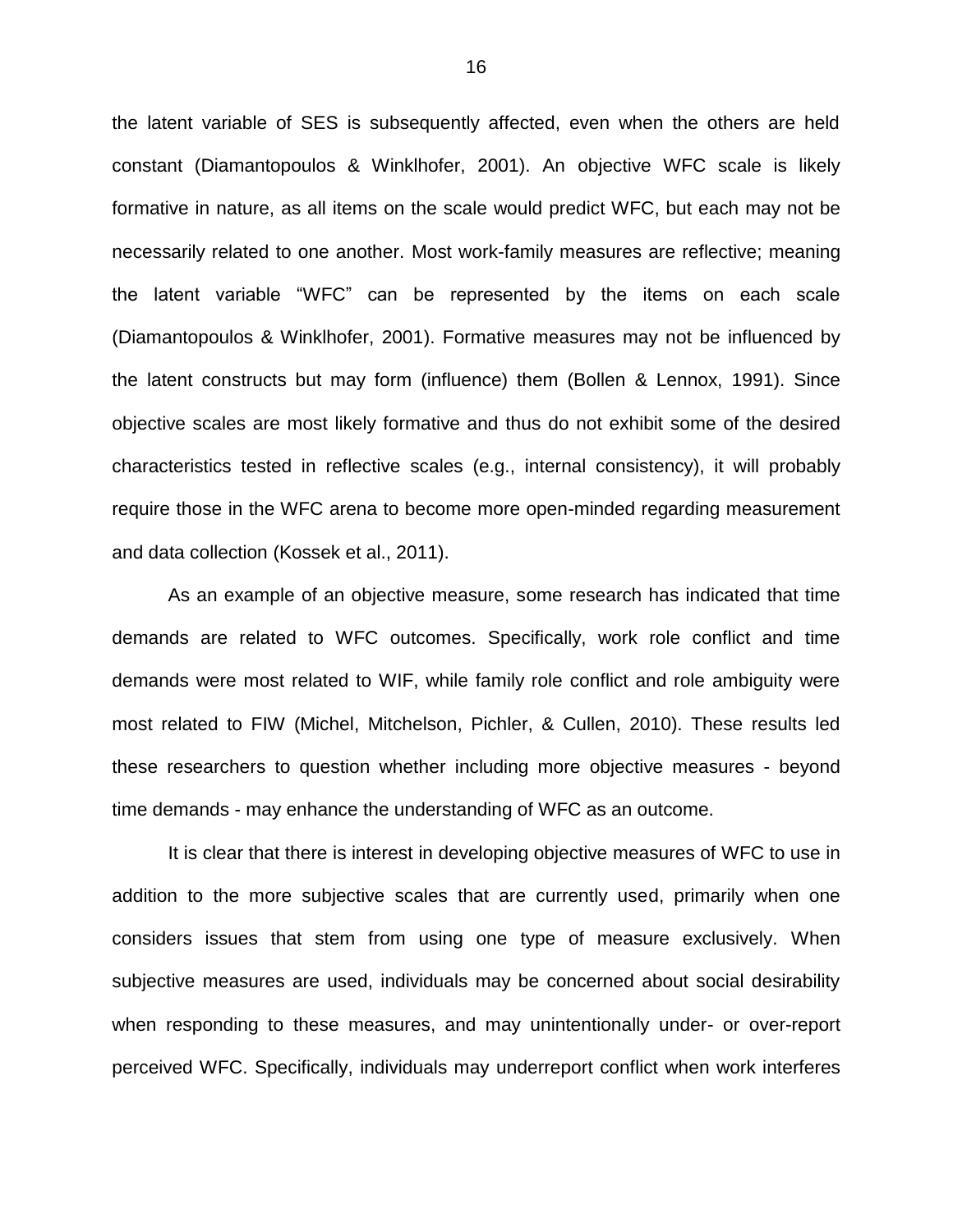the latent variable of SES is subsequently affected, even when the others are held constant (Diamantopoulos & Winklhofer, 2001). An objective WFC scale is likely formative in nature, as all items on the scale would predict WFC, but each may not be necessarily related to one another. Most work-family measures are reflective; meaning the latent variable "WFC" can be represented by the items on each scale (Diamantopoulos & Winklhofer, 2001). Formative measures may not be influenced by the latent constructs but may form (influence) them (Bollen & Lennox, 1991). Since objective scales are most likely formative and thus do not exhibit some of the desired characteristics tested in reflective scales (e.g., internal consistency), it will probably require those in the WFC arena to become more open-minded regarding measurement and data collection (Kossek et al., 2011).

As an example of an objective measure, some research has indicated that time demands are related to WFC outcomes. Specifically, work role conflict and time demands were most related to WIF, while family role conflict and role ambiguity were most related to FIW (Michel, Mitchelson, Pichler, & Cullen, 2010). These results led these researchers to question whether including more objective measures - beyond time demands - may enhance the understanding of WFC as an outcome.

It is clear that there is interest in developing objective measures of WFC to use in addition to the more subjective scales that are currently used, primarily when one considers issues that stem from using one type of measure exclusively. When subjective measures are used, individuals may be concerned about social desirability when responding to these measures, and may unintentionally under- or over-report perceived WFC. Specifically, individuals may underreport conflict when work interferes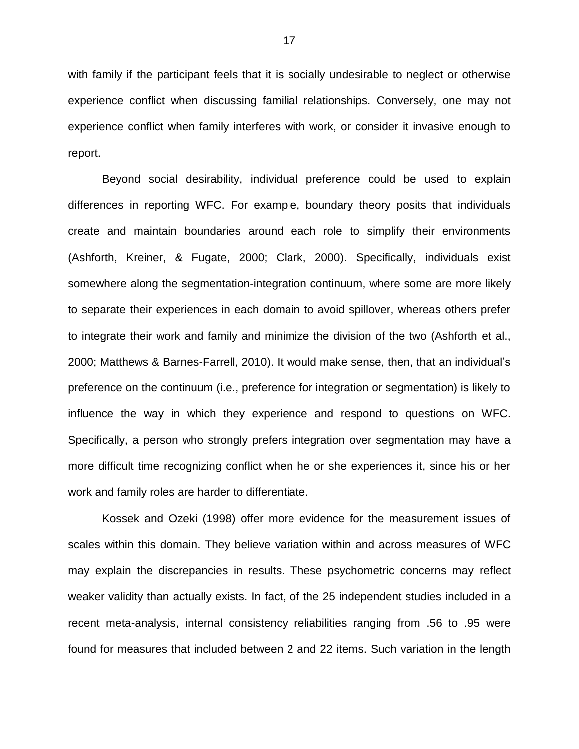with family if the participant feels that it is socially undesirable to neglect or otherwise experience conflict when discussing familial relationships. Conversely, one may not experience conflict when family interferes with work, or consider it invasive enough to report.

Beyond social desirability, individual preference could be used to explain differences in reporting WFC. For example, boundary theory posits that individuals create and maintain boundaries around each role to simplify their environments (Ashforth, Kreiner, & Fugate, 2000; Clark, 2000). Specifically, individuals exist somewhere along the segmentation-integration continuum, where some are more likely to separate their experiences in each domain to avoid spillover, whereas others prefer to integrate their work and family and minimize the division of the two (Ashforth et al., 2000; Matthews & Barnes-Farrell, 2010). It would make sense, then, that an individual's preference on the continuum (i.e., preference for integration or segmentation) is likely to influence the way in which they experience and respond to questions on WFC. Specifically, a person who strongly prefers integration over segmentation may have a more difficult time recognizing conflict when he or she experiences it, since his or her work and family roles are harder to differentiate.

Kossek and Ozeki (1998) offer more evidence for the measurement issues of scales within this domain. They believe variation within and across measures of WFC may explain the discrepancies in results. These psychometric concerns may reflect weaker validity than actually exists. In fact, of the 25 independent studies included in a recent meta-analysis, internal consistency reliabilities ranging from .56 to .95 were found for measures that included between 2 and 22 items. Such variation in the length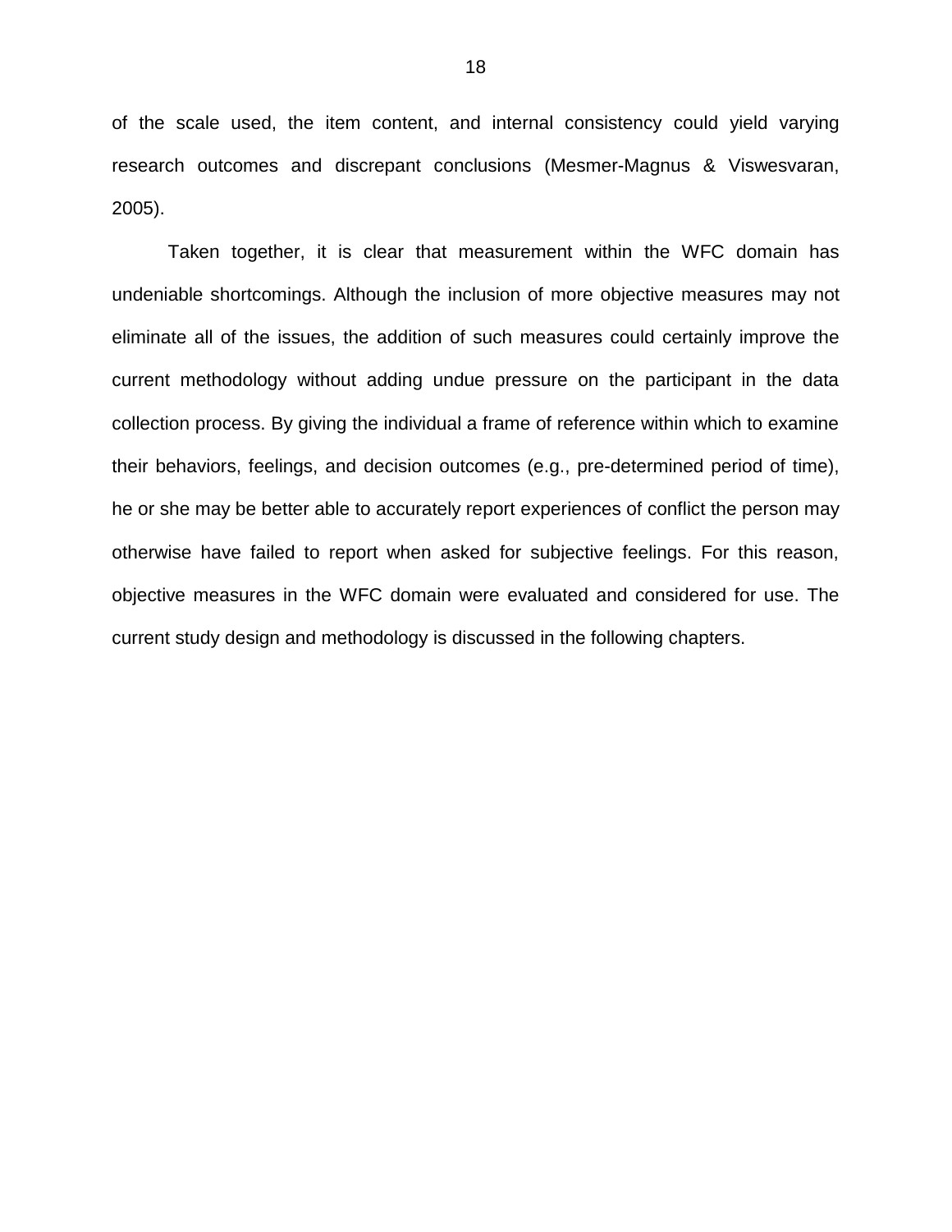of the scale used, the item content, and internal consistency could yield varying research outcomes and discrepant conclusions (Mesmer-Magnus & Viswesvaran, 2005).

Taken together, it is clear that measurement within the WFC domain has undeniable shortcomings. Although the inclusion of more objective measures may not eliminate all of the issues, the addition of such measures could certainly improve the current methodology without adding undue pressure on the participant in the data collection process. By giving the individual a frame of reference within which to examine their behaviors, feelings, and decision outcomes (e.g., pre-determined period of time), he or she may be better able to accurately report experiences of conflict the person may otherwise have failed to report when asked for subjective feelings. For this reason, objective measures in the WFC domain were evaluated and considered for use. The current study design and methodology is discussed in the following chapters.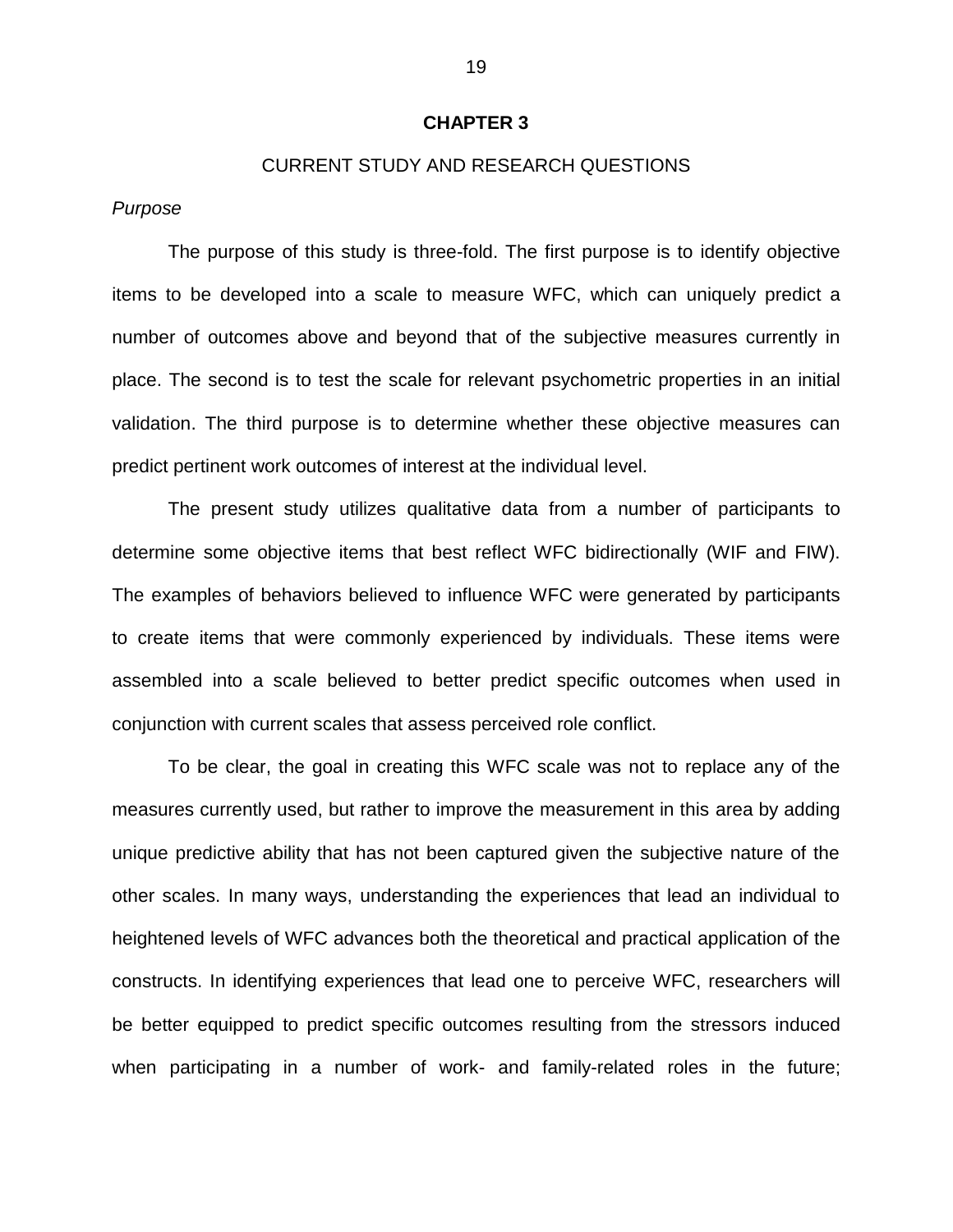# CHAPTER 3

## CURRENT STUDY AND RESEARCH QUESTIONS

*Purpose*

The purpose of this study is three-fold. The first purpose is to identify objective items to be developed into a scale to measure WFC, which can uniquely predict a number of outcomes above and beyond that of the subjective measures currently in place. The second is to test the scale for relevant psychometric properties in an initial validation. The third purpose is to determine whether these objective measures can predict pertinent work outcomes of interest at the individual level.

The present study utilizes qualitative data from a number of participants to determine some objective items that best reflect WFC bidirectionally (WIF and FIW). The examples of behaviors believed to influence WFC were generated by participants to create items that were commonly experienced by individuals. These items were assembled into a scale believed to better predict specific outcomes when used in conjunction with current scales that assess perceived role conflict.

To be clear, the goal in creating this WFC scale was not to replace any of the measures currently used, but rather to improve the measurement in this area by adding unique predictive ability that has not been captured given the subjective nature of the other scales. In many ways, understanding the experiences that lead an individual to heightened levels of WFC advances both the theoretical and practical application of the constructs. In identifying experiences that lead one to perceive WFC, researchers will be better equipped to predict specific outcomes resulting from the stressors induced when participating in a number of work- and family-related roles in the future;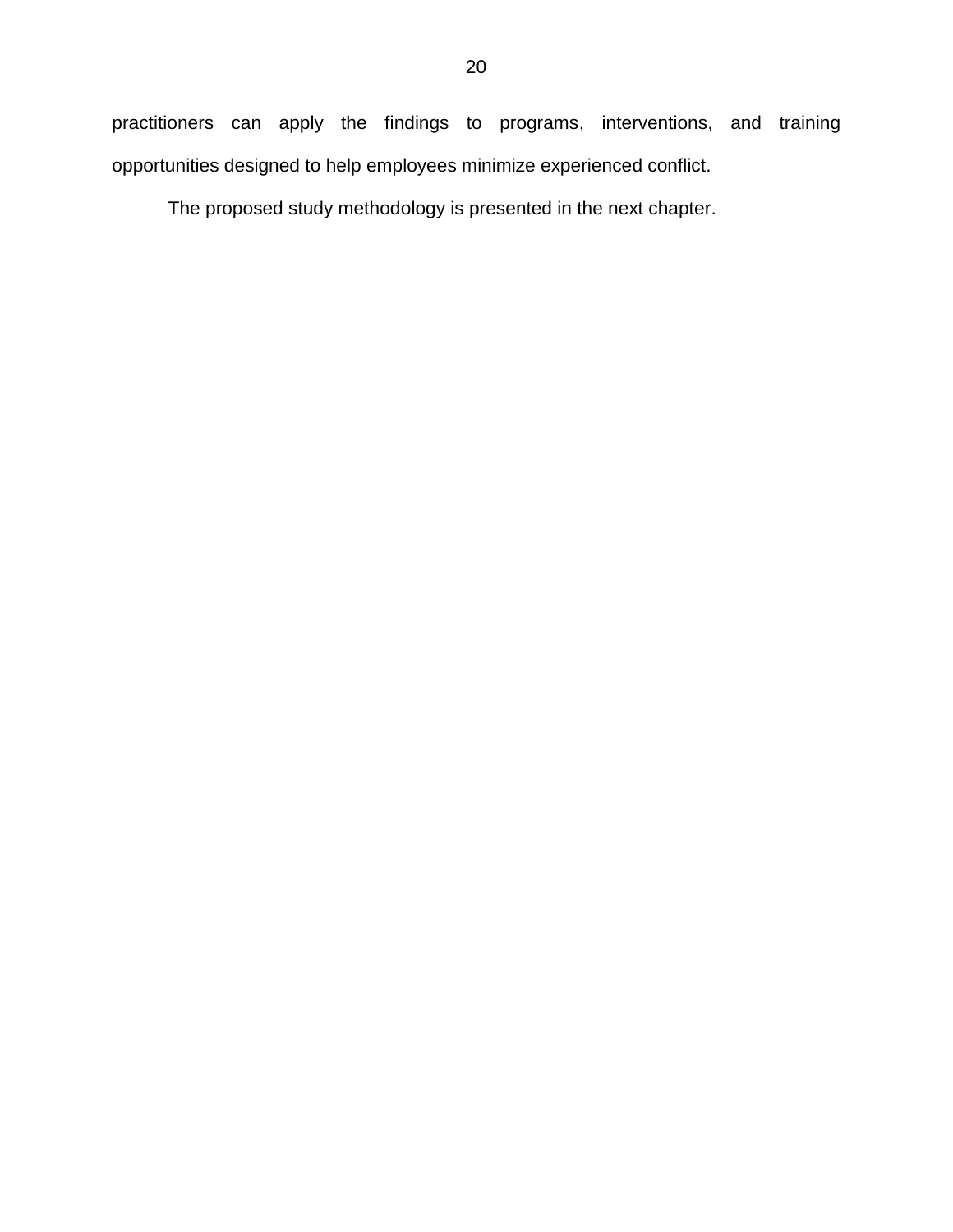practitioners can apply the findings to programs, interventions, and training opportunities designed to help employees minimize experienced conflict.

The proposed study methodology is presented in the next chapter.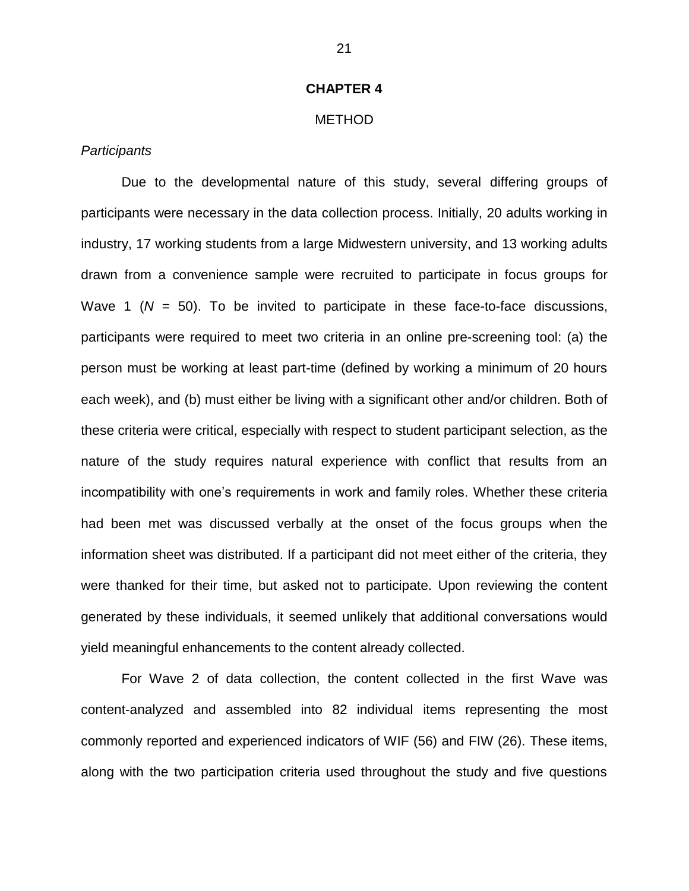# CHAPTER 4

## METHOD

### *Participants*

Due to the developmental nature of this study, several differing groups of participants were necessary in the data collection process. Initially, 20 adults working in industry, 17 working students from a large Midwestern university, and 13 working adults drawn from a convenience sample were recruited to participate in focus groups for Wave 1 ($N$ = 50). To be invited to participate in these face-to-face discussions, participants were required to meet two criteria in an online pre-screening tool: (a) the person must be working at least part-time (defined by working a minimum of 20 hours each week), and (b) must either be living with a significant other and/or children. Both of these criteria were critical, especially with respect to student participant selection, as the nature of the study requires natural experience with conflict that results from an incompatibility with one's requirements in work and family roles. Whether these criteria had been met was discussed verbally at the onset of the focus groups when the information sheet was distributed. If a participant did not meet either of the criteria, they were thanked for their time, but asked not to participate. Upon reviewing the content generated by these individuals, it seemed unlikely that additional conversations would yield meaningful enhancements to the content already collected.

For Wave 2 of data collection, the content collected in the first Wave was content-analyzed and assembled into 82 individual items representing the most commonly reported and experienced indicators of WIF (56) and FIW (26). These items, along with the two participation criteria used throughout the study and five questions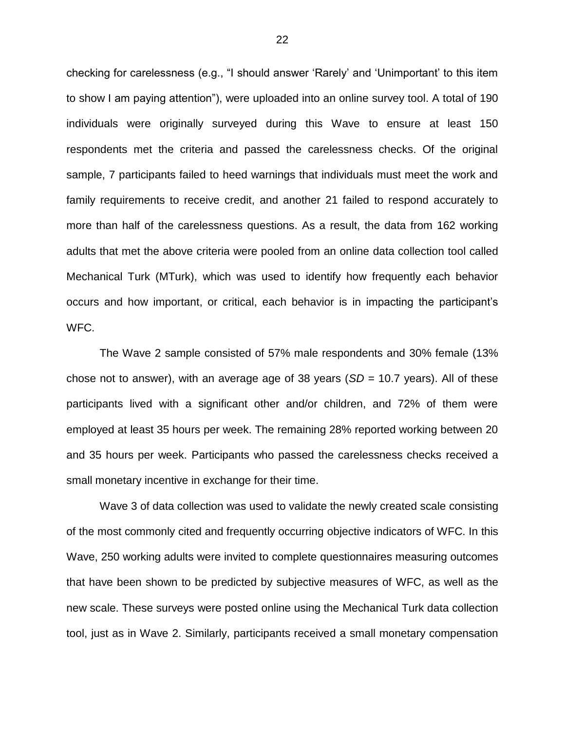checking for carelessness (e.g., “I should answer ‘Rarely’ and ‘Unimportant’ to this item to show I am paying attention”), were uploaded into an online survey tool. A total of 190 individuals were originally surveyed during this Wave to ensure at least 150 respondents met the criteria and passed the carelessness checks. Of the original sample, 7 participants failed to heed warnings that individuals must meet the work and family requirements to receive credit, and another 21 failed to respond accurately to more than half of the carelessness questions. As a result, the data from 162 working adults that met the above criteria were pooled from an online data collection tool called Mechanical Turk (MTurk), which was used to identify how frequently each behavior occurs and how important, or critical, each behavior is in impacting the participant’s WFC.

The Wave 2 sample consisted of 57% male respondents and 30% female (13% chose not to answer), with an average age of 38 years (*SD* = 10.7 years). All of these participants lived with a significant other and/or children, and 72% of them were employed at least 35 hours per week. The remaining 28% reported working between 20 and 35 hours per week. Participants who passed the carelessness checks received a small monetary incentive in exchange for their time.

Wave 3 of data collection was used to validate the newly created scale consisting of the most commonly cited and frequently occurring objective indicators of WFC. In this Wave, 250 working adults were invited to complete questionnaires measuring outcomes that have been shown to be predicted by subjective measures of WFC, as well as the new scale. These surveys were posted online using the Mechanical Turk data collection tool, just as in Wave 2. Similarly, participants received a small monetary compensation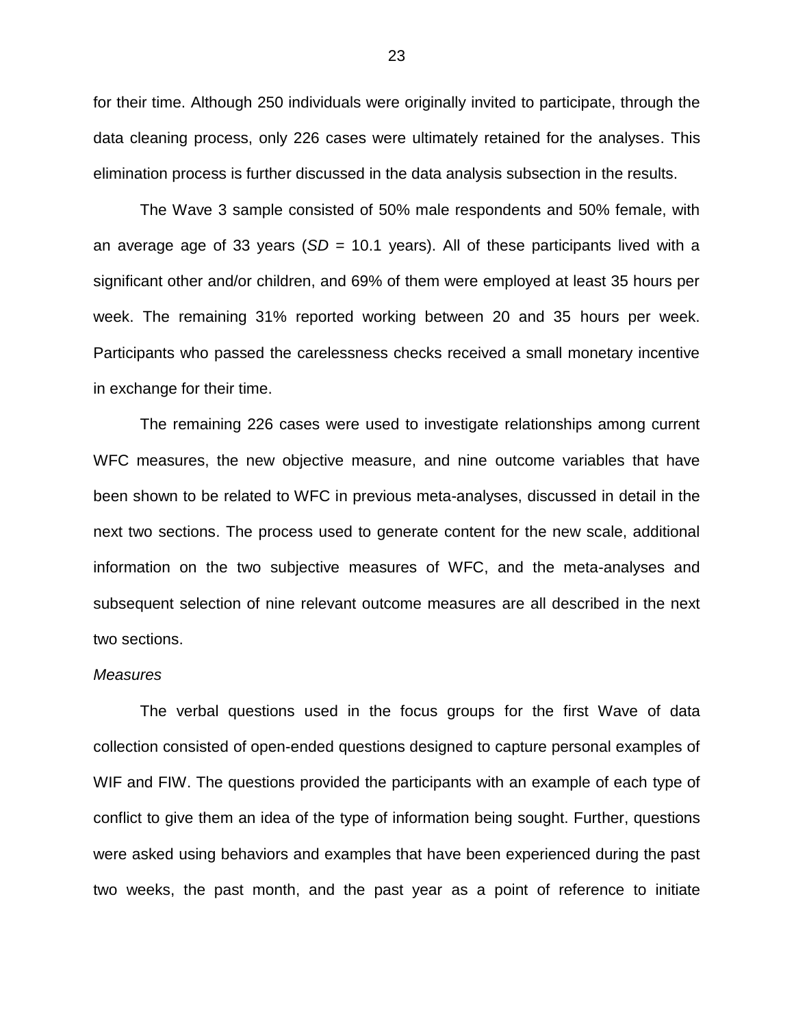for their time. Although 250 individuals were originally invited to participate, through the data cleaning process, only 226 cases were ultimately retained for the analyses. This elimination process is further discussed in the data analysis subsection in the results.

The Wave 3 sample consisted of 50% male respondents and 50% female, with an average age of 33 years (*SD* = 10.1 years). All of these participants lived with a significant other and/or children, and 69% of them were employed at least 35 hours per week. The remaining 31% reported working between 20 and 35 hours per week. Participants who passed the carelessness checks received a small monetary incentive in exchange for their time.

The remaining 226 cases were used to investigate relationships among current WFC measures, the new objective measure, and nine outcome variables that have been shown to be related to WFC in previous meta-analyses, discussed in detail in the next two sections. The process used to generate content for the new scale, additional information on the two subjective measures of WFC, and the meta-analyses and subsequent selection of nine relevant outcome measures are all described in the next two sections.

*Measures*

The verbal questions used in the focus groups for the first Wave of data collection consisted of open-ended questions designed to capture personal examples of WIF and FIW. The questions provided the participants with an example of each type of conflict to give them an idea of the type of information being sought. Further, questions were asked using behaviors and examples that have been experienced during the past two weeks, the past month, and the past year as a point of reference to initiate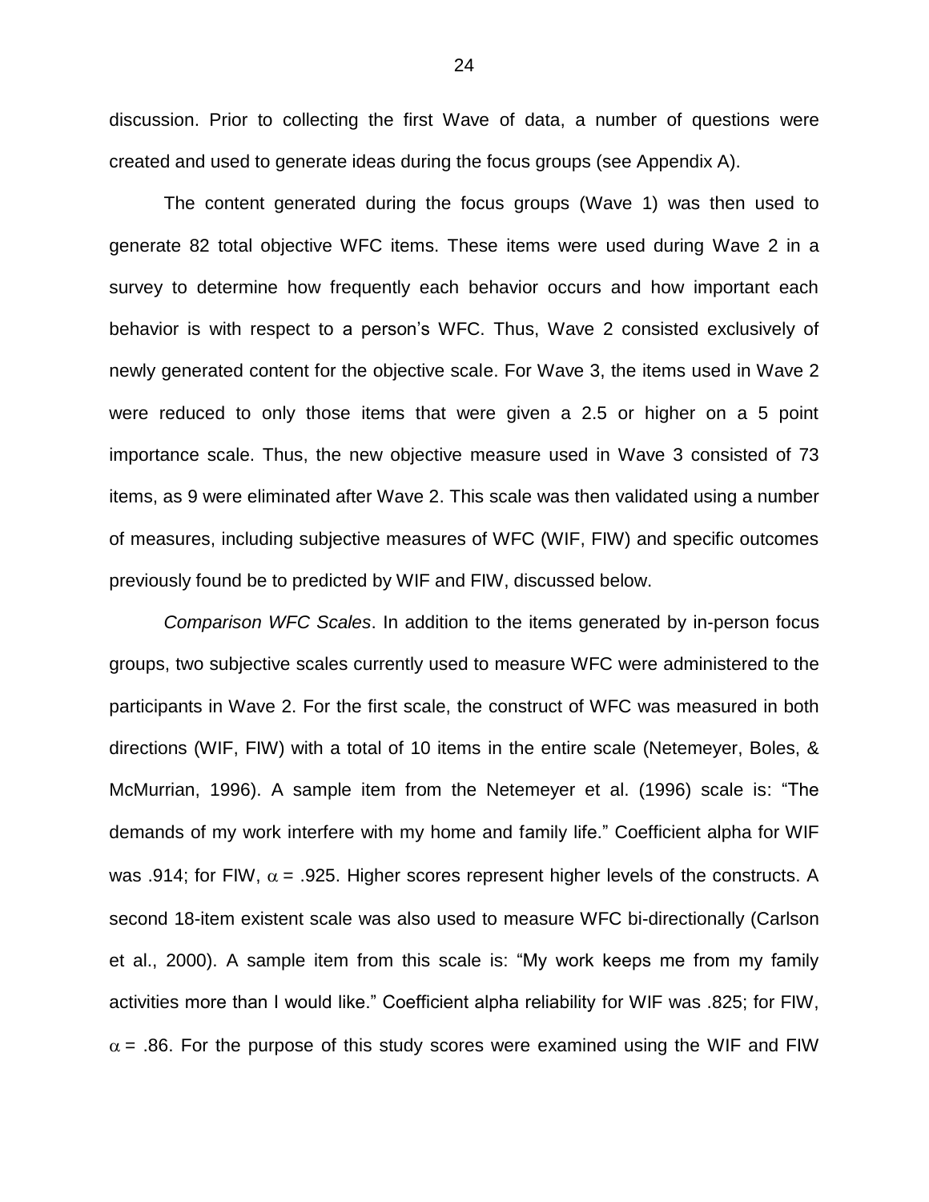discussion. Prior to collecting the first Wave of data, a number of questions were created and used to generate ideas during the focus groups (see Appendix A).

The content generated during the focus groups (Wave 1) was then used to generate 82 total objective WFC items. These items were used during Wave 2 in a survey to determine how frequently each behavior occurs and how important each behavior is with respect to a person's WFC. Thus, Wave 2 consisted exclusively of newly generated content for the objective scale. For Wave 3, the items used in Wave 2 were reduced to only those items that were given a 2.5 or higher on a 5 point importance scale. Thus, the new objective measure used in Wave 3 consisted of 73 items, as 9 were eliminated after Wave 2. This scale was then validated using a number of measures, including subjective measures of WFC (WIF, FIW) and specific outcomes previously found be to predicted by WIF and FIW, discussed below.

*Comparison WFC Scales*. In addition to the items generated by in-person focus groups, two subjective scales currently used to measure WFC were administered to the participants in Wave 2. For the first scale, the construct of WFC was measured in both directions (WIF, FIW) with a total of 10 items in the entire scale (Netemeyer, Boles, & McMurrian, 1996). A sample item from the Netemeyer et al. (1996) scale is: "The demands of my work interfere with my home and family life." Coefficient alpha for WIF was .914; for FIW, $\alpha$ = .925. Higher scores represent higher levels of the constructs. A second 18-item existent scale was also used to measure WFC bi-directionally (Carlson et al., 2000). A sample item from this scale is: "My work keeps me from my family activities more than I would like." Coefficient alpha reliability for WIF was .825; for FIW, $\alpha$ = .86. For the purpose of this study scores were examined using the WIF and FIW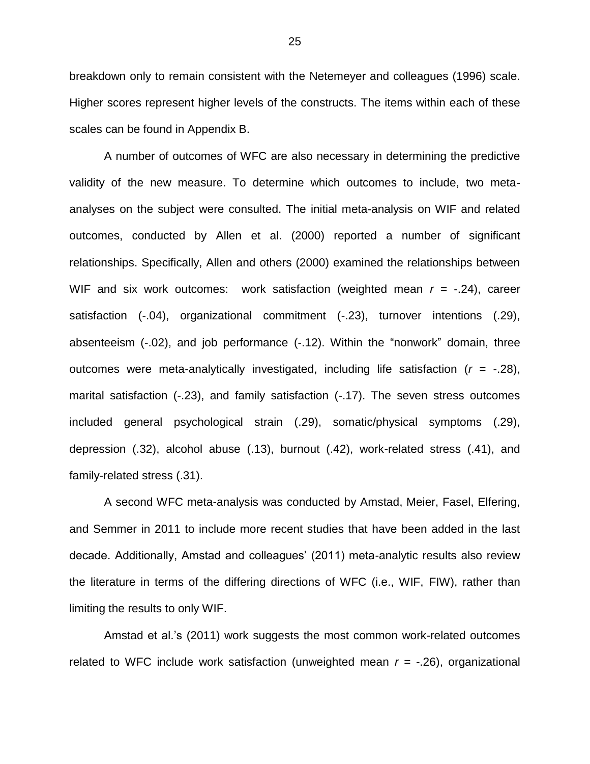breakdown only to remain consistent with the Netemeyer and colleagues (1996) scale. Higher scores represent higher levels of the constructs. The items within each of these scales can be found in Appendix B.

A number of outcomes of WFC are also necessary in determining the predictive validity of the new measure. To determine which outcomes to include, two meta-analyses on the subject were consulted. The initial meta-analysis on WIF and related outcomes, conducted by Allen et al. (2000) reported a number of significant relationships. Specifically, Allen and others (2000) examined the relationships between WIF and six work outcomes: work satisfaction (weighted mean $r$ = -.24), career satisfaction (-.04), organizational commitment (-.23), turnover intentions (.29), absenteeism (-.02), and job performance (-.12). Within the "nonwork" domain, three outcomes were meta-analytically investigated, including life satisfaction ($r$ = -.28), marital satisfaction (-.23), and family satisfaction (-.17). The seven stress outcomes included general psychological strain (.29), somatic/physical symptoms (.29), depression (.32), alcohol abuse (.13), burnout (.42), work-related stress (.41), and family-related stress (.31).

A second WFC meta-analysis was conducted by Amstad, Meier, Fasel, Elfering, and Semmer in 2011 to include more recent studies that have been added in the last decade. Additionally, Amstad and colleagues' (2011) meta-analytic results also review the literature in terms of the differing directions of WFC (i.e., WIF, FIW), rather than limiting the results to only WIF.

Amstad et al.'s (2011) work suggests the most common work-related outcomes related to WFC include work satisfaction (unweighted mean $r$ = -.26), organizational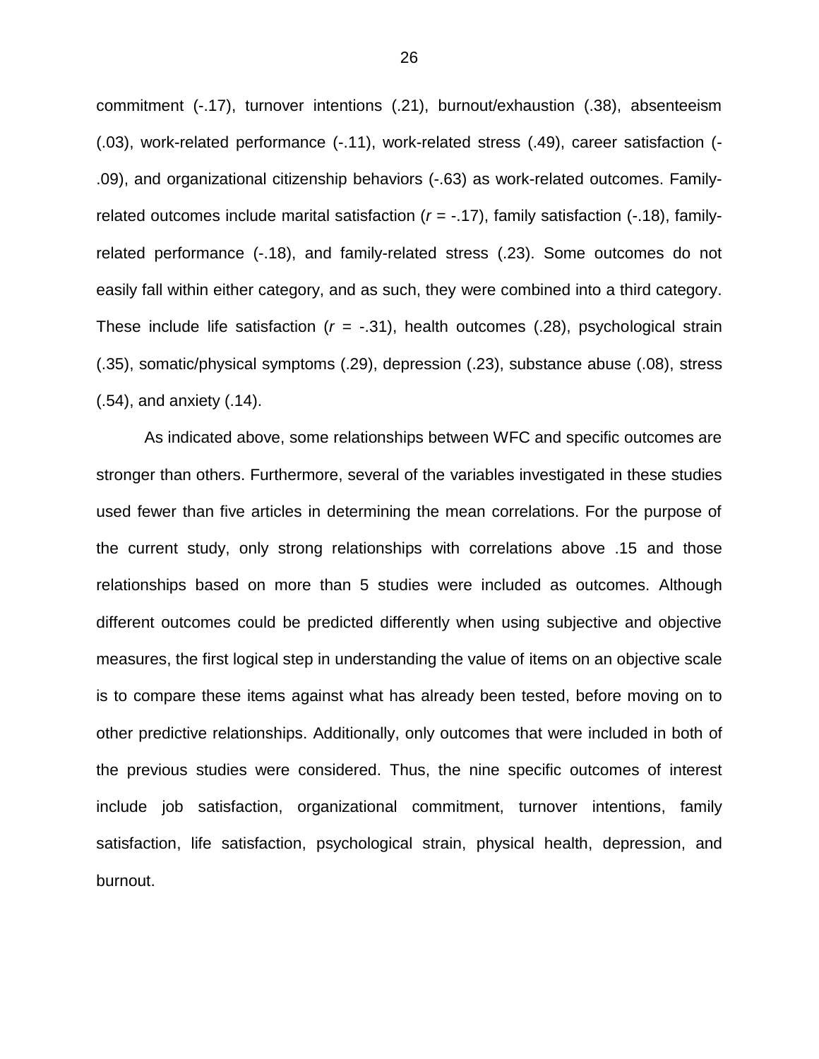commitment (-.17), turnover intentions (.21), burnout/exhaustion (.38), absenteeism (.03), work-related performance (-.11), work-related stress (.49), career satisfaction (-.09), and organizational citizenship behaviors (-.63) as work-related outcomes. Family-related outcomes include marital satisfaction ($r$ = -.17), family satisfaction (-.18), family-related performance (-.18), and family-related stress (.23). Some outcomes do not easily fall within either category, and as such, they were combined into a third category. These include life satisfaction ($r$ = -.31), health outcomes (.28), psychological strain (.35), somatic/physical symptoms (.29), depression (.23), substance abuse (.08), stress (.54), and anxiety (.14).

As indicated above, some relationships between WFC and specific outcomes are stronger than others. Furthermore, several of the variables investigated in these studies used fewer than five articles in determining the mean correlations. For the purpose of the current study, only strong relationships with correlations above .15 and those relationships based on more than 5 studies were included as outcomes. Although different outcomes could be predicted differently when using subjective and objective measures, the first logical step in understanding the value of items on an objective scale is to compare these items against what has already been tested, before moving on to other predictive relationships. Additionally, only outcomes that were included in both of the previous studies were considered. Thus, the nine specific outcomes of interest include job satisfaction, organizational commitment, turnover intentions, family satisfaction, life satisfaction, psychological strain, physical health, depression, and burnout.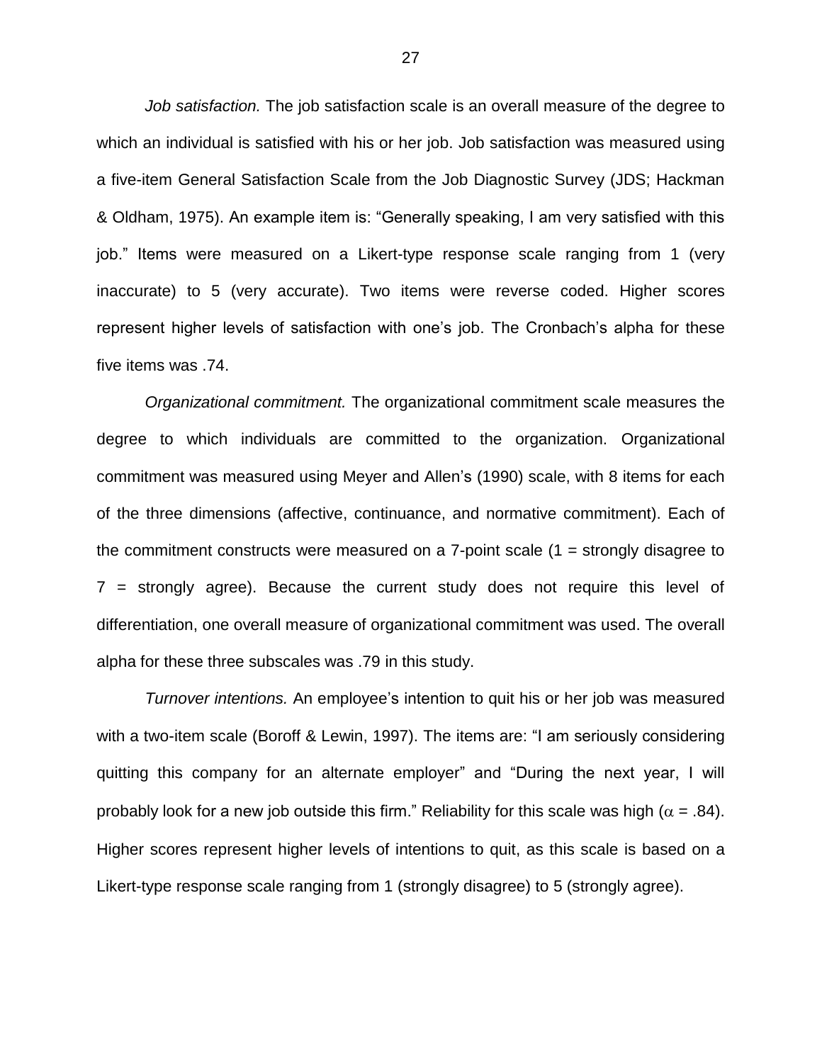*Job satisfaction.* The job satisfaction scale is an overall measure of the degree to which an individual is satisfied with his or her job. Job satisfaction was measured using a five-item General Satisfaction Scale from the Job Diagnostic Survey (JDS; Hackman & Oldham, 1975). An example item is: "Generally speaking, I am very satisfied with this job." Items were measured on a Likert-type response scale ranging from 1 (very inaccurate) to 5 (very accurate). Two items were reverse coded. Higher scores represent higher levels of satisfaction with one's job. The Cronbach's alpha for these five items was .74.

*Organizational commitment.* The organizational commitment scale measures the degree to which individuals are committed to the organization. Organizational commitment was measured using Meyer and Allen's (1990) scale, with 8 items for each of the three dimensions (affective, continuance, and normative commitment). Each of the commitment constructs were measured on a 7-point scale (1 = strongly disagree to 7 = strongly agree). Because the current study does not require this level of differentiation, one overall measure of organizational commitment was used. The overall alpha for these three subscales was .79 in this study.

*Turnover intentions.* An employee's intention to quit his or her job was measured with a two-item scale (Boroff & Lewin, 1997). The items are: "I am seriously considering quitting this company for an alternate employer" and "During the next year, I will probably look for a new job outside this firm." Reliability for this scale was high ($\alpha$ = .84). Higher scores represent higher levels of intentions to quit, as this scale is based on a Likert-type response scale ranging from 1 (strongly disagree) to 5 (strongly agree).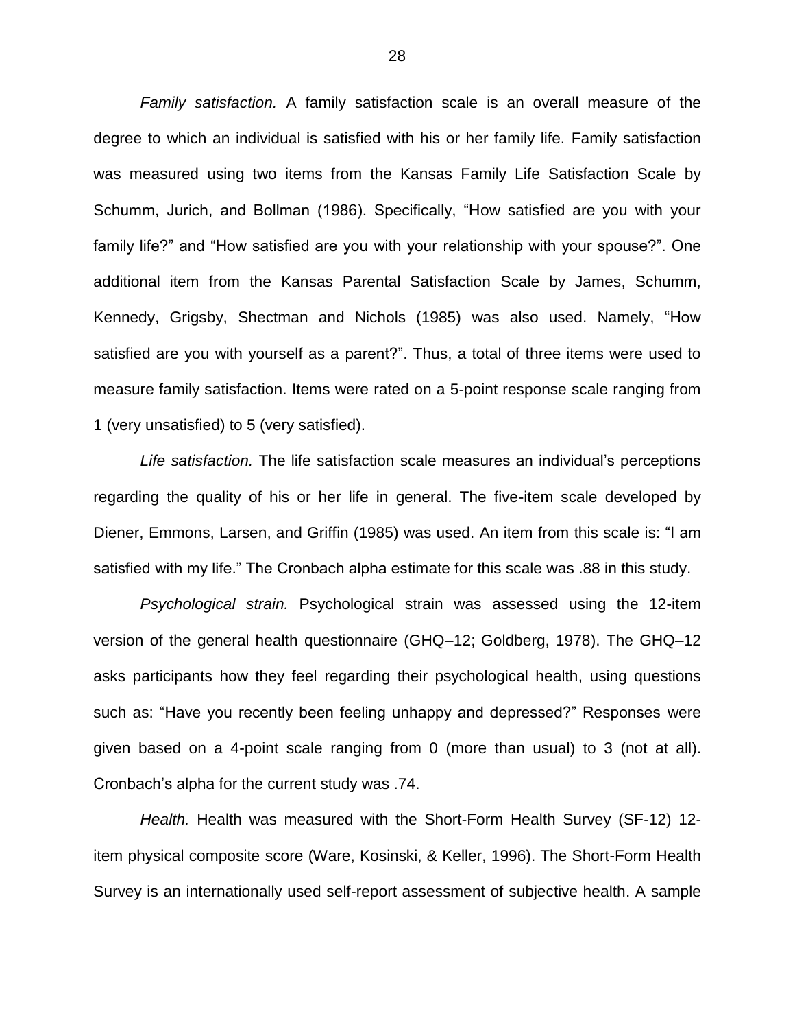*Family satisfaction.* A family satisfaction scale is an overall measure of the degree to which an individual is satisfied with his or her family life. Family satisfaction was measured using two items from the Kansas Family Life Satisfaction Scale by Schumm, Jurich, and Bollman (1986). Specifically, "How satisfied are you with your family life?" and "How satisfied are you with your relationship with your spouse?". One additional item from the Kansas Parental Satisfaction Scale by James, Schumm, Kennedy, Grigsby, Shectman and Nichols (1985) was also used. Namely, "How satisfied are you with yourself as a parent?". Thus, a total of three items were used to measure family satisfaction. Items were rated on a 5-point response scale ranging from 1 (very unsatisfied) to 5 (very satisfied).

*Life satisfaction.* The life satisfaction scale measures an individual's perceptions regarding the quality of his or her life in general. The five-item scale developed by Diener, Emmons, Larsen, and Griffin (1985) was used. An item from this scale is: "I am satisfied with my life." The Cronbach alpha estimate for this scale was .88 in this study.

*Psychological strain.* Psychological strain was assessed using the 12-item version of the general health questionnaire (GHQ–12; Goldberg, 1978). The GHQ–12 asks participants how they feel regarding their psychological health, using questions such as: "Have you recently been feeling unhappy and depressed?" Responses were given based on a 4-point scale ranging from 0 (more than usual) to 3 (not at all). Cronbach's alpha for the current study was .74.

*Health.* Health was measured with the Short-Form Health Survey (SF-12) 12-item physical composite score (Ware, Kosinski, & Keller, 1996). The Short-Form Health Survey is an internationally used self-report assessment of subjective health. A sample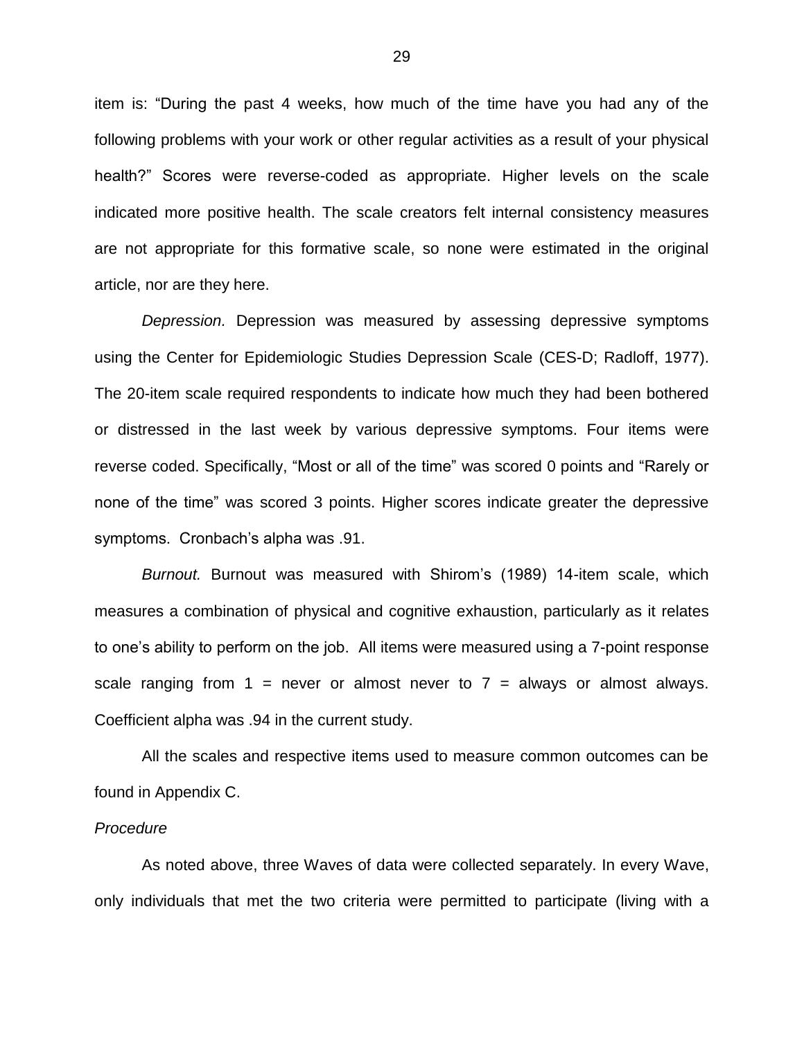item is: "During the past 4 weeks, how much of the time have you had any of the following problems with your work or other regular activities as a result of your physical health?" Scores were reverse-coded as appropriate. Higher levels on the scale indicated more positive health. The scale creators felt internal consistency measures are not appropriate for this formative scale, so none were estimated in the original article, nor are they here.

*Depression.* Depression was measured by assessing depressive symptoms using the Center for Epidemiologic Studies Depression Scale (CES-D; Radloff, 1977). The 20-item scale required respondents to indicate how much they had been bothered or distressed in the last week by various depressive symptoms. Four items were reverse coded. Specifically, "Most or all of the time" was scored 0 points and "Rarely or none of the time" was scored 3 points. Higher scores indicate greater the depressive symptoms. Cronbach's alpha was .91.

*Burnout.* Burnout was measured with Shirom's (1989) 14-item scale, which measures a combination of physical and cognitive exhaustion, particularly as it relates to one's ability to perform on the job. All items were measured using a 7-point response scale ranging from 1 = never or almost never to 7 = always or almost always. Coefficient alpha was .94 in the current study.

All the scales and respective items used to measure common outcomes can be found in Appendix C.

*Procedure*

As noted above, three Waves of data were collected separately. In every Wave, only individuals that met the two criteria were permitted to participate (living with a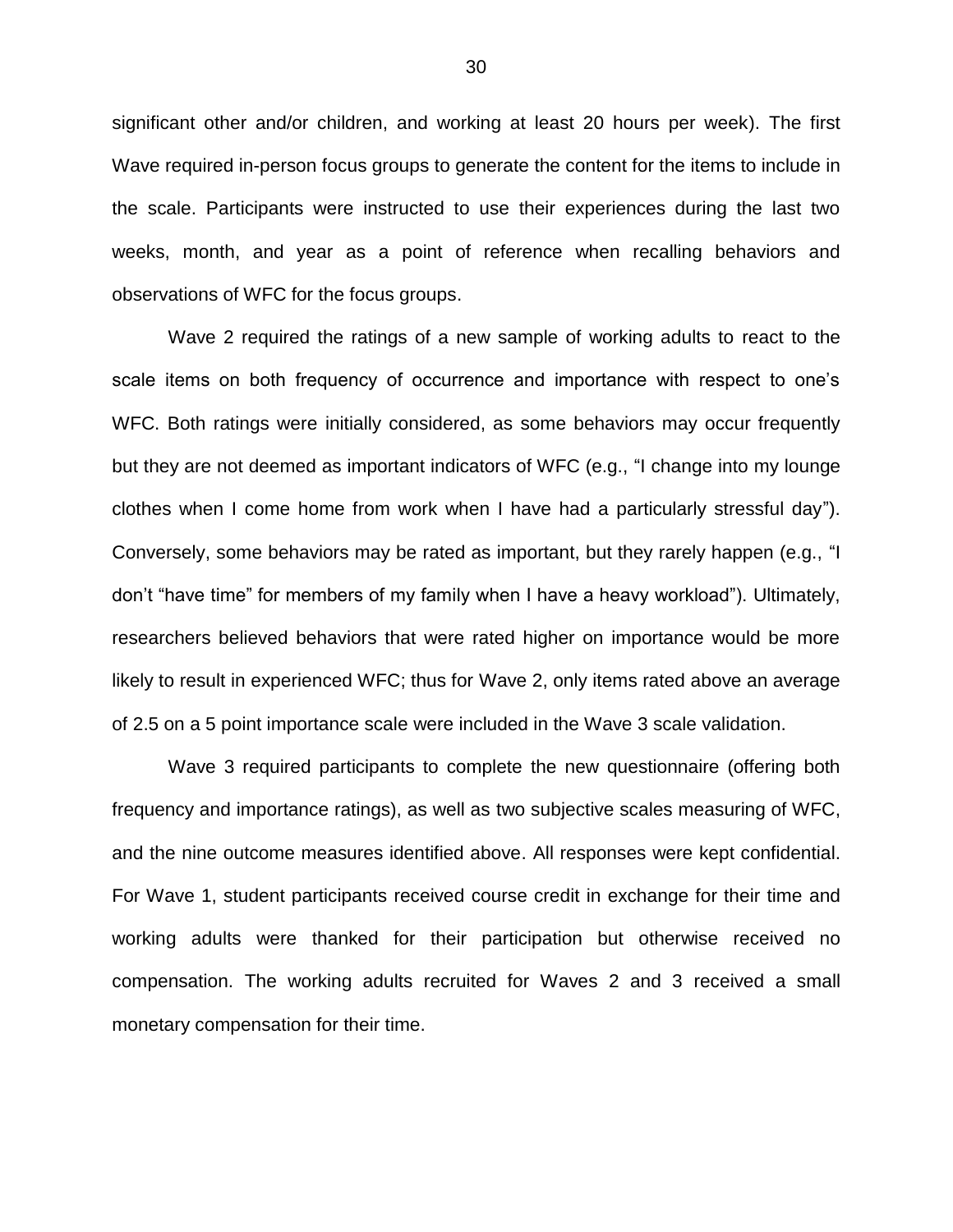significant other and/or children, and working at least 20 hours per week). The first Wave required in-person focus groups to generate the content for the items to include in the scale. Participants were instructed to use their experiences during the last two weeks, month, and year as a point of reference when recalling behaviors and observations of WFC for the focus groups.

Wave 2 required the ratings of a new sample of working adults to react to the scale items on both frequency of occurrence and importance with respect to one's WFC. Both ratings were initially considered, as some behaviors may occur frequently but they are not deemed as important indicators of WFC (e.g., "I change into my lounge clothes when I come home from work when I have had a particularly stressful day"). Conversely, some behaviors may be rated as important, but they rarely happen (e.g., "I don't "have time" for members of my family when I have a heavy workload"). Ultimately, researchers believed behaviors that were rated higher on importance would be more likely to result in experienced WFC; thus for Wave 2, only items rated above an average of 2.5 on a 5 point importance scale were included in the Wave 3 scale validation.

Wave 3 required participants to complete the new questionnaire (offering both frequency and importance ratings), as well as two subjective scales measuring of WFC, and the nine outcome measures identified above. All responses were kept confidential. For Wave 1, student participants received course credit in exchange for their time and working adults were thanked for their participation but otherwise received no compensation. The working adults recruited for Waves 2 and 3 received a small monetary compensation for their time.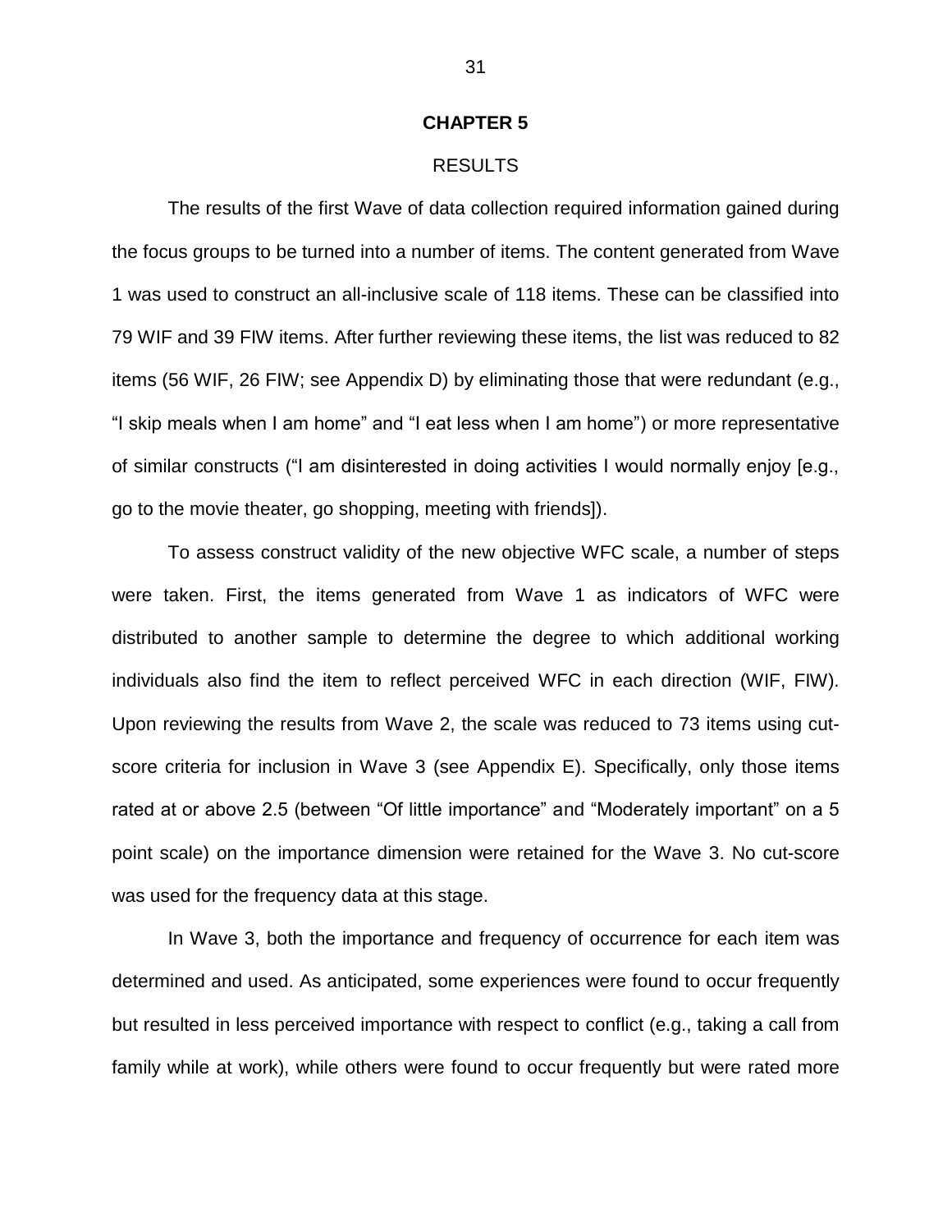# CHAPTER 5

## RESULTS

The results of the first Wave of data collection required information gained during the focus groups to be turned into a number of items. The content generated from Wave 1 was used to construct an all-inclusive scale of 118 items. These can be classified into 79 WIF and 39 FIW items. After further reviewing these items, the list was reduced to 82 items (56 WIF, 26 FIW; see Appendix D) by eliminating those that were redundant (e.g., "I skip meals when I am home" and "I eat less when I am home") or more representative of similar constructs ("I am disinterested in doing activities I would normally enjoy [e.g., go to the movie theater, go shopping, meeting with friends]).

To assess construct validity of the new objective WFC scale, a number of steps were taken. First, the items generated from Wave 1 as indicators of WFC were distributed to another sample to determine the degree to which additional working individuals also find the item to reflect perceived WFC in each direction (WIF, FIW). Upon reviewing the results from Wave 2, the scale was reduced to 73 items using cut-score criteria for inclusion in Wave 3 (see Appendix E). Specifically, only those items rated at or above 2.5 (between "Of little importance" and "Moderately important" on a 5 point scale) on the importance dimension were retained for the Wave 3. No cut-score was used for the frequency data at this stage.

In Wave 3, both the importance and frequency of occurrence for each item was determined and used. As anticipated, some experiences were found to occur frequently but resulted in less perceived importance with respect to conflict (e.g., taking a call from family while at work), while others were found to occur frequently but were rated more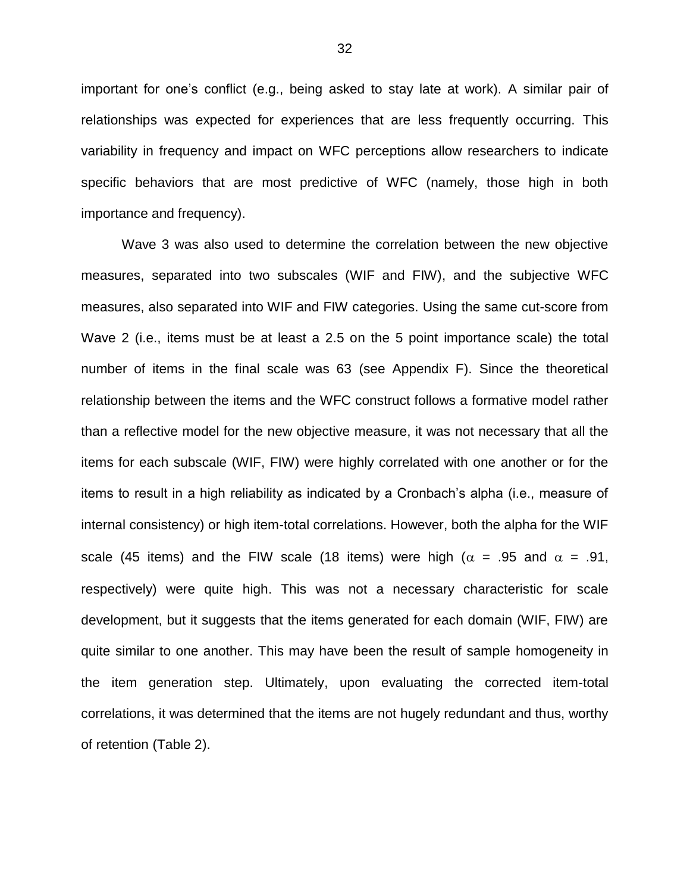important for one's conflict (e.g., being asked to stay late at work). A similar pair of relationships was expected for experiences that are less frequently occurring. This variability in frequency and impact on WFC perceptions allow researchers to indicate specific behaviors that are most predictive of WFC (namely, those high in both importance and frequency).

Wave 3 was also used to determine the correlation between the new objective measures, separated into two subscales (WIF and FIW), and the subjective WFC measures, also separated into WIF and FIW categories. Using the same cut-score from Wave 2 (i.e., items must be at least a 2.5 on the 5 point importance scale) the total number of items in the final scale was 63 (see Appendix F). Since the theoretical relationship between the items and the WFC construct follows a formative model rather than a reflective model for the new objective measure, it was not necessary that all the items for each subscale (WIF, FIW) were highly correlated with one another or for the items to result in a high reliability as indicated by a Cronbach's alpha (i.e., measure of internal consistency) or high item-total correlations. However, both the alpha for the WIF scale (45 items) and the FIW scale (18 items) were high ($\alpha$ = .95 and $\alpha$ = .91, respectively) were quite high. This was not a necessary characteristic for scale development, but it suggests that the items generated for each domain (WIF, FIW) are quite similar to one another. This may have been the result of sample homogeneity in the item generation step. Ultimately, upon evaluating the corrected item-total correlations, it was determined that the items are not hugely redundant and thus, worthy of retention (Table 2).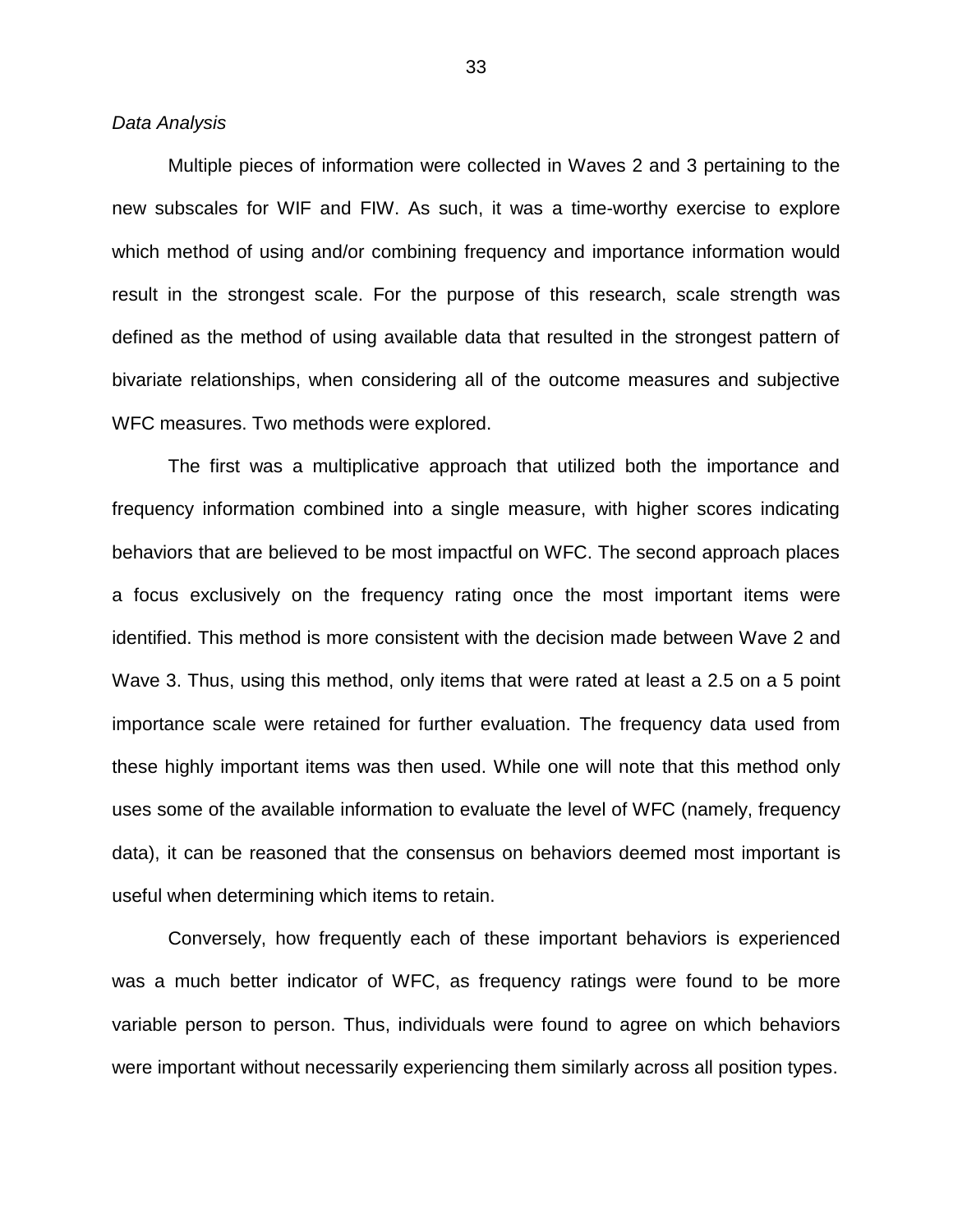*Data Analysis*

Multiple pieces of information were collected in Waves 2 and 3 pertaining to the new subscales for WIF and FIW. As such, it was a time-worthy exercise to explore which method of using and/or combining frequency and importance information would result in the strongest scale. For the purpose of this research, scale strength was defined as the method of using available data that resulted in the strongest pattern of bivariate relationships, when considering all of the outcome measures and subjective WFC measures. Two methods were explored.

The first was a multiplicative approach that utilized both the importance and frequency information combined into a single measure, with higher scores indicating behaviors that are believed to be most impactful on WFC. The second approach places a focus exclusively on the frequency rating once the most important items were identified. This method is more consistent with the decision made between Wave 2 and Wave 3. Thus, using this method, only items that were rated at least a 2.5 on a 5 point importance scale were retained for further evaluation. The frequency data used from these highly important items was then used. While one will note that this method only uses some of the available information to evaluate the level of WFC (namely, frequency data), it can be reasoned that the consensus on behaviors deemed most important is useful when determining which items to retain.

Conversely, how frequently each of these important behaviors is experienced was a much better indicator of WFC, as frequency ratings were found to be more variable person to person. Thus, individuals were found to agree on which behaviors were important without necessarily experiencing them similarly across all position types.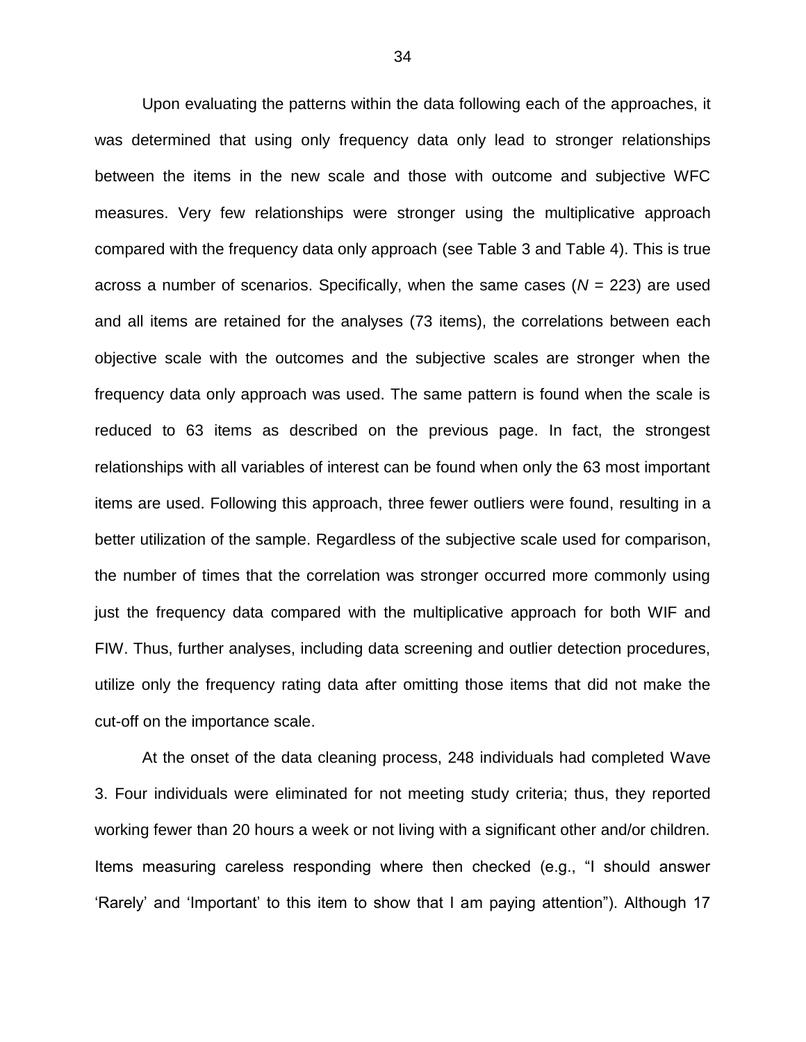Upon evaluating the patterns within the data following each of the approaches, it was determined that using only frequency data only lead to stronger relationships between the items in the new scale and those with outcome and subjective WFC measures. Very few relationships were stronger using the multiplicative approach compared with the frequency data only approach (see Table 3 and Table 4). This is true across a number of scenarios. Specifically, when the same cases ($N$ = 223) are used and all items are retained for the analyses (73 items), the correlations between each objective scale with the outcomes and the subjective scales are stronger when the frequency data only approach was used. The same pattern is found when the scale is reduced to 63 items as described on the previous page. In fact, the strongest relationships with all variables of interest can be found when only the 63 most important items are used. Following this approach, three fewer outliers were found, resulting in a better utilization of the sample. Regardless of the subjective scale used for comparison, the number of times that the correlation was stronger occurred more commonly using just the frequency data compared with the multiplicative approach for both WIF and FIW. Thus, further analyses, including data screening and outlier detection procedures, utilize only the frequency rating data after omitting those items that did not make the cut-off on the importance scale.

At the onset of the data cleaning process, 248 individuals had completed Wave 3. Four individuals were eliminated for not meeting study criteria; thus, they reported working fewer than 20 hours a week or not living with a significant other and/or children. Items measuring careless responding where then checked (e.g., "I should answer 'Rarely' and 'Important' to this item to show that I am paying attention"). Although 17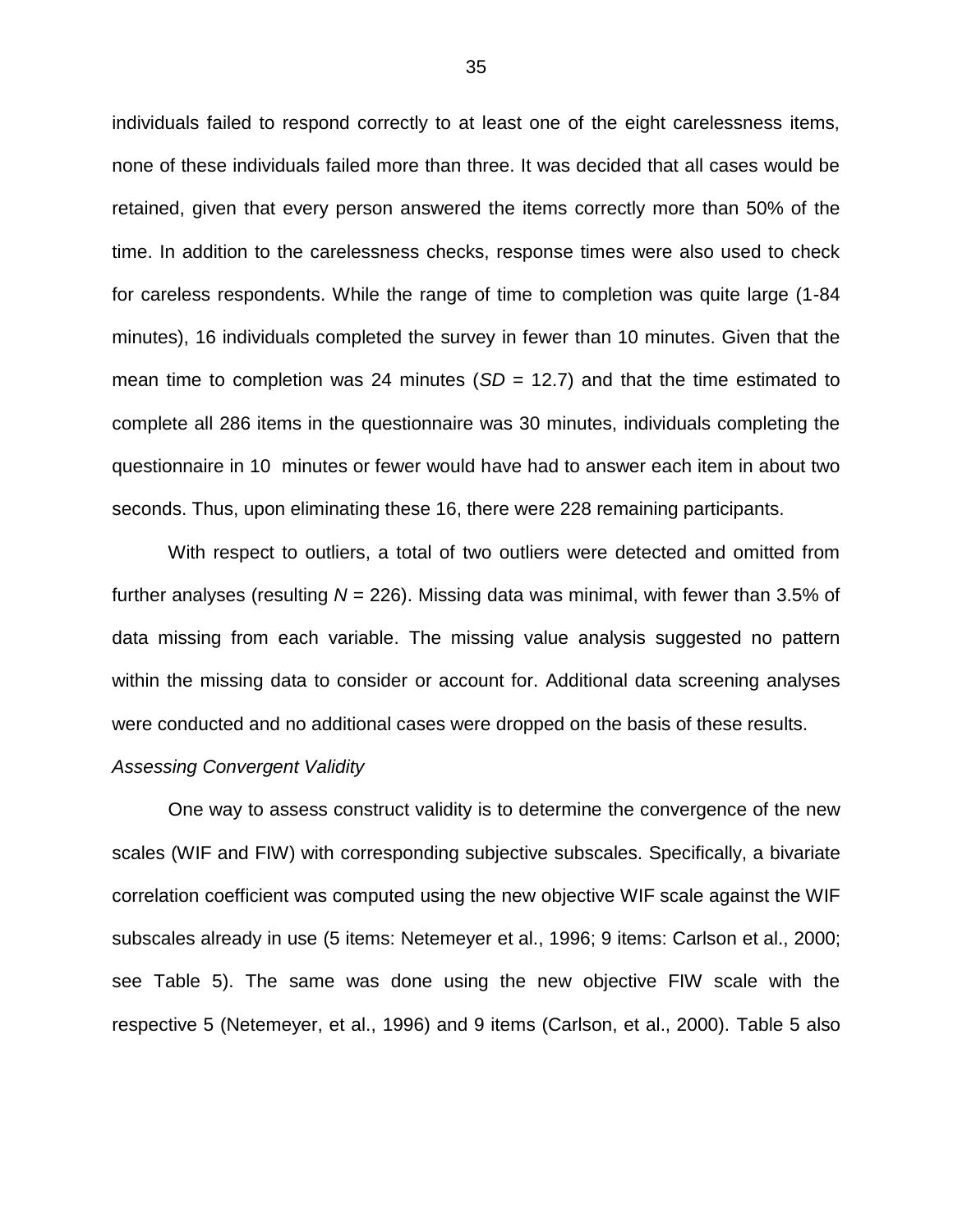individuals failed to respond correctly to at least one of the eight carelessness items, none of these individuals failed more than three. It was decided that all cases would be retained, given that every person answered the items correctly more than 50% of the time. In addition to the carelessness checks, response times were also used to check for careless respondents. While the range of time to completion was quite large (1-84 minutes), 16 individuals completed the survey in fewer than 10 minutes. Given that the mean time to completion was 24 minutes ($SD$ = 12.7) and that the time estimated to complete all 286 items in the questionnaire was 30 minutes, individuals completing the questionnaire in 10 minutes or fewer would have had to answer each item in about two seconds. Thus, upon eliminating these 16, there were 228 remaining participants.

With respect to outliers, a total of two outliers were detected and omitted from further analyses (resulting $N$ = 226). Missing data was minimal, with fewer than 3.5% of data missing from each variable. The missing value analysis suggested no pattern within the missing data to consider or account for. Additional data screening analyses were conducted and no additional cases were dropped on the basis of these results.

*Assessing Convergent Validity*

One way to assess construct validity is to determine the convergence of the new scales (WIF and FIW) with corresponding subjective subscales. Specifically, a bivariate correlation coefficient was computed using the new objective WIF scale against the WIF subscales already in use (5 items: Netemeyer et al., 1996; 9 items: Carlson et al., 2000; see Table 5). The same was done using the new objective FIW scale with the respective 5 (Netemeyer, et al., 1996) and 9 items (Carlson, et al., 2000). Table 5 also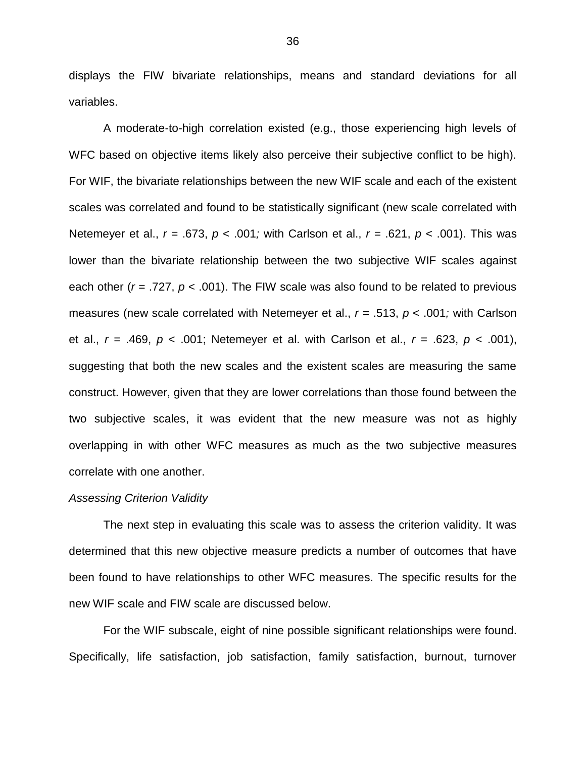displays the FIW bivariate relationships, means and standard deviations for all variables.

A moderate-to-high correlation existed (e.g., those experiencing high levels of WFC based on objective items likely also perceive their subjective conflict to be high). For WIF, the bivariate relationships between the new WIF scale and each of the existent scales was correlated and found to be statistically significant (new scale correlated with Netemeyer et al., $r$ = .673, $p$ < .001*;* with Carlson et al., $r$ = .621, $p$ < .001). This was lower than the bivariate relationship between the two subjective WIF scales against each other ($r$ = .727, $p$ < .001). The FIW scale was also found to be related to previous measures (new scale correlated with Netemeyer et al., $r$ = .513, $p$ < .001*;* with Carlson et al., $r$ = .469, $p$ < .001; Netemeyer et al. with Carlson et al., $r$ = .623, $p$ < .001), suggesting that both the new scales and the existent scales are measuring the same construct. However, given that they are lower correlations than those found between the two subjective scales, it was evident that the new measure was not as highly overlapping in with other WFC measures as much as the two subjective measures correlate with one another.

*Assessing Criterion Validity*

The next step in evaluating this scale was to assess the criterion validity. It was determined that this new objective measure predicts a number of outcomes that have been found to have relationships to other WFC measures. The specific results for the new WIF scale and FIW scale are discussed below.

For the WIF subscale, eight of nine possible significant relationships were found. Specifically, life satisfaction, job satisfaction, family satisfaction, burnout, turnover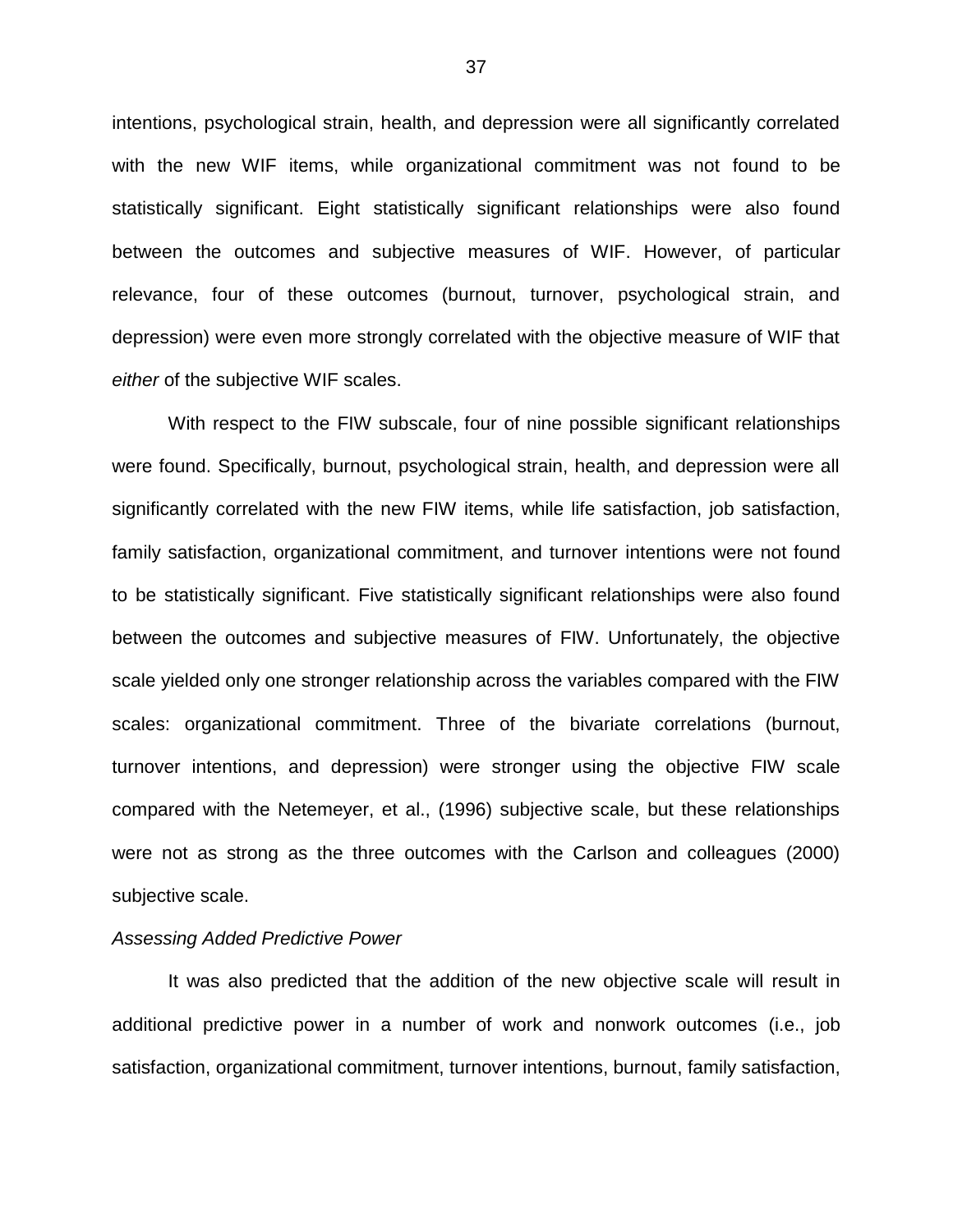intentions, psychological strain, health, and depression were all significantly correlated with the new WIF items, while organizational commitment was not found to be statistically significant. Eight statistically significant relationships were also found between the outcomes and subjective measures of WIF. However, of particular relevance, four of these outcomes (burnout, turnover, psychological strain, and depression) were even more strongly correlated with the objective measure of WIF that *either* of the subjective WIF scales.

With respect to the FIW subscale, four of nine possible significant relationships were found. Specifically, burnout, psychological strain, health, and depression were all significantly correlated with the new FIW items, while life satisfaction, job satisfaction, family satisfaction, organizational commitment, and turnover intentions were not found to be statistically significant. Five statistically significant relationships were also found between the outcomes and subjective measures of FIW. Unfortunately, the objective scale yielded only one stronger relationship across the variables compared with the FIW scales: organizational commitment. Three of the bivariate correlations (burnout, turnover intentions, and depression) were stronger using the objective FIW scale compared with the Netemeyer, et al., (1996) subjective scale, but these relationships were not as strong as the three outcomes with the Carlson and colleagues (2000) subjective scale.

*Assessing Added Predictive Power*

It was also predicted that the addition of the new objective scale will result in additional predictive power in a number of work and nonwork outcomes (i.e., job satisfaction, organizational commitment, turnover intentions, burnout, family satisfaction,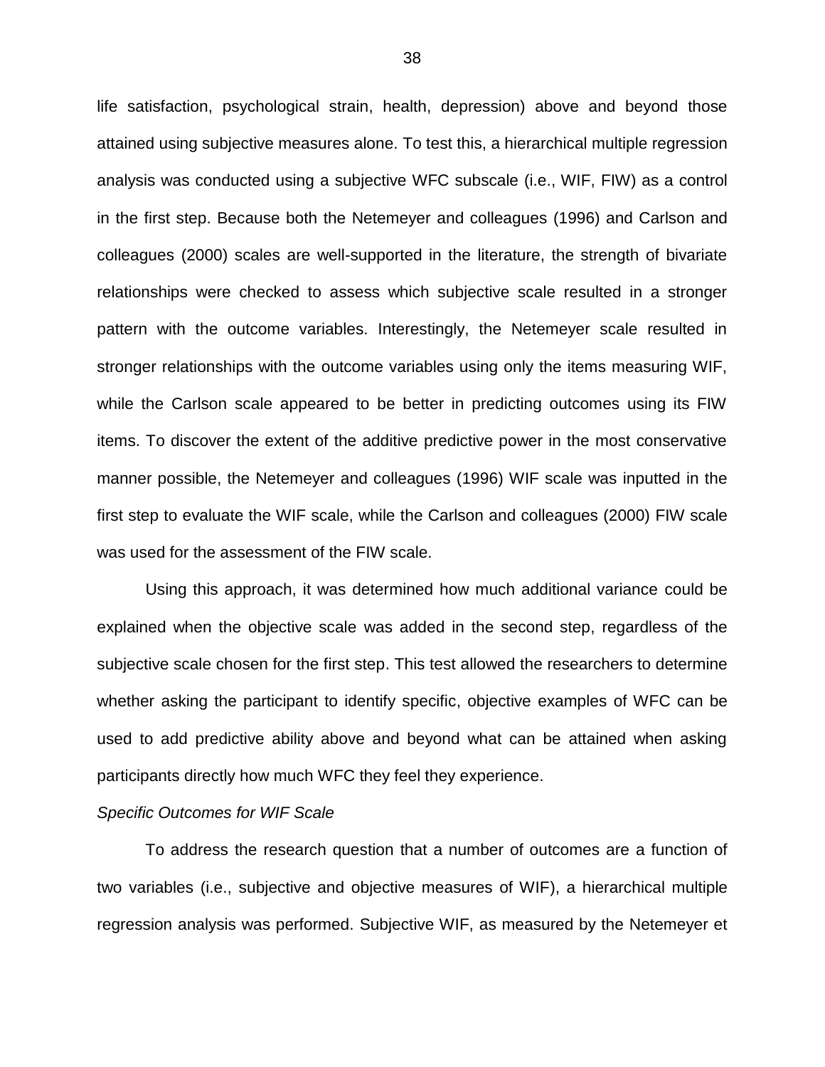life satisfaction, psychological strain, health, depression) above and beyond those attained using subjective measures alone. To test this, a hierarchical multiple regression analysis was conducted using a subjective WFC subscale (i.e., WIF, FIW) as a control in the first step. Because both the Netemeyer and colleagues (1996) and Carlson and colleagues (2000) scales are well-supported in the literature, the strength of bivariate relationships were checked to assess which subjective scale resulted in a stronger pattern with the outcome variables. Interestingly, the Netemeyer scale resulted in stronger relationships with the outcome variables using only the items measuring WIF, while the Carlson scale appeared to be better in predicting outcomes using its FIW items. To discover the extent of the additive predictive power in the most conservative manner possible, the Netemeyer and colleagues (1996) WIF scale was inputted in the first step to evaluate the WIF scale, while the Carlson and colleagues (2000) FIW scale was used for the assessment of the FIW scale.

Using this approach, it was determined how much additional variance could be explained when the objective scale was added in the second step, regardless of the subjective scale chosen for the first step. This test allowed the researchers to determine whether asking the participant to identify specific, objective examples of WFC can be used to add predictive ability above and beyond what can be attained when asking participants directly how much WFC they feel they experience.

*Specific Outcomes for WIF Scale*

To address the research question that a number of outcomes are a function of two variables (i.e., subjective and objective measures of WIF), a hierarchical multiple regression analysis was performed. Subjective WIF, as measured by the Netemeyer et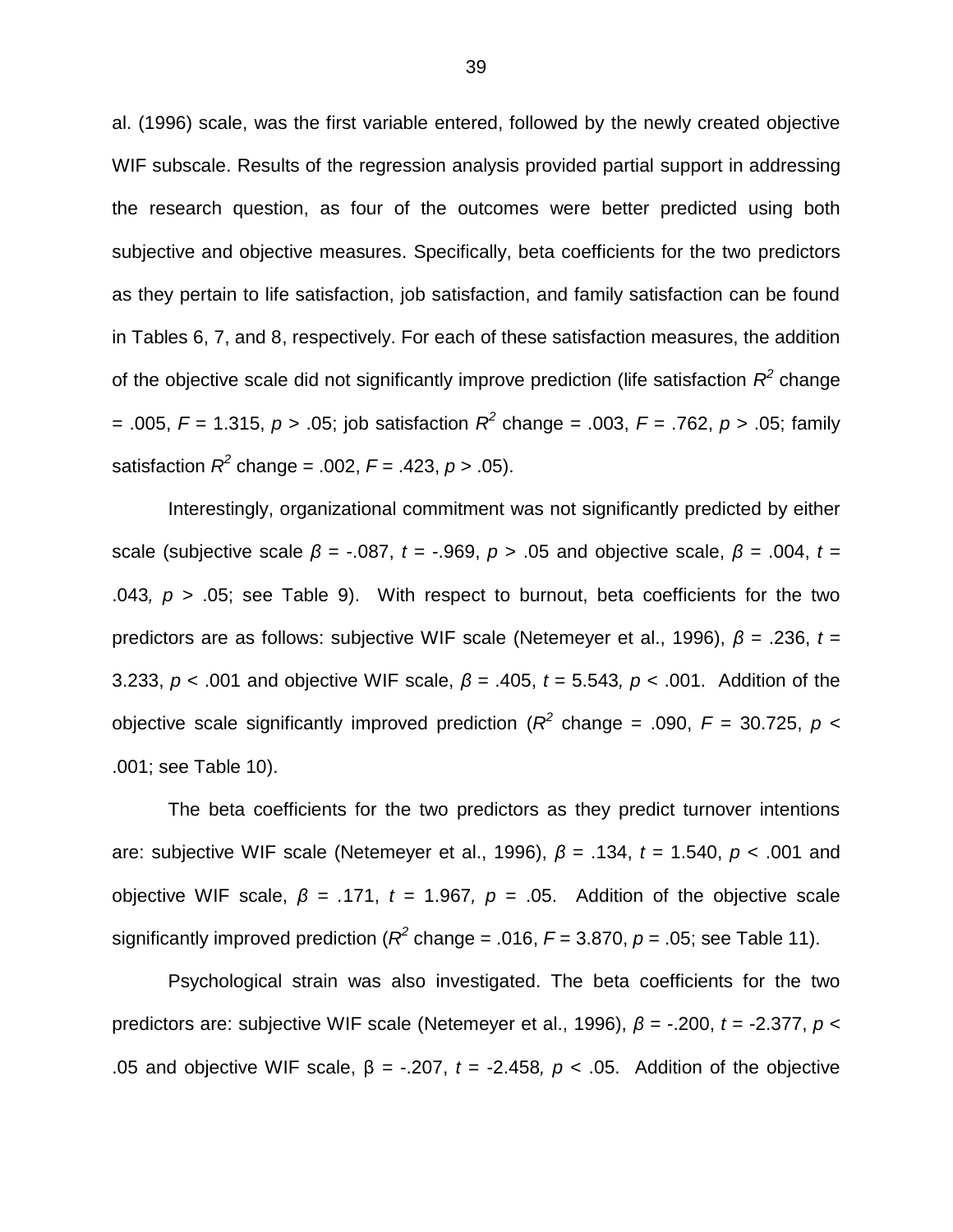al. (1996) scale, was the first variable entered, followed by the newly created objective WIF subscale. Results of the regression analysis provided partial support in addressing the research question, as four of the outcomes were better predicted using both subjective and objective measures. Specifically, beta coefficients for the two predictors as they pertain to life satisfaction, job satisfaction, and family satisfaction can be found in Tables 6, 7, and 8, respectively. For each of these satisfaction measures, the addition of the objective scale did not significantly improve prediction (life satisfaction $R^2$ change = .005, $F$ = 1.315, $p > .05$; job satisfaction $R^2$ change = .003, $F$ = .762, $p > .05$; family satisfaction $R^2$ change = .002, $F$ = .423, $p > .05$).

Interestingly, organizational commitment was not significantly predicted by either scale (subjective scale $\beta$ = -.087, $t$ = -.969, $p > .05$ and objective scale, $\beta$ = .004, $t$ = .043, $p > .05$; see Table 9). With respect to burnout, beta coefficients for the two predictors are as follows: subjective WIF scale (Netemeyer et al., 1996), $\beta$ = .236, $t$ = 3.233, $p < .001$ and objective WIF scale, $\beta$ = .405, $t$ = 5.543, $p < .001$. Addition of the objective scale significantly improved prediction ($R^2$ change = .090, $F$ = 30.725, $p < .001$; see Table 10).

The beta coefficients for the two predictors as they predict turnover intentions are: subjective WIF scale (Netemeyer et al., 1996), $\beta$ = .134, $t$ = 1.540, $p < .001$ and objective WIF scale, $\beta$ = .171, $t$ = 1.967, $p$ = .05. Addition of the objective scale significantly improved prediction ($R^2$ change = .016, $F$ = 3.870, $p$ = .05; see Table 11).

Psychological strain was also investigated. The beta coefficients for the two predictors are: subjective WIF scale (Netemeyer et al., 1996), $\beta$ = -.200, $t$ = -2.377, $p < .05$ and objective WIF scale, $\beta$ = -.207, $t$ = -2.458, $p < .05$. Addition of the objective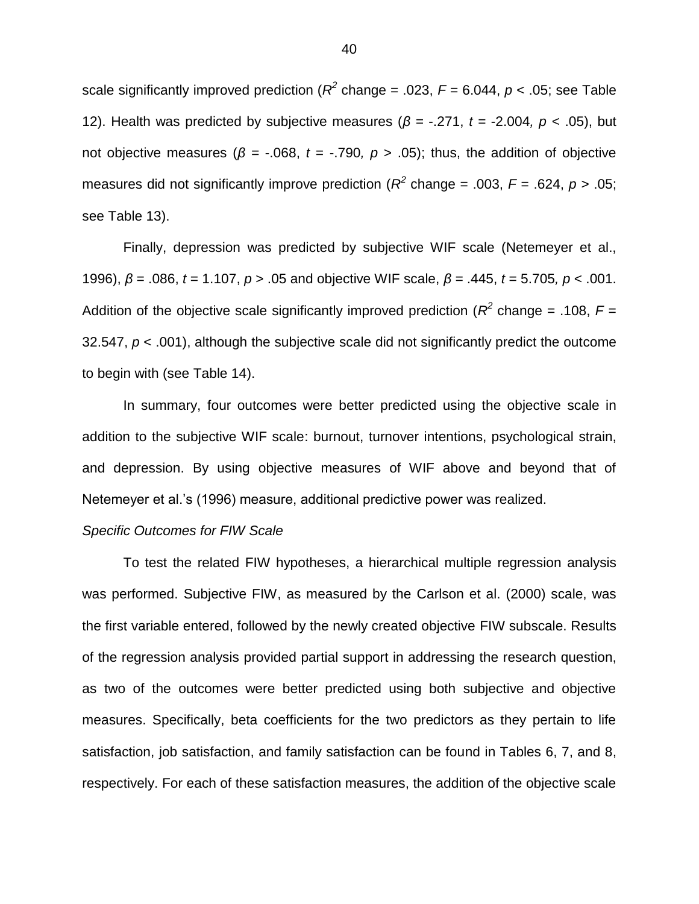scale significantly improved prediction ($R^2$ change = .023, $F$ = 6.044, $p$ < .05; see Table 12). Health was predicted by subjective measures ($\beta$ = -.271, $t$ = -2.004, $p$ < .05), but not objective measures ($\beta$ = -.068, $t$ = -.790, $p$ > .05); thus, the addition of objective measures did not significantly improve prediction ($R^2$ change = .003, $F$ = .624, $p$ > .05; see Table 13).

Finally, depression was predicted by subjective WIF scale (Netemeyer et al., 1996), $\beta$ = .086, $t$ = 1.107, $p$ > .05 and objective WIF scale, $\beta$ = .445, $t$ = 5.705, $p$ < .001. Addition of the objective scale significantly improved prediction ($R^2$ change = .108, $F$ = 32.547, $p$ < .001), although the subjective scale did not significantly predict the outcome to begin with (see Table 14).

In summary, four outcomes were better predicted using the objective scale in addition to the subjective WIF scale: burnout, turnover intentions, psychological strain, and depression. By using objective measures of WIF above and beyond that of Netemeyer et al.'s (1996) measure, additional predictive power was realized.

*Specific Outcomes for FIW Scale*

To test the related FIW hypotheses, a hierarchical multiple regression analysis was performed. Subjective FIW, as measured by the Carlson et al. (2000) scale, was the first variable entered, followed by the newly created objective FIW subscale. Results of the regression analysis provided partial support in addressing the research question, as two of the outcomes were better predicted using both subjective and objective measures. Specifically, beta coefficients for the two predictors as they pertain to life satisfaction, job satisfaction, and family satisfaction can be found in Tables 6, 7, and 8, respectively. For each of these satisfaction measures, the addition of the objective scale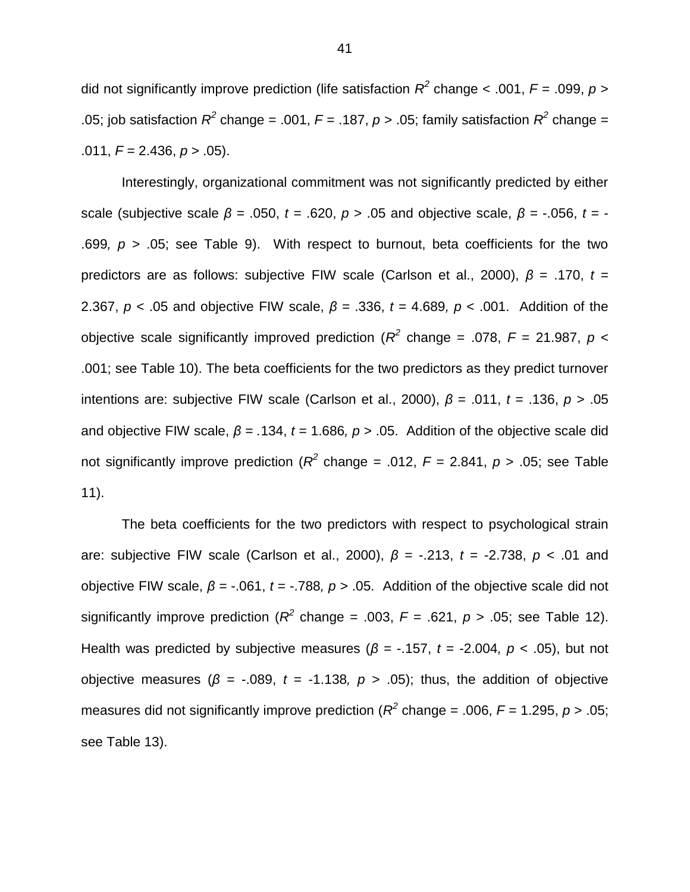did not significantly improve prediction (life satisfaction $R^2$ change < .001, $F$ = .099, $p$ > .05; job satisfaction $R^2$ change = .001, $F$ = .187, $p$ > .05; family satisfaction $R^2$ change = .011, $F$ = 2.436, $p$ > .05).

Interestingly, organizational commitment was not significantly predicted by either scale (subjective scale $\beta$ = .050, $t$ = .620, $p$ > .05 and objective scale, $\beta$ = -.056, $t$ = -.699, $p$ > .05; see Table 9). With respect to burnout, beta coefficients for the two predictors are as follows: subjective FIW scale (Carlson et al., 2000), $\beta$ = .170, $t$ = 2.367, $p$ < .05 and objective FIW scale, $\beta$ = .336, $t$ = 4.689, $p$ < .001. Addition of the objective scale significantly improved prediction ($R^2$ change = .078, $F$ = 21.987, $p$ < .001; see Table 10). The beta coefficients for the two predictors as they predict turnover intentions are: subjective FIW scale (Carlson et al., 2000), $\beta$ = .011, $t$ = .136, $p$ > .05 and objective FIW scale, $\beta$ = .134, $t$ = 1.686, $p$ > .05. Addition of the objective scale did not significantly improve prediction ($R^2$ change = .012, $F$ = 2.841, $p$ > .05; see Table 11).

The beta coefficients for the two predictors with respect to psychological strain are: subjective FIW scale (Carlson et al., 2000), $\beta$ = -.213, $t$ = -2.738, $p$ < .01 and objective FIW scale, $\beta$ = -.061, $t$ = -.788, $p$ > .05. Addition of the objective scale did not significantly improve prediction ($R^2$ change = .003, $F$ = .621, $p$ > .05; see Table 12). Health was predicted by subjective measures ($\beta$ = -.157, $t$ = -2.004, $p$ < .05), but not objective measures ($\beta$ = -.089, $t$ = -1.138, $p$ > .05); thus, the addition of objective measures did not significantly improve prediction ($R^2$ change = .006, $F$ = 1.295, $p$ > .05; see Table 13).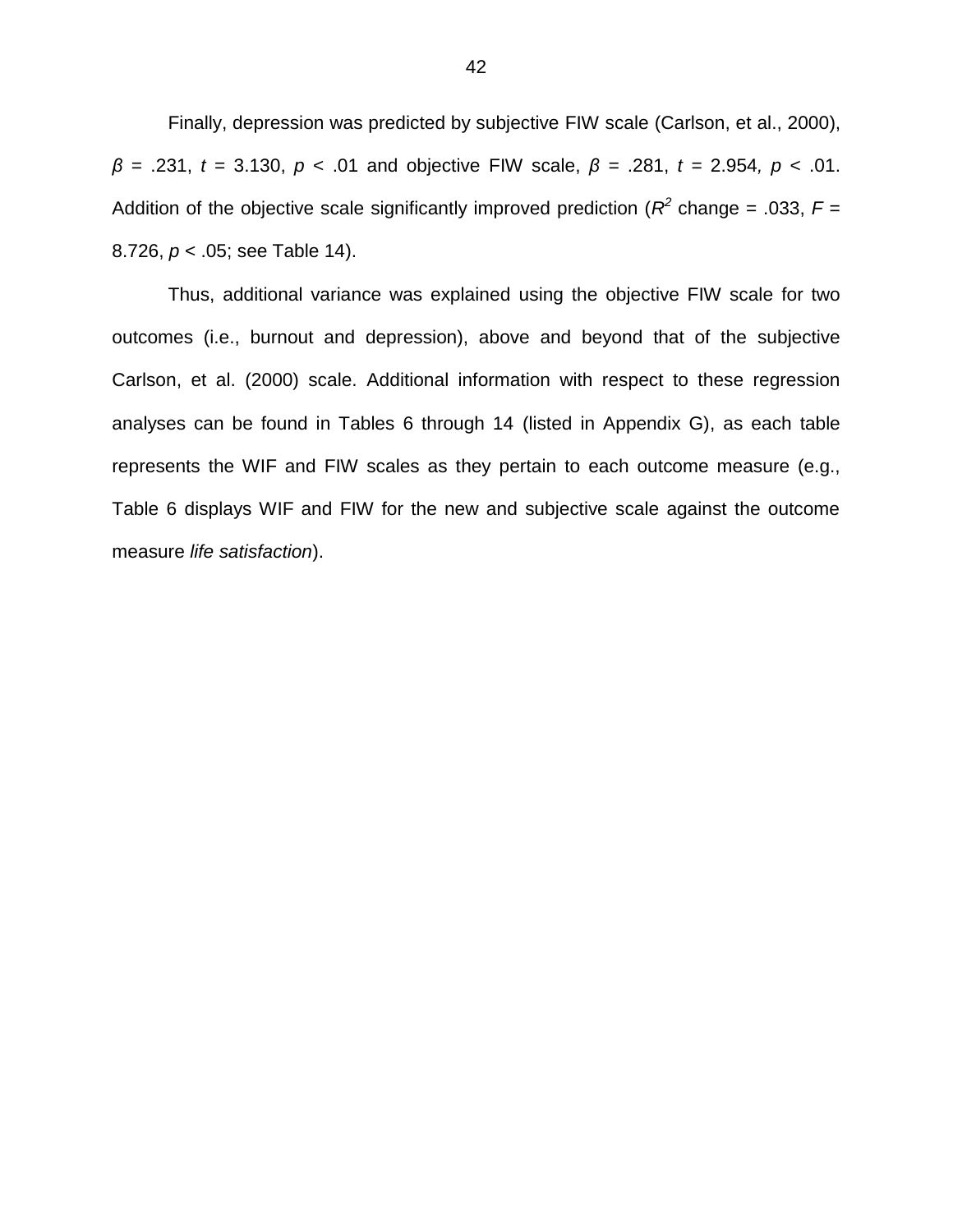Finally, depression was predicted by subjective FIW scale (Carlson, et al., 2000), $\beta = .231$, $t = 3.130$, $p < .01$ and objective FIW scale, $\beta = .281$, $t = 2.954$, $p < .01$. Addition of the objective scale significantly improved prediction ($R^2$ change = .033, $F = 8.726$, $p < .05$; see Table 14).

Thus, additional variance was explained using the objective FIW scale for two outcomes (i.e., burnout and depression), above and beyond that of the subjective Carlson, et al. (2000) scale. Additional information with respect to these regression analyses can be found in Tables 6 through 14 (listed in Appendix G), as each table represents the WIF and FIW scales as they pertain to each outcome measure (e.g., Table 6 displays WIF and FIW for the new and subjective scale against the outcome measure *life satisfaction*).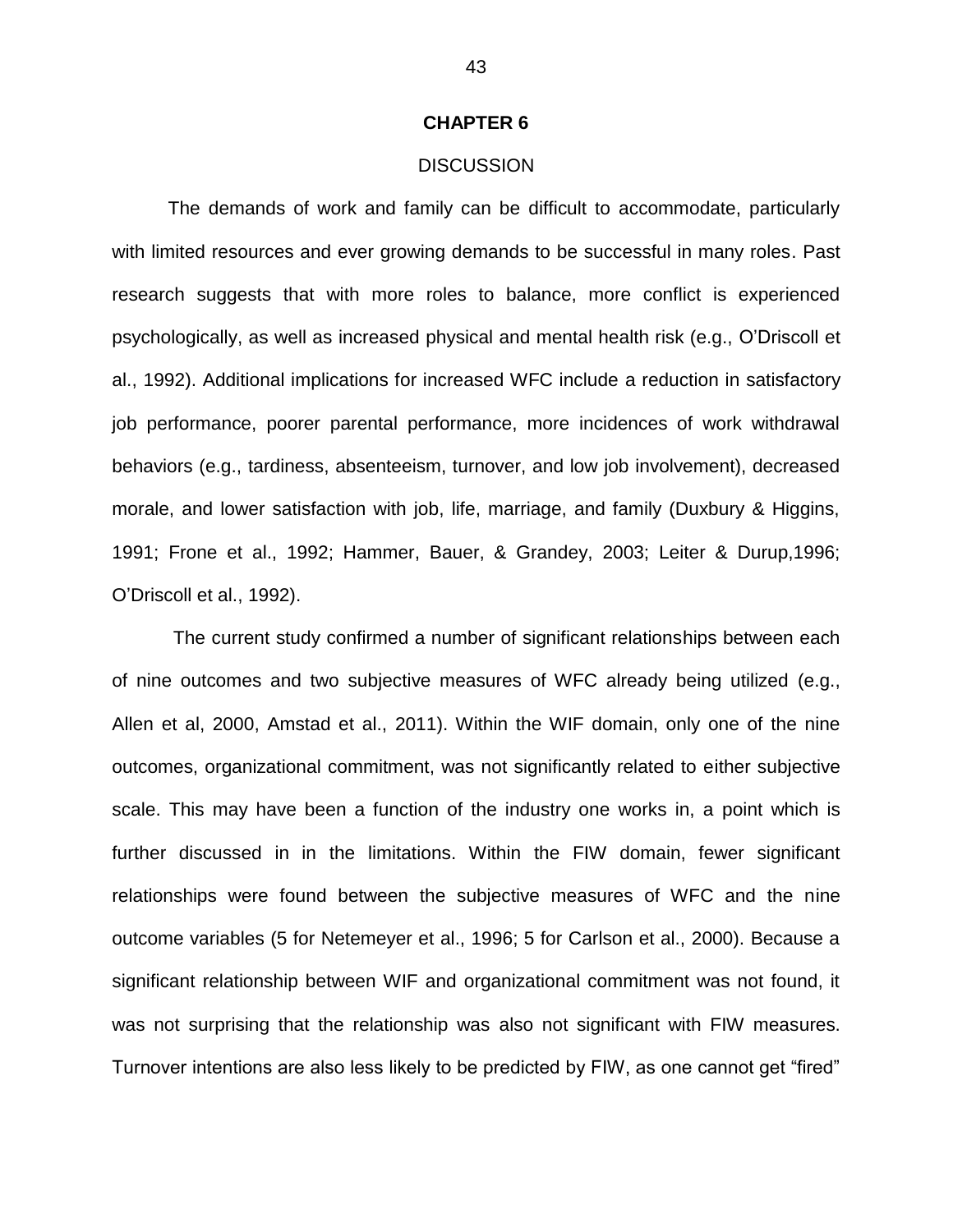# CHAPTER 6

## DISCUSSION

The demands of work and family can be difficult to accommodate, particularly with limited resources and ever growing demands to be successful in many roles. Past research suggests that with more roles to balance, more conflict is experienced psychologically, as well as increased physical and mental health risk (e.g., O'Driscoll et al., 1992). Additional implications for increased WFC include a reduction in satisfactory job performance, poorer parental performance, more incidences of work withdrawal behaviors (e.g., tardiness, absenteeism, turnover, and low job involvement), decreased morale, and lower satisfaction with job, life, marriage, and family (Duxbury & Higgins, 1991; Frone et al., 1992; Hammer, Bauer, & Grandey, 2003; Leiter & Durup,1996; O'Driscoll et al., 1992).

The current study confirmed a number of significant relationships between each of nine outcomes and two subjective measures of WFC already being utilized (e.g., Allen et al, 2000, Amstad et al., 2011). Within the WIF domain, only one of the nine outcomes, organizational commitment, was not significantly related to either subjective scale. This may have been a function of the industry one works in, a point which is further discussed in in the limitations. Within the FIW domain, fewer significant relationships were found between the subjective measures of WFC and the nine outcome variables (5 for Netemeyer et al., 1996; 5 for Carlson et al., 2000). Because a significant relationship between WIF and organizational commitment was not found, it was not surprising that the relationship was also not significant with FIW measures. Turnover intentions are also less likely to be predicted by FIW, as one cannot get "fired"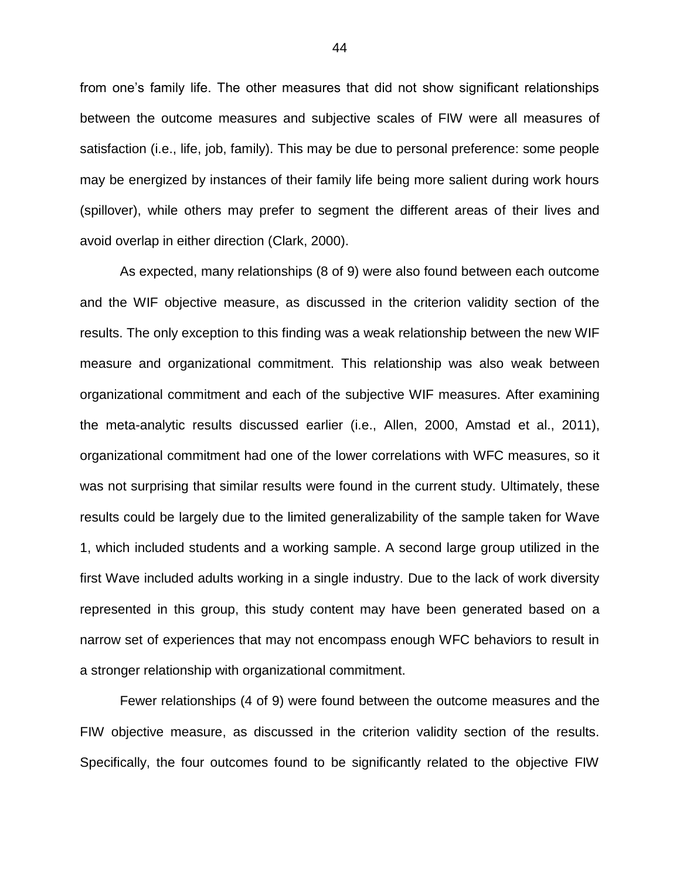from one's family life. The other measures that did not show significant relationships between the outcome measures and subjective scales of FIW were all measures of satisfaction (i.e., life, job, family). This may be due to personal preference: some people may be energized by instances of their family life being more salient during work hours (spillover), while others may prefer to segment the different areas of their lives and avoid overlap in either direction (Clark, 2000).

As expected, many relationships (8 of 9) were also found between each outcome and the WIF objective measure, as discussed in the criterion validity section of the results. The only exception to this finding was a weak relationship between the new WIF measure and organizational commitment. This relationship was also weak between organizational commitment and each of the subjective WIF measures. After examining the meta-analytic results discussed earlier (i.e., Allen, 2000, Amstad et al., 2011), organizational commitment had one of the lower correlations with WFC measures, so it was not surprising that similar results were found in the current study. Ultimately, these results could be largely due to the limited generalizability of the sample taken for Wave 1, which included students and a working sample. A second large group utilized in the first Wave included adults working in a single industry. Due to the lack of work diversity represented in this group, this study content may have been generated based on a narrow set of experiences that may not encompass enough WFC behaviors to result in a stronger relationship with organizational commitment.

Fewer relationships (4 of 9) were found between the outcome measures and the FIW objective measure, as discussed in the criterion validity section of the results. Specifically, the four outcomes found to be significantly related to the objective FIW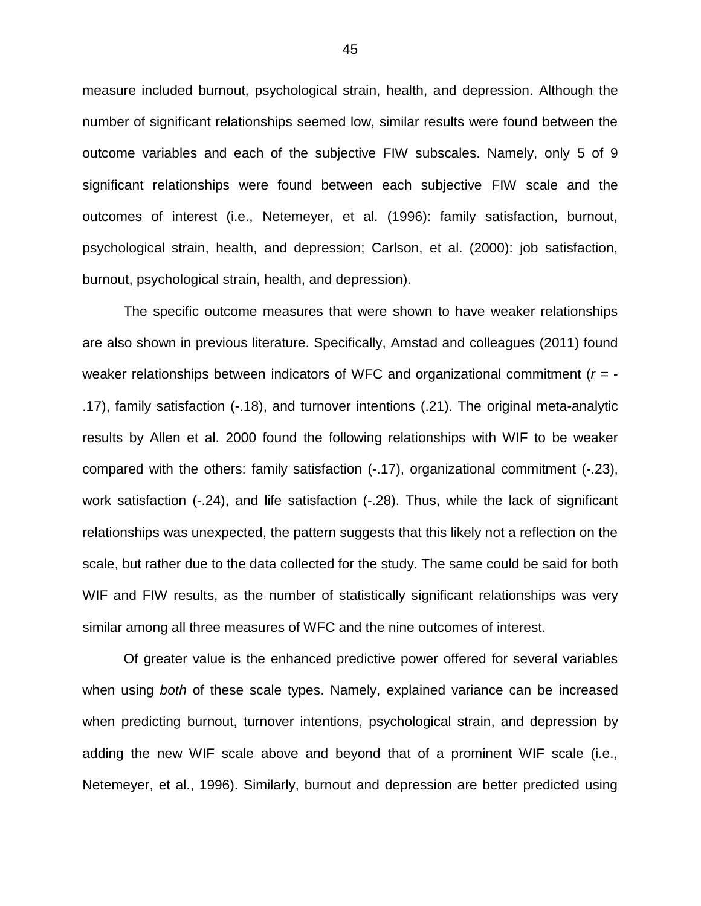measure included burnout, psychological strain, health, and depression. Although the number of significant relationships seemed low, similar results were found between the outcome variables and each of the subjective FIW subscales. Namely, only 5 of 9 significant relationships were found between each subjective FIW scale and the outcomes of interest (i.e., Netemeyer, et al. (1996): family satisfaction, burnout, psychological strain, health, and depression; Carlson, et al. (2000): job satisfaction, burnout, psychological strain, health, and depression).

The specific outcome measures that were shown to have weaker relationships are also shown in previous literature. Specifically, Amstad and colleagues (2011) found weaker relationships between indicators of WFC and organizational commitment ($r$ = -.17), family satisfaction (-.18), and turnover intentions (.21). The original meta-analytic results by Allen et al. 2000 found the following relationships with WIF to be weaker compared with the others: family satisfaction (-.17), organizational commitment (-.23), work satisfaction (-.24), and life satisfaction (-.28). Thus, while the lack of significant relationships was unexpected, the pattern suggests that this likely not a reflection on the scale, but rather due to the data collected for the study. The same could be said for both WIF and FIW results, as the number of statistically significant relationships was very similar among all three measures of WFC and the nine outcomes of interest.

Of greater value is the enhanced predictive power offered for several variables when using *both* of these scale types. Namely, explained variance can be increased when predicting burnout, turnover intentions, psychological strain, and depression by adding the new WIF scale above and beyond that of a prominent WIF scale (i.e., Netemeyer, et al., 1996). Similarly, burnout and depression are better predicted using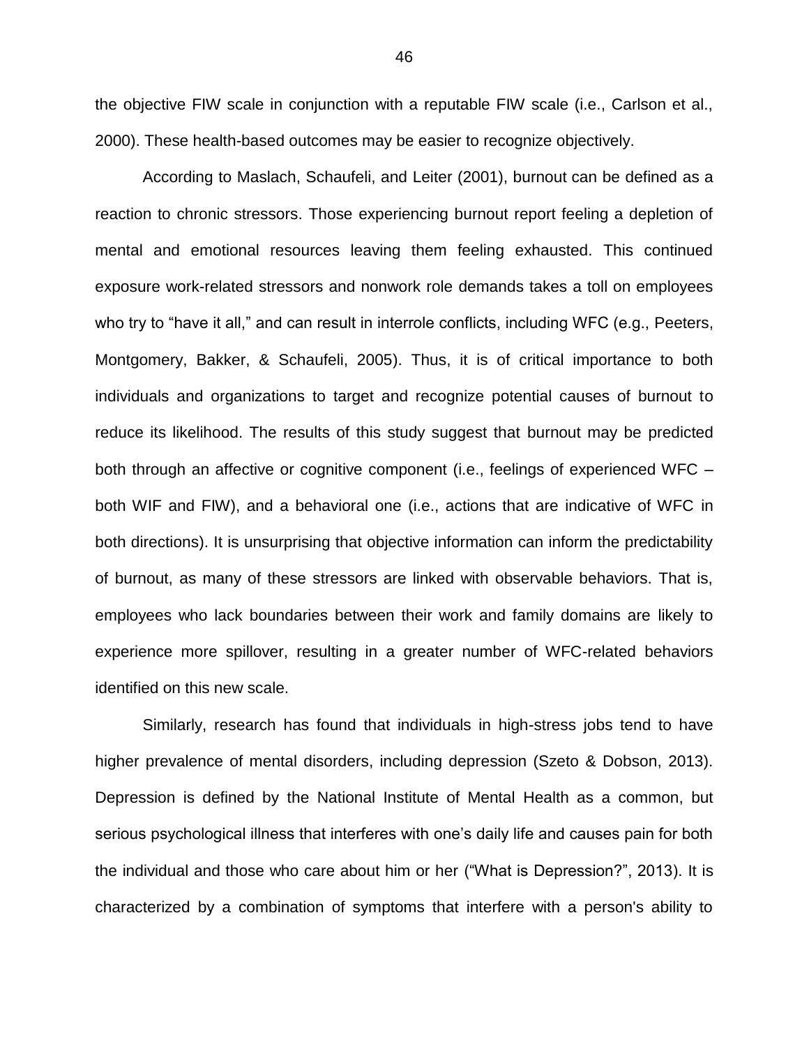the objective FIW scale in conjunction with a reputable FIW scale (i.e., Carlson et al., 2000). These health-based outcomes may be easier to recognize objectively.

According to Maslach, Schaufeli, and Leiter (2001), burnout can be defined as a reaction to chronic stressors. Those experiencing burnout report feeling a depletion of mental and emotional resources leaving them feeling exhausted. This continued exposure work-related stressors and nonwork role demands takes a toll on employees who try to "have it all," and can result in interrole conflicts, including WFC (e.g., Peeters, Montgomery, Bakker, & Schaufeli, 2005). Thus, it is of critical importance to both individuals and organizations to target and recognize potential causes of burnout to reduce its likelihood. The results of this study suggest that burnout may be predicted both through an affective or cognitive component (i.e., feelings of experienced WFC – both WIF and FIW), and a behavioral one (i.e., actions that are indicative of WFC in both directions). It is unsurprising that objective information can inform the predictability of burnout, as many of these stressors are linked with observable behaviors. That is, employees who lack boundaries between their work and family domains are likely to experience more spillover, resulting in a greater number of WFC-related behaviors identified on this new scale.

Similarly, research has found that individuals in high-stress jobs tend to have higher prevalence of mental disorders, including depression (Szeto & Dobson, 2013). Depression is defined by the National Institute of Mental Health as a common, but serious psychological illness that interferes with one's daily life and causes pain for both the individual and those who care about him or her ("What is Depression?", 2013). It is characterized by a combination of symptoms that interfere with a person's ability to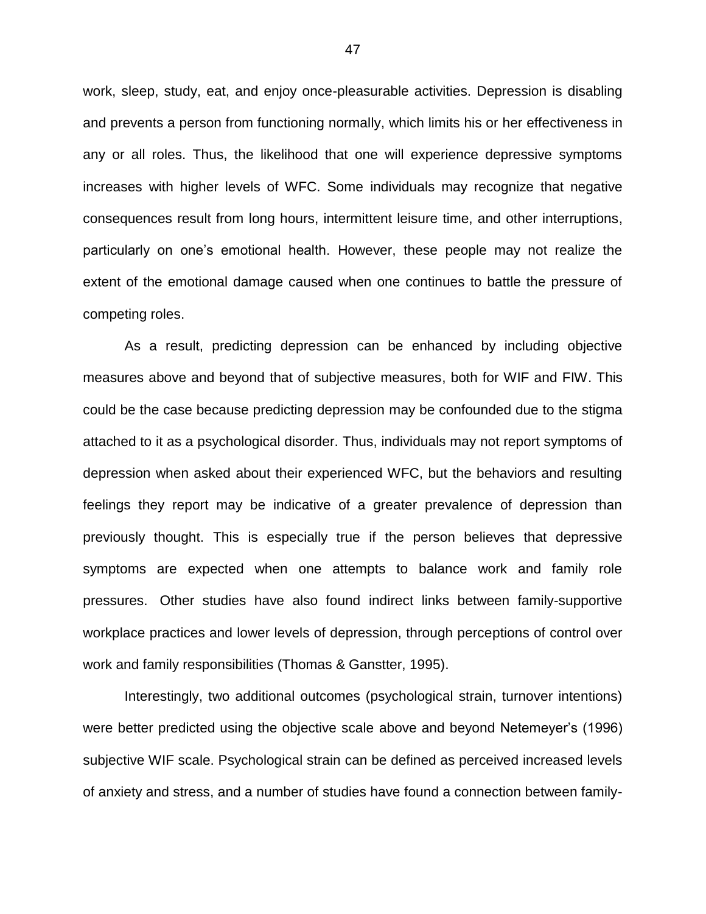work, sleep, study, eat, and enjoy once-pleasurable activities. Depression is disabling and prevents a person from functioning normally, which limits his or her effectiveness in any or all roles. Thus, the likelihood that one will experience depressive symptoms increases with higher levels of WFC. Some individuals may recognize that negative consequences result from long hours, intermittent leisure time, and other interruptions, particularly on one's emotional health. However, these people may not realize the extent of the emotional damage caused when one continues to battle the pressure of competing roles.

As a result, predicting depression can be enhanced by including objective measures above and beyond that of subjective measures, both for WIF and FIW. This could be the case because predicting depression may be confounded due to the stigma attached to it as a psychological disorder. Thus, individuals may not report symptoms of depression when asked about their experienced WFC, but the behaviors and resulting feelings they report may be indicative of a greater prevalence of depression than previously thought. This is especially true if the person believes that depressive symptoms are expected when one attempts to balance work and family role pressures. Other studies have also found indirect links between family-supportive workplace practices and lower levels of depression, through perceptions of control over work and family responsibilities (Thomas & Ganstter, 1995).

Interestingly, two additional outcomes (psychological strain, turnover intentions) were better predicted using the objective scale above and beyond Netemeyer's (1996) subjective WIF scale. Psychological strain can be defined as perceived increased levels of anxiety and stress, and a number of studies have found a connection between family-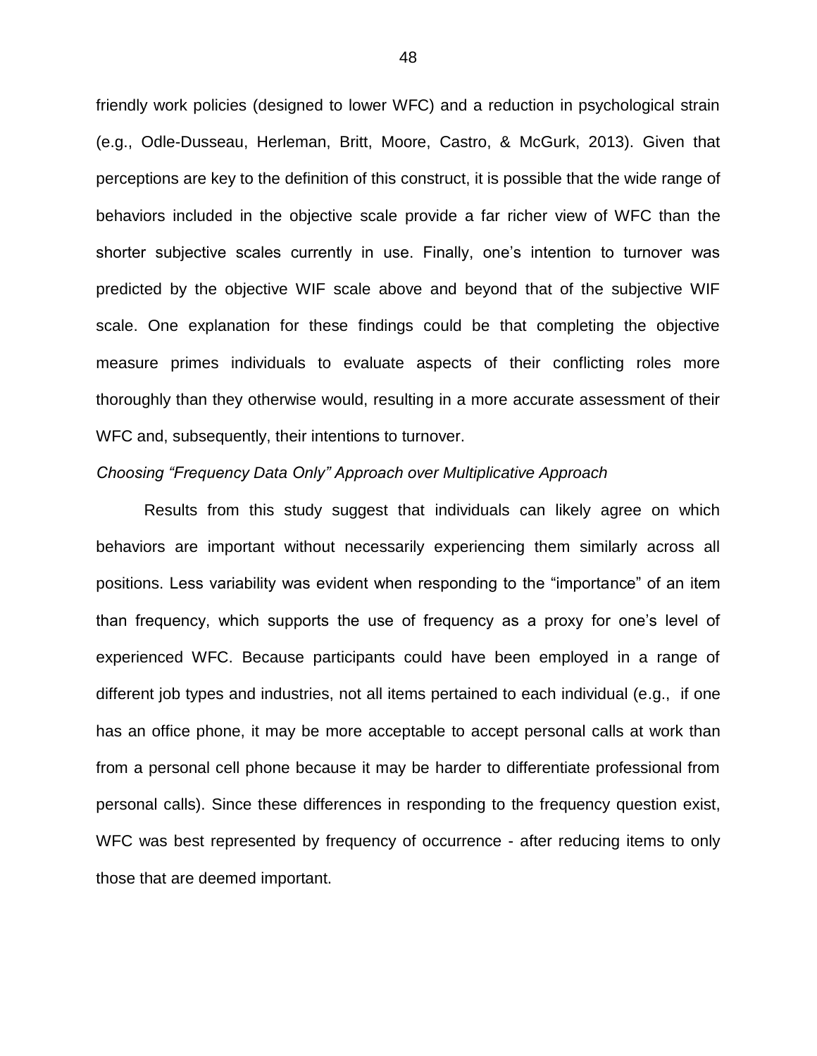friendly work policies (designed to lower WFC) and a reduction in psychological strain (e.g., Odle-Dusseau, Herleman, Britt, Moore, Castro, & McGurk, 2013). Given that perceptions are key to the definition of this construct, it is possible that the wide range of behaviors included in the objective scale provide a far richer view of WFC than the shorter subjective scales currently in use. Finally, one's intention to turnover was predicted by the objective WIF scale above and beyond that of the subjective WIF scale. One explanation for these findings could be that completing the objective measure primes individuals to evaluate aspects of their conflicting roles more thoroughly than they otherwise would, resulting in a more accurate assessment of their WFC and, subsequently, their intentions to turnover.

*Choosing "Frequency Data Only" Approach over Multiplicative Approach*

Results from this study suggest that individuals can likely agree on which behaviors are important without necessarily experiencing them similarly across all positions. Less variability was evident when responding to the "importance" of an item than frequency, which supports the use of frequency as a proxy for one's level of experienced WFC. Because participants could have been employed in a range of different job types and industries, not all items pertained to each individual (e.g., if one has an office phone, it may be more acceptable to accept personal calls at work than from a personal cell phone because it may be harder to differentiate professional from personal calls). Since these differences in responding to the frequency question exist, WFC was best represented by frequency of occurrence - after reducing items to only those that are deemed important.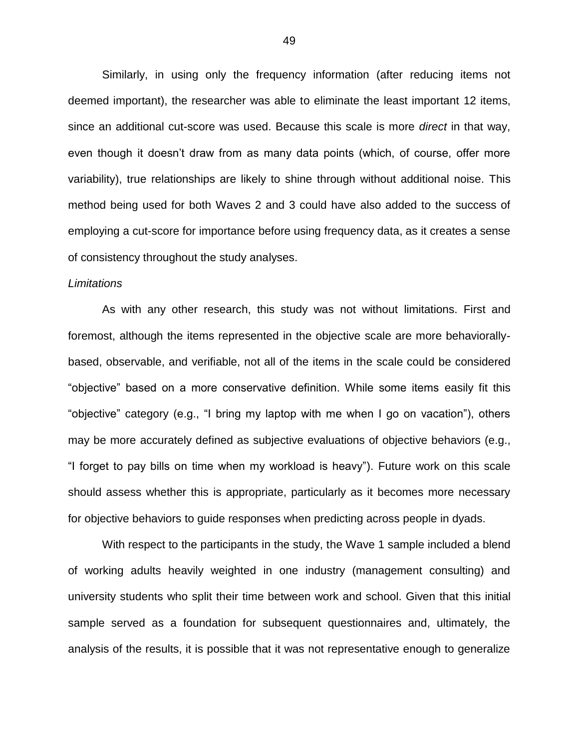Similarly, in using only the frequency information (after reducing items not deemed important), the researcher was able to eliminate the least important 12 items, since an additional cut-score was used. Because this scale is more *direct* in that way, even though it doesn't draw from as many data points (which, of course, offer more variability), true relationships are likely to shine through without additional noise. This method being used for both Waves 2 and 3 could have also added to the success of employing a cut-score for importance before using frequency data, as it creates a sense of consistency throughout the study analyses.

*Limitations*

As with any other research, this study was not without limitations. First and foremost, although the items represented in the objective scale are more behaviorally-based, observable, and verifiable, not all of the items in the scale could be considered "objective" based on a more conservative definition. While some items easily fit this "objective" category (e.g., "I bring my laptop with me when I go on vacation"), others may be more accurately defined as subjective evaluations of objective behaviors (e.g., "I forget to pay bills on time when my workload is heavy"). Future work on this scale should assess whether this is appropriate, particularly as it becomes more necessary for objective behaviors to guide responses when predicting across people in dyads.

With respect to the participants in the study, the Wave 1 sample included a blend of working adults heavily weighted in one industry (management consulting) and university students who split their time between work and school. Given that this initial sample served as a foundation for subsequent questionnaires and, ultimately, the analysis of the results, it is possible that it was not representative enough to generalize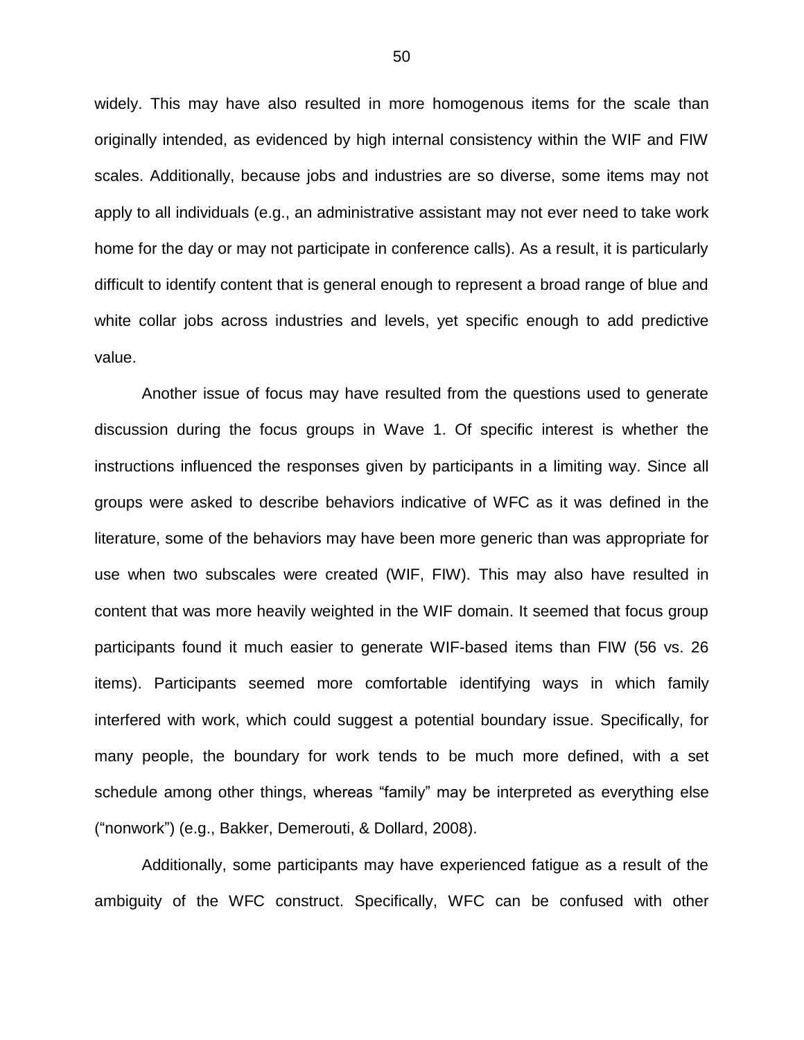widely. This may have also resulted in more homogenous items for the scale than originally intended, as evidenced by high internal consistency within the WIF and FIW scales. Additionally, because jobs and industries are so diverse, some items may not apply to all individuals (e.g., an administrative assistant may not ever need to take work home for the day or may not participate in conference calls). As a result, it is particularly difficult to identify content that is general enough to represent a broad range of blue and white collar jobs across industries and levels, yet specific enough to add predictive value.

Another issue of focus may have resulted from the questions used to generate discussion during the focus groups in Wave 1. Of specific interest is whether the instructions influenced the responses given by participants in a limiting way. Since all groups were asked to describe behaviors indicative of WFC as it was defined in the literature, some of the behaviors may have been more generic than was appropriate for use when two subscales were created (WIF, FIW). This may also have resulted in content that was more heavily weighted in the WIF domain. It seemed that focus group participants found it much easier to generate WIF-based items than FIW (56 vs. 26 items). Participants seemed more comfortable identifying ways in which family interfered with work, which could suggest a potential boundary issue. Specifically, for many people, the boundary for work tends to be much more defined, with a set schedule among other things, whereas "family" may be interpreted as everything else ("nonwork") (e.g., Bakker, Demerouti, & Dollard, 2008).

Additionally, some participants may have experienced fatigue as a result of the ambiguity of the WFC construct. Specifically, WFC can be confused with other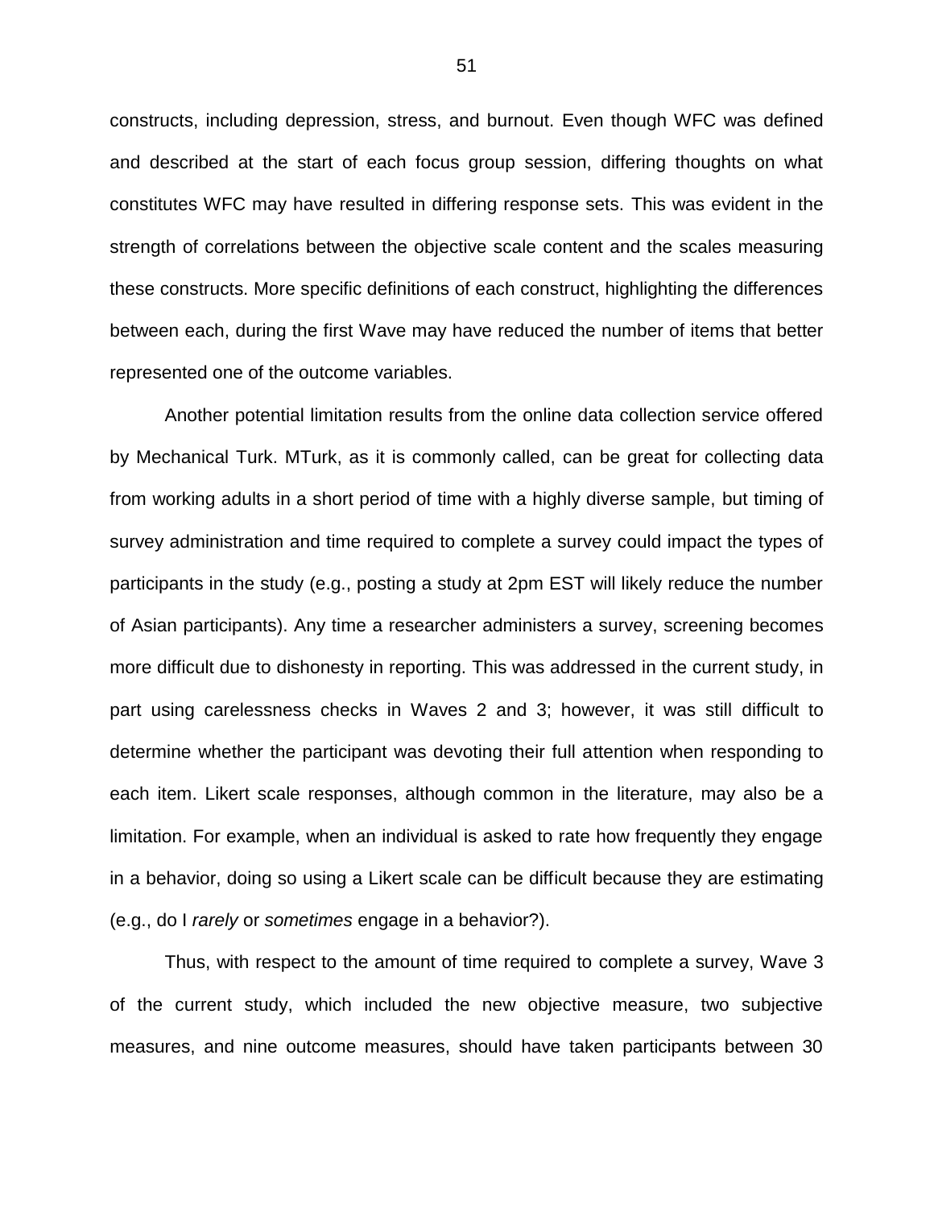constructs, including depression, stress, and burnout. Even though WFC was defined and described at the start of each focus group session, differing thoughts on what constitutes WFC may have resulted in differing response sets. This was evident in the strength of correlations between the objective scale content and the scales measuring these constructs. More specific definitions of each construct, highlighting the differences between each, during the first Wave may have reduced the number of items that better represented one of the outcome variables.

Another potential limitation results from the online data collection service offered by Mechanical Turk. MTurk, as it is commonly called, can be great for collecting data from working adults in a short period of time with a highly diverse sample, but timing of survey administration and time required to complete a survey could impact the types of participants in the study (e.g., posting a study at 2pm EST will likely reduce the number of Asian participants). Any time a researcher administers a survey, screening becomes more difficult due to dishonesty in reporting. This was addressed in the current study, in part using carelessness checks in Waves 2 and 3; however, it was still difficult to determine whether the participant was devoting their full attention when responding to each item. Likert scale responses, although common in the literature, may also be a limitation. For example, when an individual is asked to rate how frequently they engage in a behavior, doing so using a Likert scale can be difficult because they are estimating (e.g., do I *rarely* or *sometimes* engage in a behavior?).

Thus, with respect to the amount of time required to complete a survey, Wave 3 of the current study, which included the new objective measure, two subjective measures, and nine outcome measures, should have taken participants between 30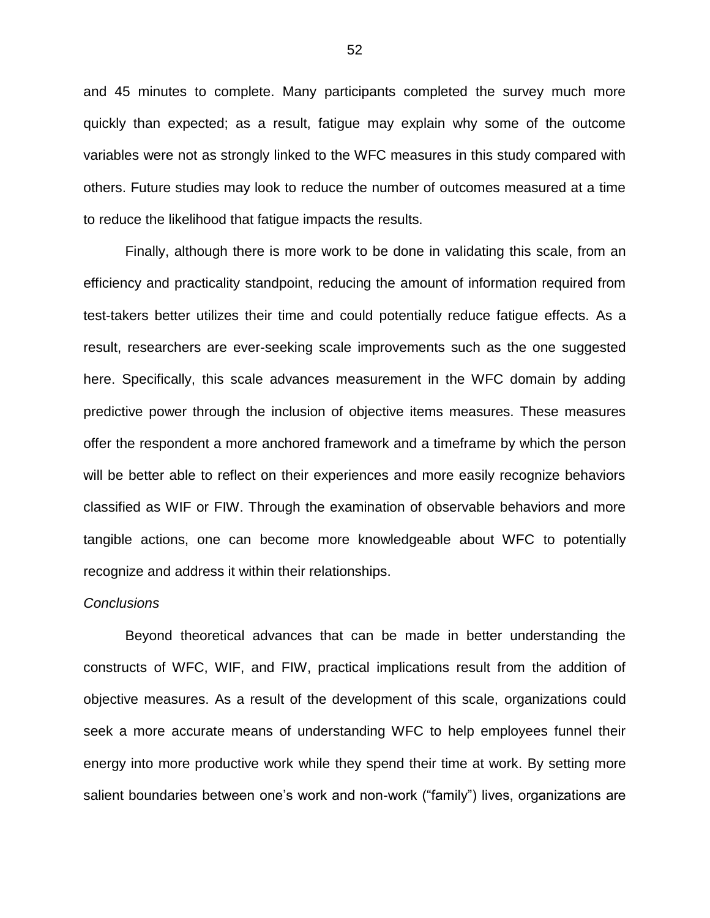and 45 minutes to complete. Many participants completed the survey much more quickly than expected; as a result, fatigue may explain why some of the outcome variables were not as strongly linked to the WFC measures in this study compared with others. Future studies may look to reduce the number of outcomes measured at a time to reduce the likelihood that fatigue impacts the results.

Finally, although there is more work to be done in validating this scale, from an efficiency and practicality standpoint, reducing the amount of information required from test-takers better utilizes their time and could potentially reduce fatigue effects. As a result, researchers are ever-seeking scale improvements such as the one suggested here. Specifically, this scale advances measurement in the WFC domain by adding predictive power through the inclusion of objective items measures. These measures offer the respondent a more anchored framework and a timeframe by which the person will be better able to reflect on their experiences and more easily recognize behaviors classified as WIF or FIW. Through the examination of observable behaviors and more tangible actions, one can become more knowledgeable about WFC to potentially recognize and address it within their relationships.

*Conclusions*

Beyond theoretical advances that can be made in better understanding the constructs of WFC, WIF, and FIW, practical implications result from the addition of objective measures. As a result of the development of this scale, organizations could seek a more accurate means of understanding WFC to help employees funnel their energy into more productive work while they spend their time at work. By setting more salient boundaries between one's work and non-work ("family") lives, organizations are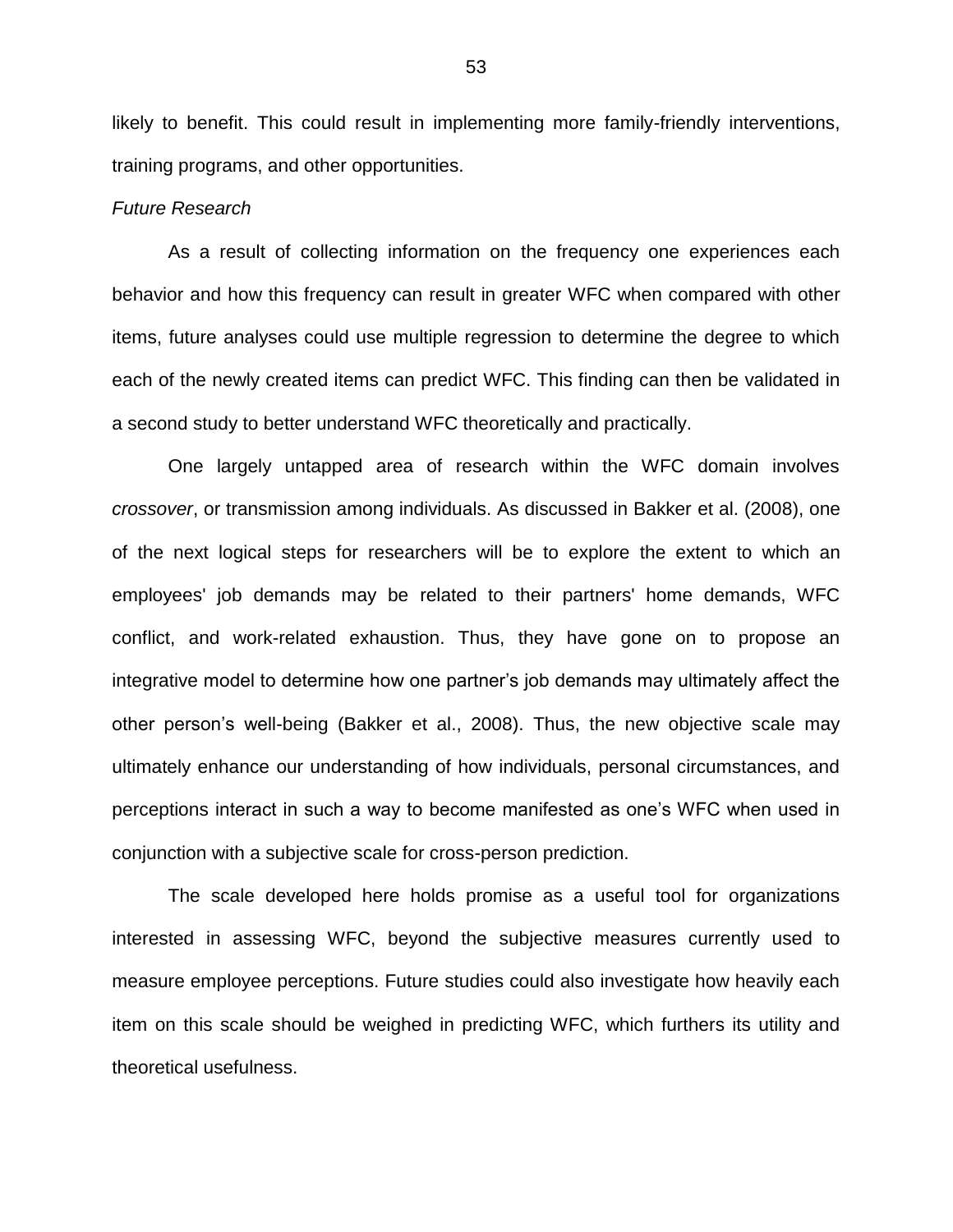likely to benefit. This could result in implementing more family-friendly interventions, training programs, and other opportunities.

*Future Research*

As a result of collecting information on the frequency one experiences each behavior and how this frequency can result in greater WFC when compared with other items, future analyses could use multiple regression to determine the degree to which each of the newly created items can predict WFC. This finding can then be validated in a second study to better understand WFC theoretically and practically.

One largely untapped area of research within the WFC domain involves *crossover*, or transmission among individuals. As discussed in Bakker et al. (2008), one of the next logical steps for researchers will be to explore the extent to which an employees' job demands may be related to their partners' home demands, WFC conflict, and work-related exhaustion. Thus, they have gone on to propose an integrative model to determine how one partner's job demands may ultimately affect the other person's well-being (Bakker et al., 2008). Thus, the new objective scale may ultimately enhance our understanding of how individuals, personal circumstances, and perceptions interact in such a way to become manifested as one's WFC when used in conjunction with a subjective scale for cross-person prediction.

The scale developed here holds promise as a useful tool for organizations interested in assessing WFC, beyond the subjective measures currently used to measure employee perceptions. Future studies could also investigate how heavily each item on this scale should be weighed in predicting WFC, which furthers its utility and theoretical usefulness.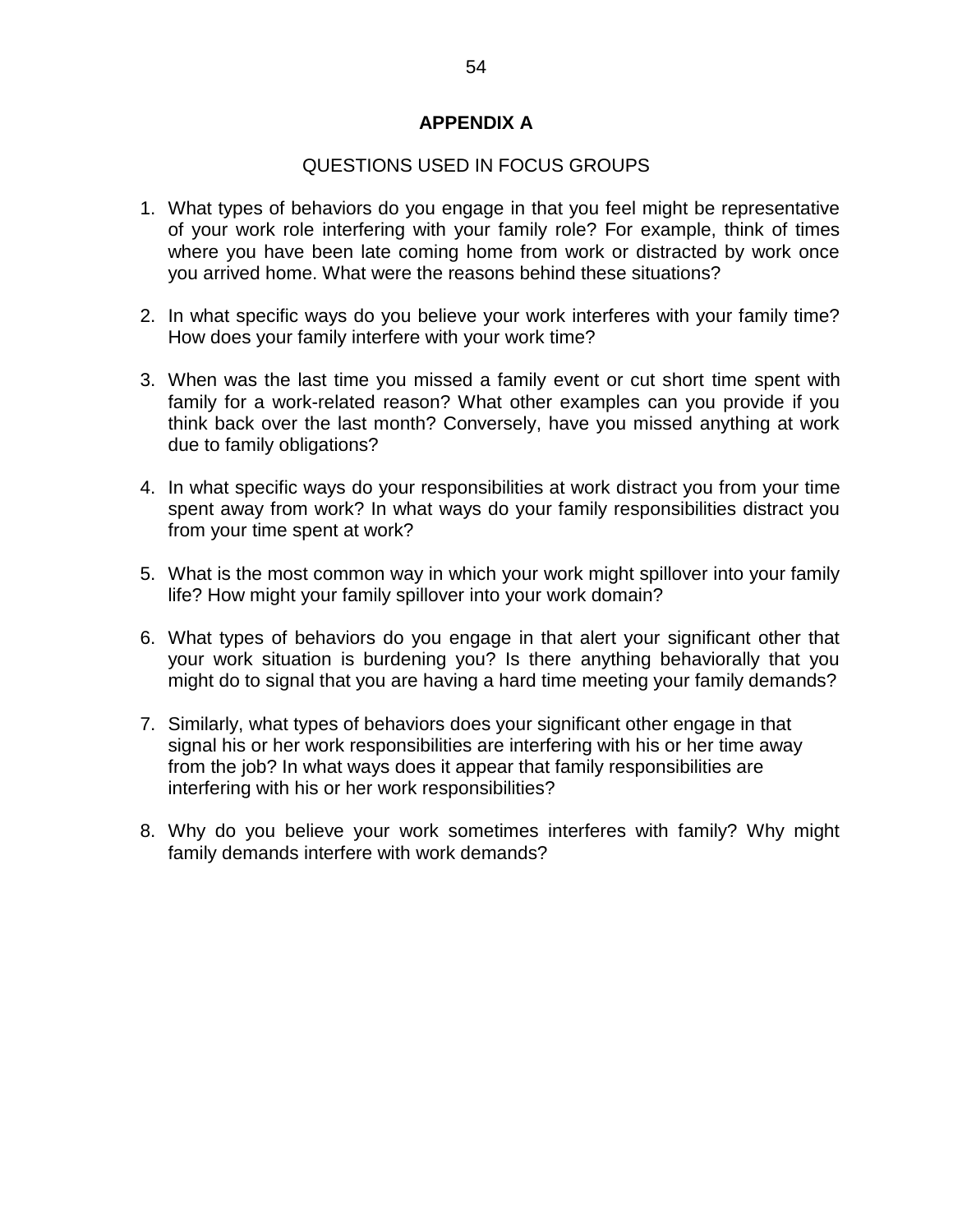# APPENDIX A

## QUESTIONS USED IN FOCUS GROUPS

1. What types of behaviors do you engage in that you feel might be representative of your work role interfering with your family role? For example, think of times where you have been late coming home from work or distracted by work once you arrived home. What were the reasons behind these situations?

2. In what specific ways do you believe your work interferes with your family time? How does your family interfere with your work time?

3. When was the last time you missed a family event or cut short time spent with family for a work-related reason? What other examples can you provide if you think back over the last month? Conversely, have you missed anything at work due to family obligations?

4. In what specific ways do your responsibilities at work distract you from your time spent away from work? In what ways do your family responsibilities distract you from your time spent at work?

5. What is the most common way in which your work might spillover into your family life? How might your family spillover into your work domain?

6. What types of behaviors do you engage in that alert your significant other that your work situation is burdening you? Is there anything behaviorally that you might do to signal that you are having a hard time meeting your family demands?

7. Similarly, what types of behaviors does your significant other engage in that signal his or her work responsibilities are interfering with his or her time away from the job? In what ways does it appear that family responsibilities are interfering with his or her work responsibilities?

8. Why do you believe your work sometimes interferes with family? Why might family demands interfere with work demands?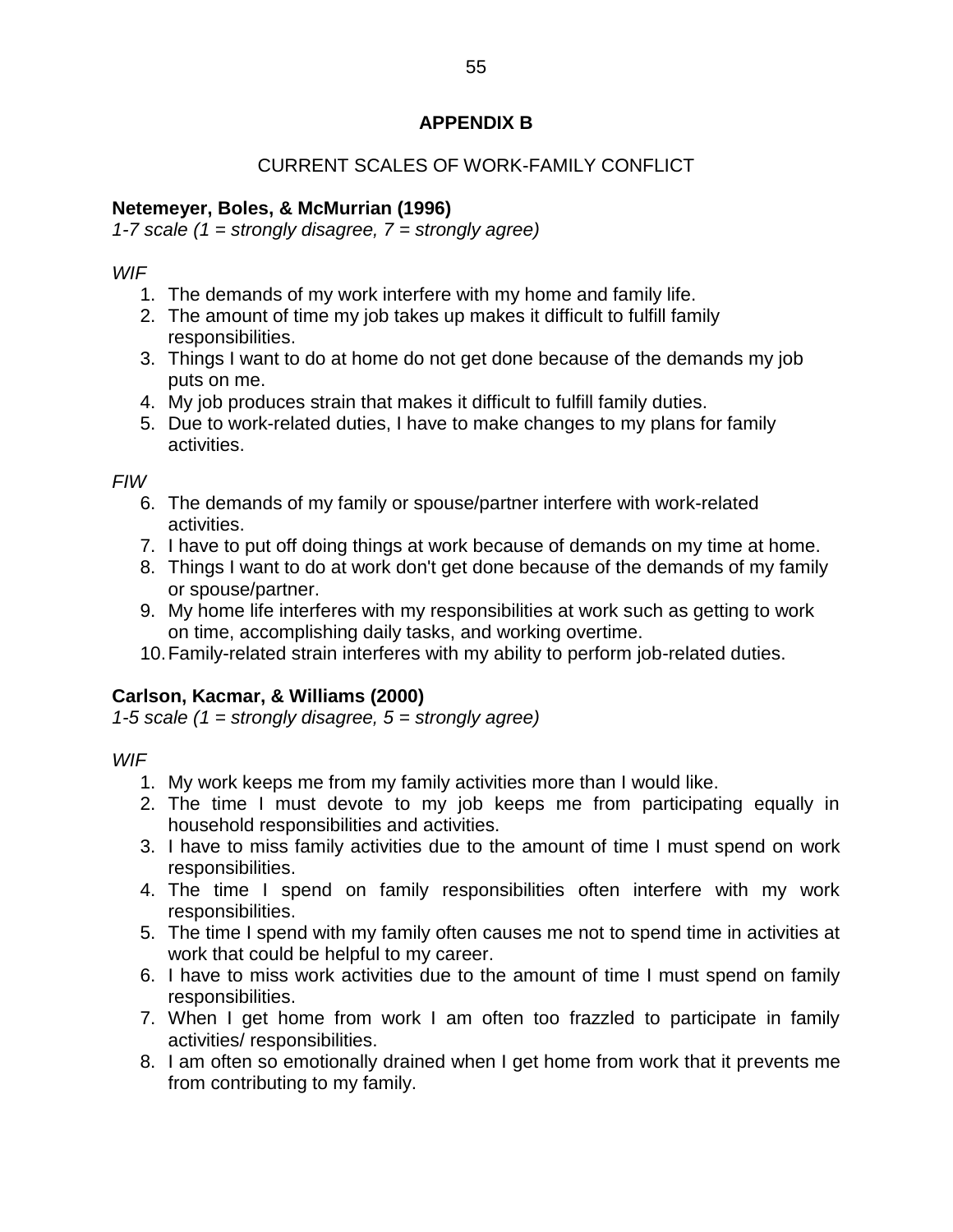## APPENDIX B

CURRENT SCALES OF WORK-FAMILY CONFLICT

**Netemeyer, Boles, & McMurrian (1996)**
*1-7 scale (1 = strongly disagree, 7 = strongly agree)*

*WIF*

1. The demands of my work interfere with my home and family life.
2. The amount of time my job takes up makes it difficult to fulfill family responsibilities.
3. Things I want to do at home do not get done because of the demands my job puts on me.
4. My job produces strain that makes it difficult to fulfill family duties.
5. Due to work-related duties, I have to make changes to my plans for family activities.

*FIW*

6. The demands of my family or spouse/partner interfere with work-related activities.
7. I have to put off doing things at work because of demands on my time at home.
8. Things I want to do at work don't get done because of the demands of my family or spouse/partner.
9. My home life interferes with my responsibilities at work such as getting to work on time, accomplishing daily tasks, and working overtime.
10. Family-related strain interferes with my ability to perform job-related duties.

**Carlson, Kacmar, & Williams (2000)**
*1-5 scale (1 = strongly disagree, 5 = strongly agree)*

*WIF*

1. My work keeps me from my family activities more than I would like.
2. The time I must devote to my job keeps me from participating equally in household responsibilities and activities.
3. I have to miss family activities due to the amount of time I must spend on work responsibilities.
4. The time I spend on family responsibilities often interfere with my work responsibilities.
5. The time I spend with my family often causes me not to spend time in activities at work that could be helpful to my career.
6. I have to miss work activities due to the amount of time I must spend on family responsibilities.
7. When I get home from work I am often too frazzled to participate in family activities/ responsibilities.
8. I am often so emotionally drained when I get home from work that it prevents me from contributing to my family.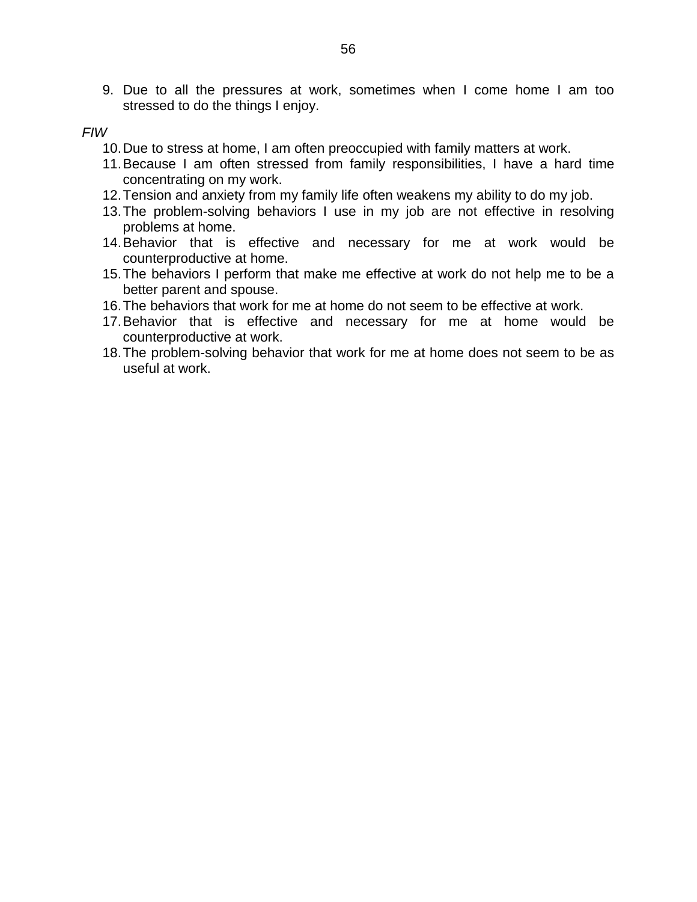9. Due to all the pressures at work, sometimes when I come home I am too stressed to do the things I enjoy.

*FIW*

10. Due to stress at home, I am often preoccupied with family matters at work.
11. Because I am often stressed from family responsibilities, I have a hard time concentrating on my work.
12. Tension and anxiety from my family life often weakens my ability to do my job.
13. The problem-solving behaviors I use in my job are not effective in resolving problems at home.
14. Behavior that is effective and necessary for me at work would be counterproductive at home.
15. The behaviors I perform that make me effective at work do not help me to be a better parent and spouse.
16. The behaviors that work for me at home do not seem to be effective at work.
17. Behavior that is effective and necessary for me at home would be counterproductive at work.
18. The problem-solving behavior that work for me at home does not seem to be as useful at work.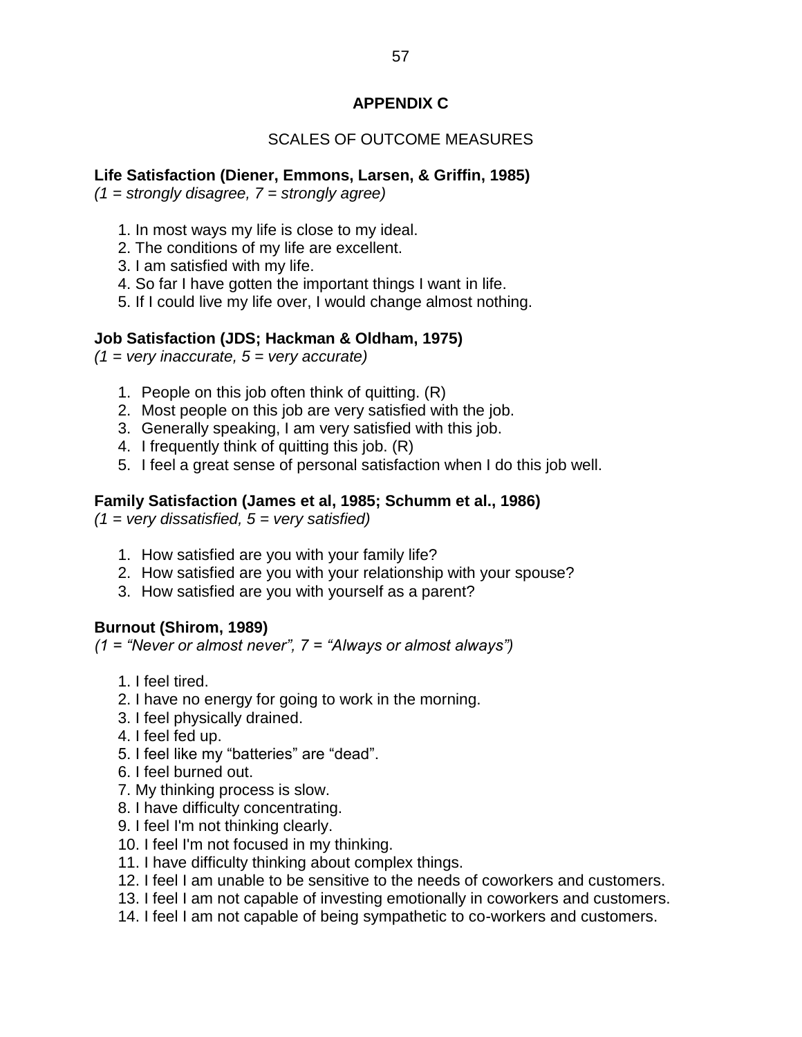# APPENDIX C

## SCALES OF OUTCOME MEASURES

### Life Satisfaction (Diener, Emmons, Larsen, & Griffin, 1985)

*(1 = strongly disagree, 7 = strongly agree)*

1. In most ways my life is close to my ideal.
2. The conditions of my life are excellent.
3. I am satisfied with my life.
4. So far I have gotten the important things I want in life.
5. If I could live my life over, I would change almost nothing.

### Job Satisfaction (JDS; Hackman & Oldham, 1975)

*(1 = very inaccurate, 5 = very accurate)*

1. People on this job often think of quitting. (R)
2. Most people on this job are very satisfied with the job.
3. Generally speaking, I am very satisfied with this job.
4. I frequently think of quitting this job. (R)
5. I feel a great sense of personal satisfaction when I do this job well.

### Family Satisfaction (James et al, 1985; Schumm et al., 1986)

*(1 = very dissatisfied, 5 = very satisfied)*

1. How satisfied are you with your family life?
2. How satisfied are you with your relationship with your spouse?
3. How satisfied are you with yourself as a parent?

### Burnout (Shirom, 1989)

*(1 = "Never or almost never", 7 = "Always or almost always")*

1. I feel tired.
2. I have no energy for going to work in the morning.
3. I feel physically drained.
4. I feel fed up.
5. I feel like my "batteries" are "dead".
6. I feel burned out.
7. My thinking process is slow.
8. I have difficulty concentrating.
9. I feel I'm not thinking clearly.
10. I feel I'm not focused in my thinking.
11. I have difficulty thinking about complex things.
12. I feel I am unable to be sensitive to the needs of coworkers and customers.
13. I feel I am not capable of investing emotionally in coworkers and customers.
14. I feel I am not capable of being sympathetic to co-workers and customers.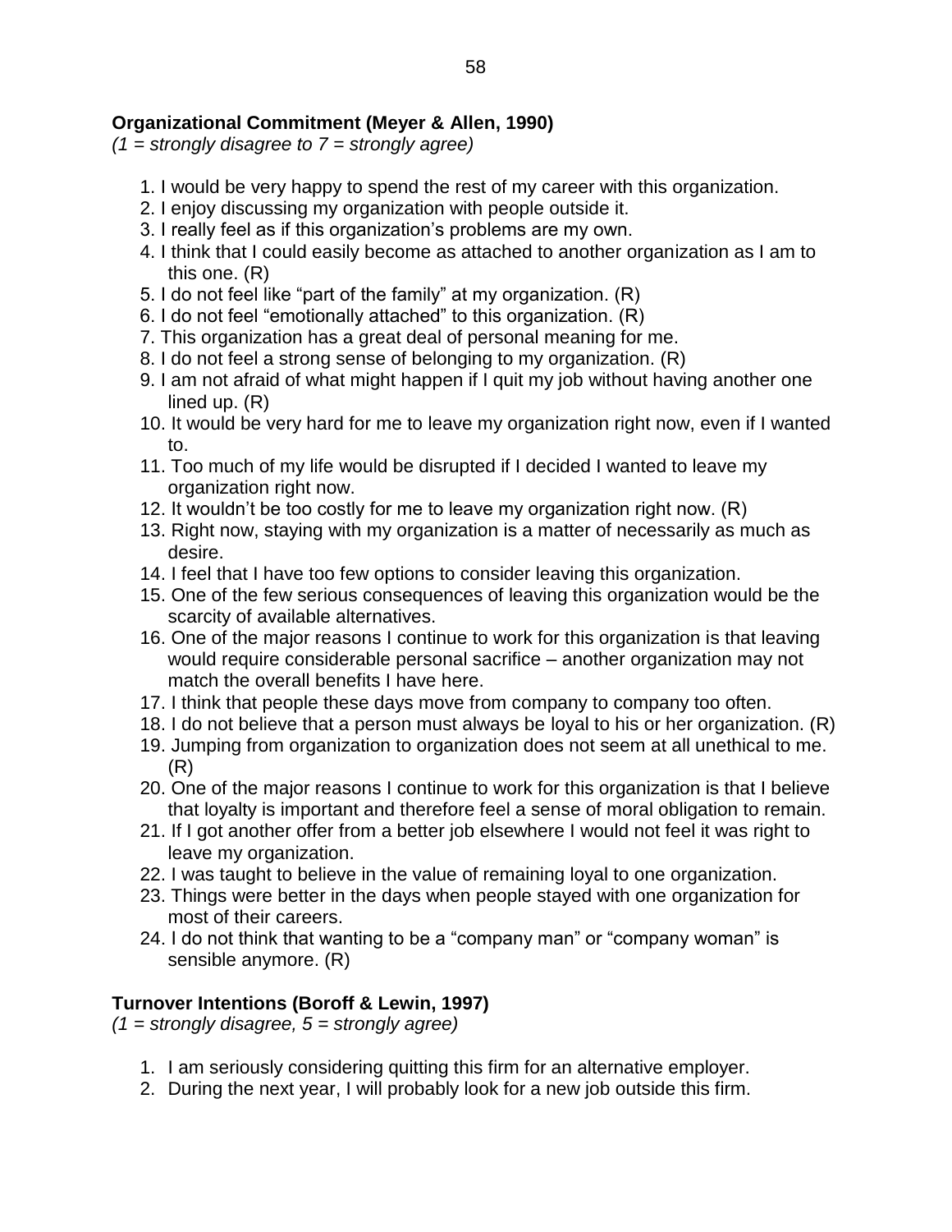**Organizational Commitment (Meyer & Allen, 1990)**
*(1 = strongly disagree to 7 = strongly agree)*

1. I would be very happy to spend the rest of my career with this organization.
2. I enjoy discussing my organization with people outside it.
3. I really feel as if this organization's problems are my own.
4. I think that I could easily become as attached to another organization as I am to this one. (R)
5. I do not feel like "part of the family" at my organization. (R)
6. I do not feel "emotionally attached" to this organization. (R)
7. This organization has a great deal of personal meaning for me.
8. I do not feel a strong sense of belonging to my organization. (R)
9. I am not afraid of what might happen if I quit my job without having another one lined up. (R)
10. It would be very hard for me to leave my organization right now, even if I wanted to.
11. Too much of my life would be disrupted if I decided I wanted to leave my organization right now.
12. It wouldn't be too costly for me to leave my organization right now. (R)
13. Right now, staying with my organization is a matter of necessarily as much as desire.
14. I feel that I have too few options to consider leaving this organization.
15. One of the few serious consequences of leaving this organization would be the scarcity of available alternatives.
16. One of the major reasons I continue to work for this organization is that leaving would require considerable personal sacrifice – another organization may not match the overall benefits I have here.
17. I think that people these days move from company to company too often.
18. I do not believe that a person must always be loyal to his or her organization. (R)
19. Jumping from organization to organization does not seem at all unethical to me. (R)
20. One of the major reasons I continue to work for this organization is that I believe that loyalty is important and therefore feel a sense of moral obligation to remain.
21. If I got another offer from a better job elsewhere I would not feel it was right to leave my organization.
22. I was taught to believe in the value of remaining loyal to one organization.
23. Things were better in the days when people stayed with one organization for most of their careers.
24. I do not think that wanting to be a "company man" or "company woman" is sensible anymore. (R)

**Turnover Intentions (Boroff & Lewin, 1997)**
*(1 = strongly disagree, 5 = strongly agree)*

1. I am seriously considering quitting this firm for an alternative employer.
2. During the next year, I will probably look for a new job outside this firm.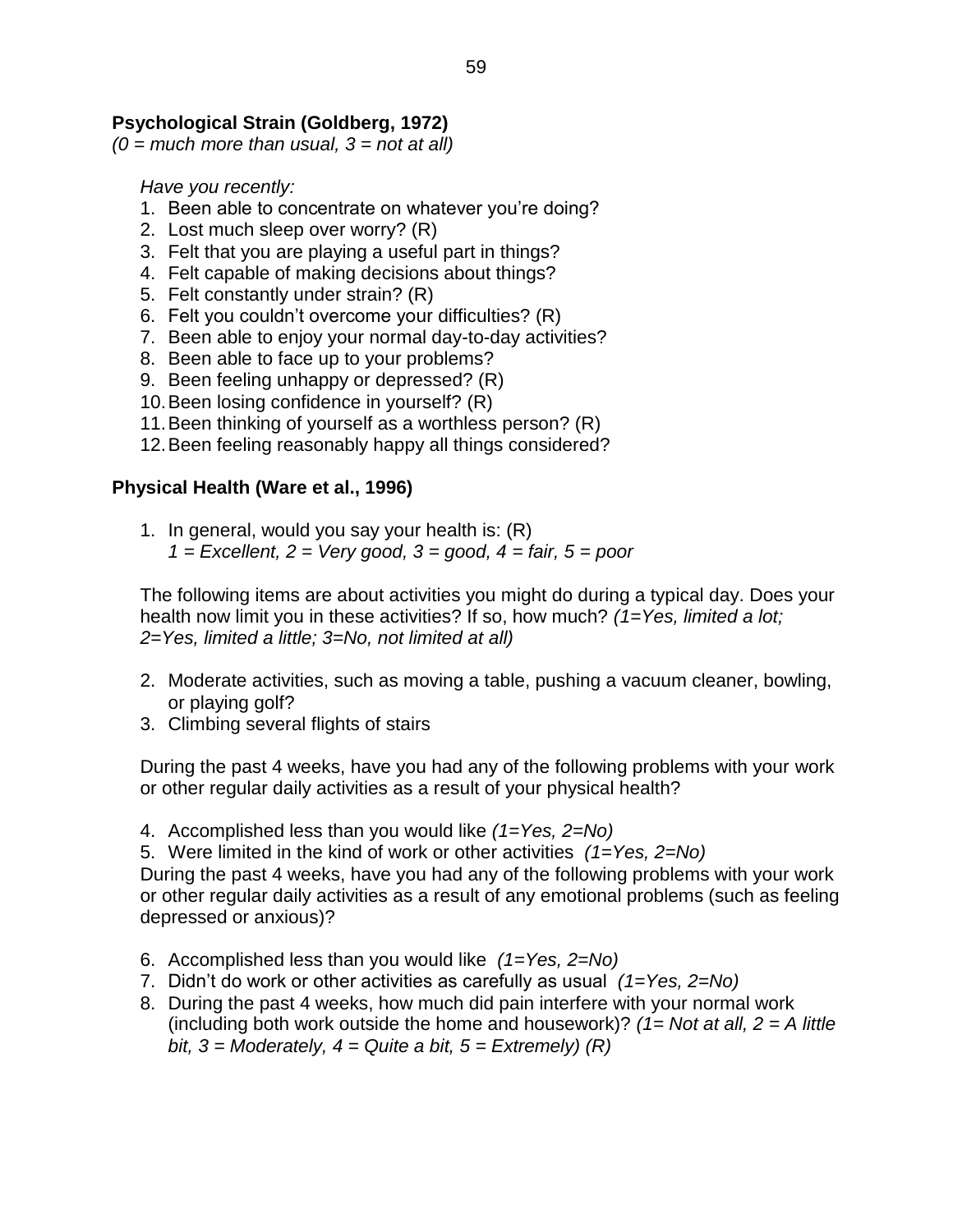**Psychological Strain (Goldberg, 1972)**
*(0 = much more than usual, 3 = not at all)*

*Have you recently:*

1. Been able to concentrate on whatever you're doing?
2. Lost much sleep over worry? (R)
3. Felt that you are playing a useful part in things?
4. Felt capable of making decisions about things?
5. Felt constantly under strain? (R)
6. Felt you couldn't overcome your difficulties? (R)
7. Been able to enjoy your normal day-to-day activities?
8. Been able to face up to your problems?
9. Been feeling unhappy or depressed? (R)
10. Been losing confidence in yourself? (R)
11. Been thinking of yourself as a worthless person? (R)
12. Been feeling reasonably happy all things considered?

**Physical Health (Ware et al., 1996)**

1. In general, would you say your health is: (R)
   *1 = Excellent, 2 = Very good, 3 = good, 4 = fair, 5 = poor*

The following items are about activities you might do during a typical day. Does your health now limit you in these activities? If so, how much? *(1=Yes, limited a lot; 2=Yes, limited a little; 3=No, not limited at all)*

2. Moderate activities, such as moving a table, pushing a vacuum cleaner, bowling, or playing golf?
3. Climbing several flights of stairs

During the past 4 weeks, have you had any of the following problems with your work or other regular daily activities as a result of your physical health?

4. Accomplished less than you would like *(1=Yes, 2=No)*
5. Were limited in the kind of work or other activities *(1=Yes, 2=No)*

During the past 4 weeks, have you had any of the following problems with your work or other regular daily activities as a result of any emotional problems (such as feeling depressed or anxious)?

6. Accomplished less than you would like *(1=Yes, 2=No)*
7. Didn't do work or other activities as carefully as usual *(1=Yes, 2=No)*
8. During the past 4 weeks, how much did pain interfere with your normal work (including both work outside the home and housework)? *(1= Not at all, 2 = A little bit, 3 = Moderately, 4 = Quite a bit, 5 = Extremely) (R)*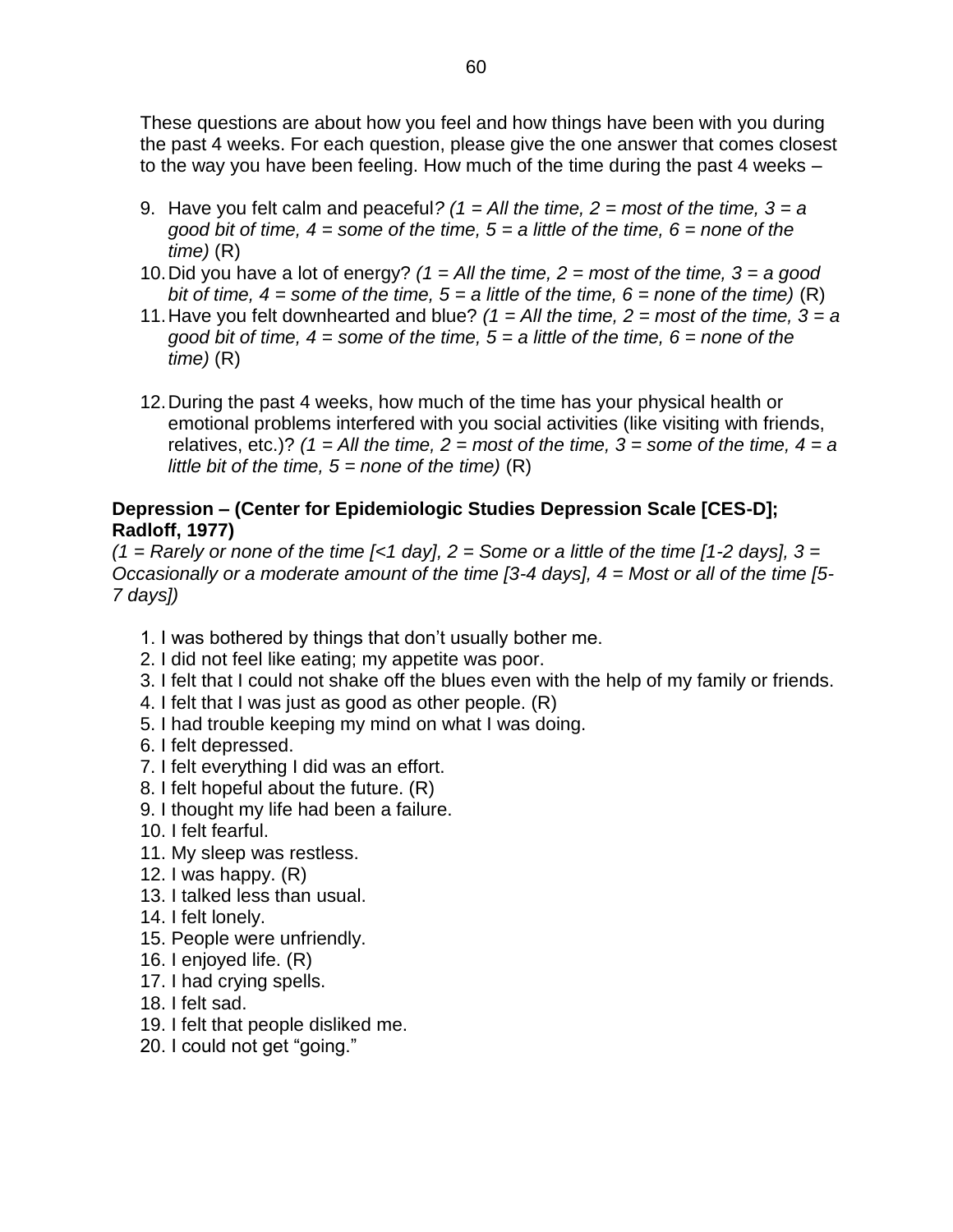These questions are about how you feel and how things have been with you during the past 4 weeks. For each question, please give the one answer that comes closest to the way you have been feeling. How much of the time during the past 4 weeks –

9. Have you felt calm and peaceful*? (1 = All the time, 2 = most of the time, 3 = a good bit of time, 4 = some of the time, 5 = a little of the time, 6 = none of the time)* (R)
10. Did you have a lot of energy? *(1 = All the time, 2 = most of the time, 3 = a good bit of time, 4 = some of the time, 5 = a little of the time, 6 = none of the time)* (R)
11. Have you felt downhearted and blue? *(1 = All the time, 2 = most of the time, 3 = a good bit of time, 4 = some of the time, 5 = a little of the time, 6 = none of the time)* (R)

12. During the past 4 weeks, how much of the time has your physical health or emotional problems interfered with you social activities (like visiting with friends, relatives, etc.)? *(1 = All the time, 2 = most of the time, 3 = some of the time, 4 = a little bit of the time, 5 = none of the time)* (R)

**Depression – (Center for Epidemiologic Studies Depression Scale [CES-D]; Radloff, 1977)**

*(1 = Rarely or none of the time [<1 day], 2 = Some or a little of the time [1-2 days], 3 = Occasionally or a moderate amount of the time [3-4 days], 4 = Most or all of the time [5-7 days])*

1. I was bothered by things that don't usually bother me.
2. I did not feel like eating; my appetite was poor.
3. I felt that I could not shake off the blues even with the help of my family or friends.
4. I felt that I was just as good as other people. (R)
5. I had trouble keeping my mind on what I was doing.
6. I felt depressed.
7. I felt everything I did was an effort.
8. I felt hopeful about the future. (R)
9. I thought my life had been a failure.
10. I felt fearful.
11. My sleep was restless.
12. I was happy. (R)
13. I talked less than usual.
14. I felt lonely.
15. People were unfriendly.
16. I enjoyed life. (R)
17. I had crying spells.
18. I felt sad.
19. I felt that people disliked me.
20. I could not get "going."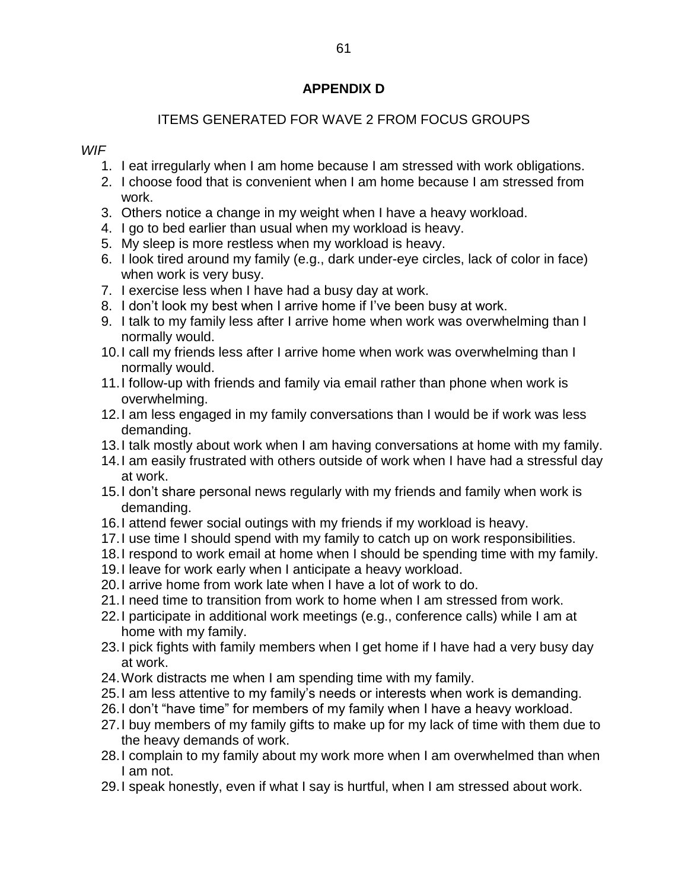## APPENDIX D

ITEMS GENERATED FOR WAVE 2 FROM FOCUS GROUPS

*WIF*

1. I eat irregularly when I am home because I am stressed with work obligations.
2. I choose food that is convenient when I am home because I am stressed from work.
3. Others notice a change in my weight when I have a heavy workload.
4. I go to bed earlier than usual when my workload is heavy.
5. My sleep is more restless when my workload is heavy.
6. I look tired around my family (e.g., dark under-eye circles, lack of color in face) when work is very busy.
7. I exercise less when I have had a busy day at work.
8. I don't look my best when I arrive home if I've been busy at work.
9. I talk to my family less after I arrive home when work was overwhelming than I normally would.
10. I call my friends less after I arrive home when work was overwhelming than I normally would.
11. I follow-up with friends and family via email rather than phone when work is overwhelming.
12. I am less engaged in my family conversations than I would be if work was less demanding.
13. I talk mostly about work when I am having conversations at home with my family.
14. I am easily frustrated with others outside of work when I have had a stressful day at work.
15. I don't share personal news regularly with my friends and family when work is demanding.
16. I attend fewer social outings with my friends if my workload is heavy.
17. I use time I should spend with my family to catch up on work responsibilities.
18. I respond to work email at home when I should be spending time with my family.
19. I leave for work early when I anticipate a heavy workload.
20. I arrive home from work late when I have a lot of work to do.
21. I need time to transition from work to home when I am stressed from work.
22. I participate in additional work meetings (e.g., conference calls) while I am at home with my family.
23. I pick fights with family members when I get home if I have had a very busy day at work.
24. Work distracts me when I am spending time with my family.
25. I am less attentive to my family's needs or interests when work is demanding.
26. I don't "have time" for members of my family when I have a heavy workload.
27. I buy members of my family gifts to make up for my lack of time with them due to the heavy demands of work.
28. I complain to my family about my work more when I am overwhelmed than when I am not.
29. I speak honestly, even if what I say is hurtful, when I am stressed about work.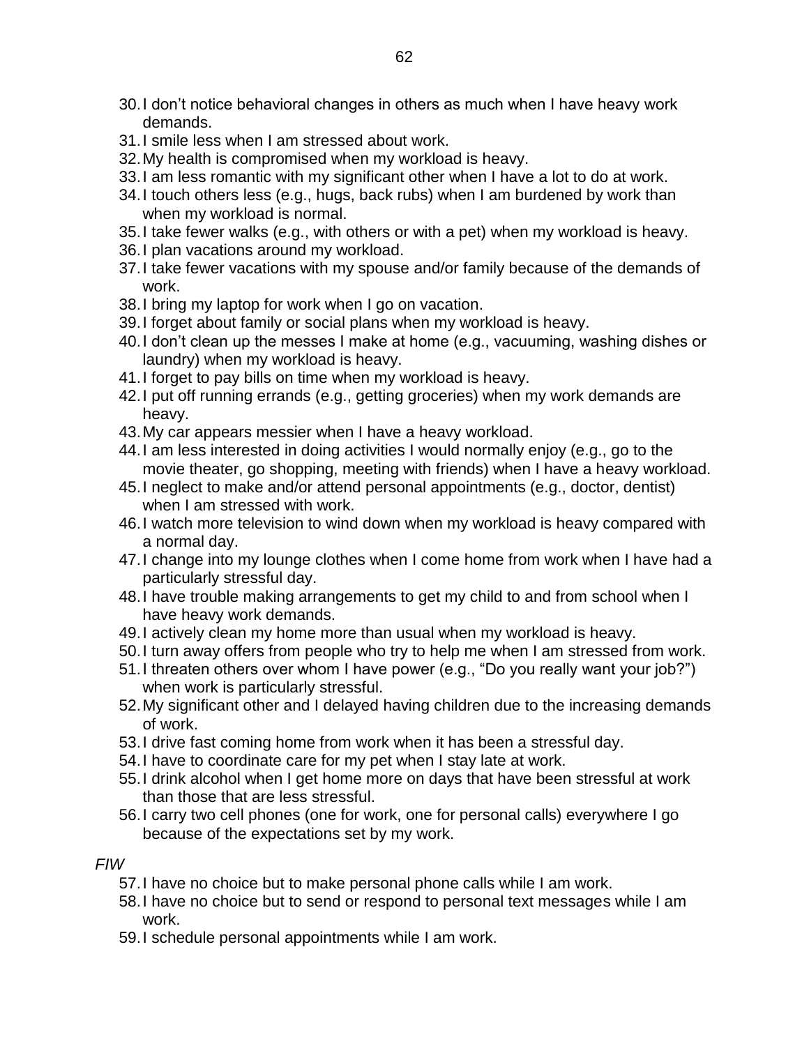30. I don't notice behavioral changes in others as much when I have heavy work demands.
31. I smile less when I am stressed about work.
32. My health is compromised when my workload is heavy.
33. I am less romantic with my significant other when I have a lot to do at work.
34. I touch others less (e.g., hugs, back rubs) when I am burdened by work than when my workload is normal.
35. I take fewer walks (e.g., with others or with a pet) when my workload is heavy.
36. I plan vacations around my workload.
37. I take fewer vacations with my spouse and/or family because of the demands of work.
38. I bring my laptop for work when I go on vacation.
39. I forget about family or social plans when my workload is heavy.
40. I don't clean up the messes I make at home (e.g., vacuuming, washing dishes or laundry) when my workload is heavy.
41. I forget to pay bills on time when my workload is heavy.
42. I put off running errands (e.g., getting groceries) when my work demands are heavy.
43. My car appears messier when I have a heavy workload.
44. I am less interested in doing activities I would normally enjoy (e.g., go to the movie theater, go shopping, meeting with friends) when I have a heavy workload.
45. I neglect to make and/or attend personal appointments (e.g., doctor, dentist) when I am stressed with work.
46. I watch more television to wind down when my workload is heavy compared with a normal day.
47. I change into my lounge clothes when I come home from work when I have had a particularly stressful day.
48. I have trouble making arrangements to get my child to and from school when I have heavy work demands.
49. I actively clean my home more than usual when my workload is heavy.
50. I turn away offers from people who try to help me when I am stressed from work.
51. I threaten others over whom I have power (e.g., "Do you really want your job?") when work is particularly stressful.
52. My significant other and I delayed having children due to the increasing demands of work.
53. I drive fast coming home from work when it has been a stressful day.
54. I have to coordinate care for my pet when I stay late at work.
55. I drink alcohol when I get home more on days that have been stressful at work than those that are less stressful.
56. I carry two cell phones (one for work, one for personal calls) everywhere I go because of the expectations set by my work.

*FIW*

57. I have no choice but to make personal phone calls while I am work.
58. I have no choice but to send or respond to personal text messages while I am work.
59. I schedule personal appointments while I am work.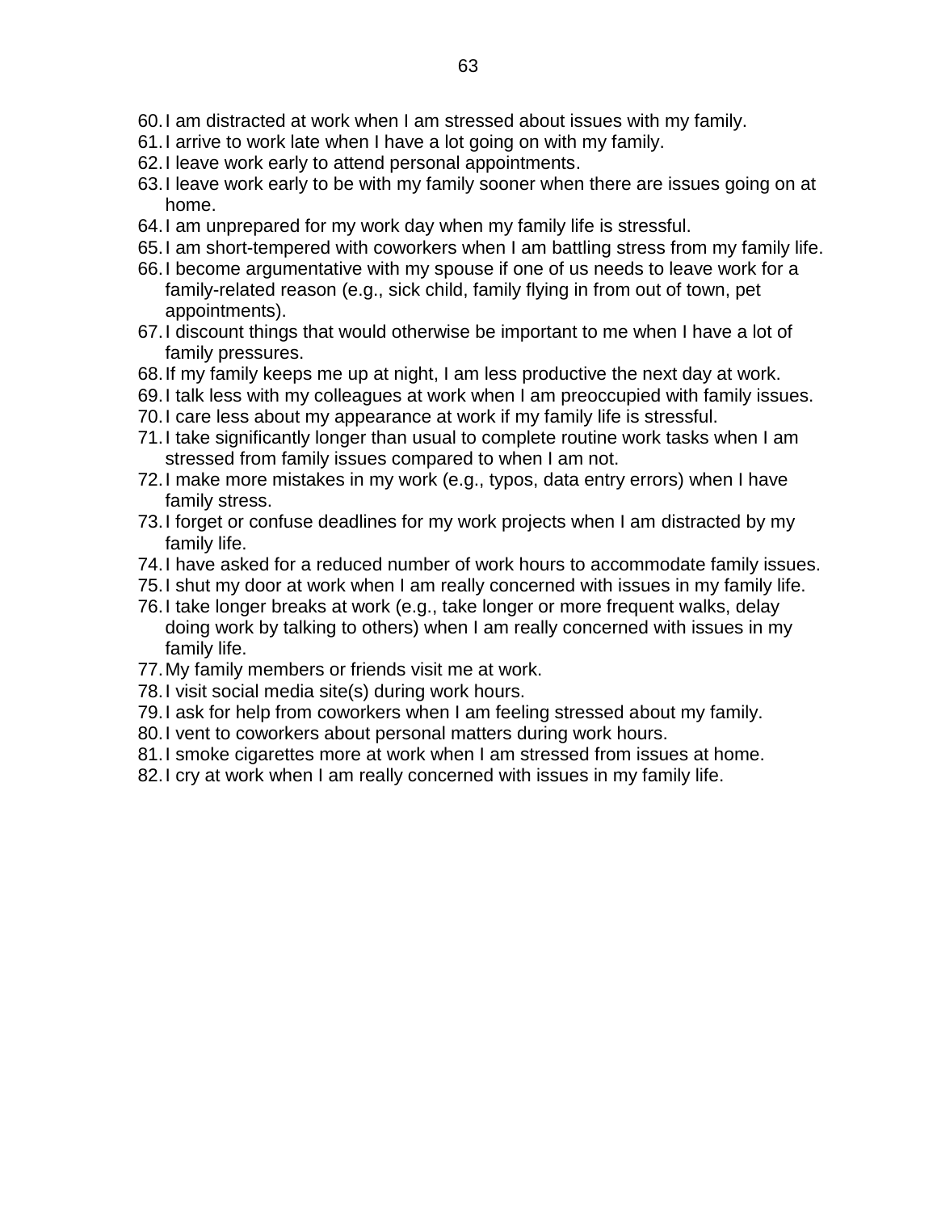60. I am distracted at work when I am stressed about issues with my family.
61. I arrive to work late when I have a lot going on with my family.
62. I leave work early to attend personal appointments.
63. I leave work early to be with my family sooner when there are issues going on at home.
64. I am unprepared for my work day when my family life is stressful.
65. I am short-tempered with coworkers when I am battling stress from my family life.
66. I become argumentative with my spouse if one of us needs to leave work for a family-related reason (e.g., sick child, family flying in from out of town, pet appointments).
67. I discount things that would otherwise be important to me when I have a lot of family pressures.
68. If my family keeps me up at night, I am less productive the next day at work.
69. I talk less with my colleagues at work when I am preoccupied with family issues.
70. I care less about my appearance at work if my family life is stressful.
71. I take significantly longer than usual to complete routine work tasks when I am stressed from family issues compared to when I am not.
72. I make more mistakes in my work (e.g., typos, data entry errors) when I have family stress.
73. I forget or confuse deadlines for my work projects when I am distracted by my family life.
74. I have asked for a reduced number of work hours to accommodate family issues.
75. I shut my door at work when I am really concerned with issues in my family life.
76. I take longer breaks at work (e.g., take longer or more frequent walks, delay doing work by talking to others) when I am really concerned with issues in my family life.
77. My family members or friends visit me at work.
78. I visit social media site(s) during work hours.
79. I ask for help from coworkers when I am feeling stressed about my family.
80. I vent to coworkers about personal matters during work hours.
81. I smoke cigarettes more at work when I am stressed from issues at home.
82. I cry at work when I am really concerned with issues in my family life.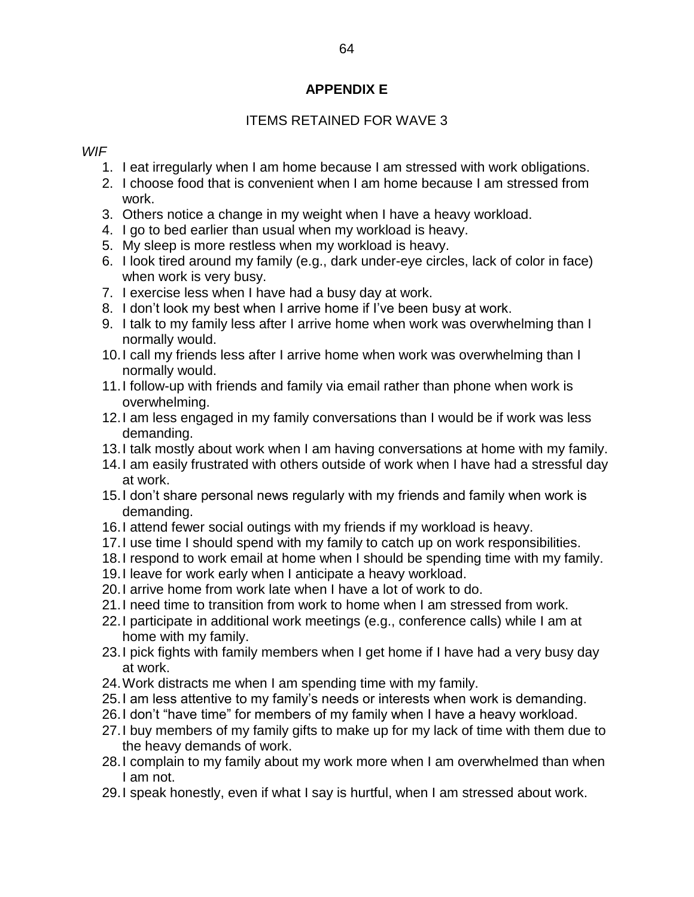# APPENDIX E

## ITEMS RETAINED FOR WAVE 3

*WIF*

1. I eat irregularly when I am home because I am stressed with work obligations.
2. I choose food that is convenient when I am home because I am stressed from work.
3. Others notice a change in my weight when I have a heavy workload.
4. I go to bed earlier than usual when my workload is heavy.
5. My sleep is more restless when my workload is heavy.
6. I look tired around my family (e.g., dark under-eye circles, lack of color in face) when work is very busy.
7. I exercise less when I have had a busy day at work.
8. I don't look my best when I arrive home if I've been busy at work.
9. I talk to my family less after I arrive home when work was overwhelming than I normally would.
10. I call my friends less after I arrive home when work was overwhelming than I normally would.
11. I follow-up with friends and family via email rather than phone when work is overwhelming.
12. I am less engaged in my family conversations than I would be if work was less demanding.
13. I talk mostly about work when I am having conversations at home with my family.
14. I am easily frustrated with others outside of work when I have had a stressful day at work.
15. I don't share personal news regularly with my friends and family when work is demanding.
16. I attend fewer social outings with my friends if my workload is heavy.
17. I use time I should spend with my family to catch up on work responsibilities.
18. I respond to work email at home when I should be spending time with my family.
19. I leave for work early when I anticipate a heavy workload.
20. I arrive home from work late when I have a lot of work to do.
21. I need time to transition from work to home when I am stressed from work.
22. I participate in additional work meetings (e.g., conference calls) while I am at home with my family.
23. I pick fights with family members when I get home if I have had a very busy day at work.
24. Work distracts me when I am spending time with my family.
25. I am less attentive to my family's needs or interests when work is demanding.
26. I don't "have time" for members of my family when I have a heavy workload.
27. I buy members of my family gifts to make up for my lack of time with them due to the heavy demands of work.
28. I complain to my family about my work more when I am overwhelmed than when I am not.
29. I speak honestly, even if what I say is hurtful, when I am stressed about work.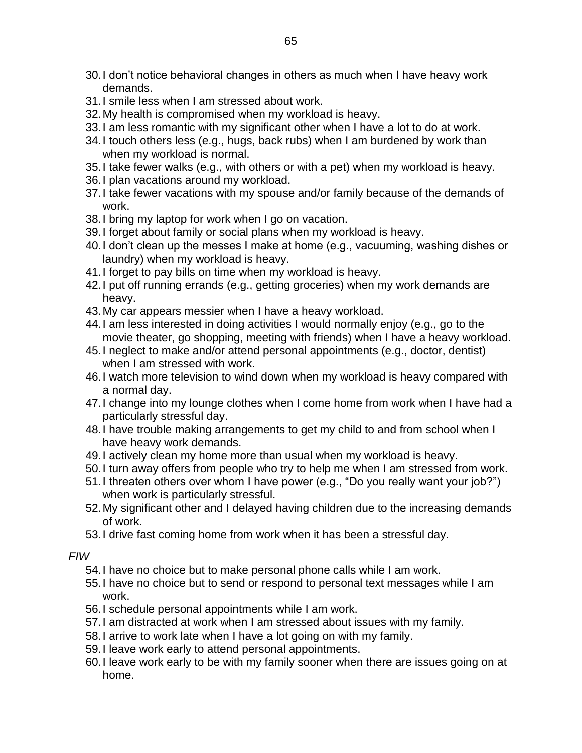30. I don't notice behavioral changes in others as much when I have heavy work demands.
31. I smile less when I am stressed about work.
32. My health is compromised when my workload is heavy.
33. I am less romantic with my significant other when I have a lot to do at work.
34. I touch others less (e.g., hugs, back rubs) when I am burdened by work than when my workload is normal.
35. I take fewer walks (e.g., with others or with a pet) when my workload is heavy.
36. I plan vacations around my workload.
37. I take fewer vacations with my spouse and/or family because of the demands of work.
38. I bring my laptop for work when I go on vacation.
39. I forget about family or social plans when my workload is heavy.
40. I don't clean up the messes I make at home (e.g., vacuuming, washing dishes or laundry) when my workload is heavy.
41. I forget to pay bills on time when my workload is heavy.
42. I put off running errands (e.g., getting groceries) when my work demands are heavy.
43. My car appears messier when I have a heavy workload.
44. I am less interested in doing activities I would normally enjoy (e.g., go to the movie theater, go shopping, meeting with friends) when I have a heavy workload.
45. I neglect to make and/or attend personal appointments (e.g., doctor, dentist) when I am stressed with work.
46. I watch more television to wind down when my workload is heavy compared with a normal day.
47. I change into my lounge clothes when I come home from work when I have had a particularly stressful day.
48. I have trouble making arrangements to get my child to and from school when I have heavy work demands.
49. I actively clean my home more than usual when my workload is heavy.
50. I turn away offers from people who try to help me when I am stressed from work.
51. I threaten others over whom I have power (e.g., "Do you really want your job?") when work is particularly stressful.
52. My significant other and I delayed having children due to the increasing demands of work.
53. I drive fast coming home from work when it has been a stressful day.

*FIW*

54. I have no choice but to make personal phone calls while I am work.
55. I have no choice but to send or respond to personal text messages while I am work.
56. I schedule personal appointments while I am work.
57. I am distracted at work when I am stressed about issues with my family.
58. I arrive to work late when I have a lot going on with my family.
59. I leave work early to attend personal appointments.
60. I leave work early to be with my family sooner when there are issues going on at home.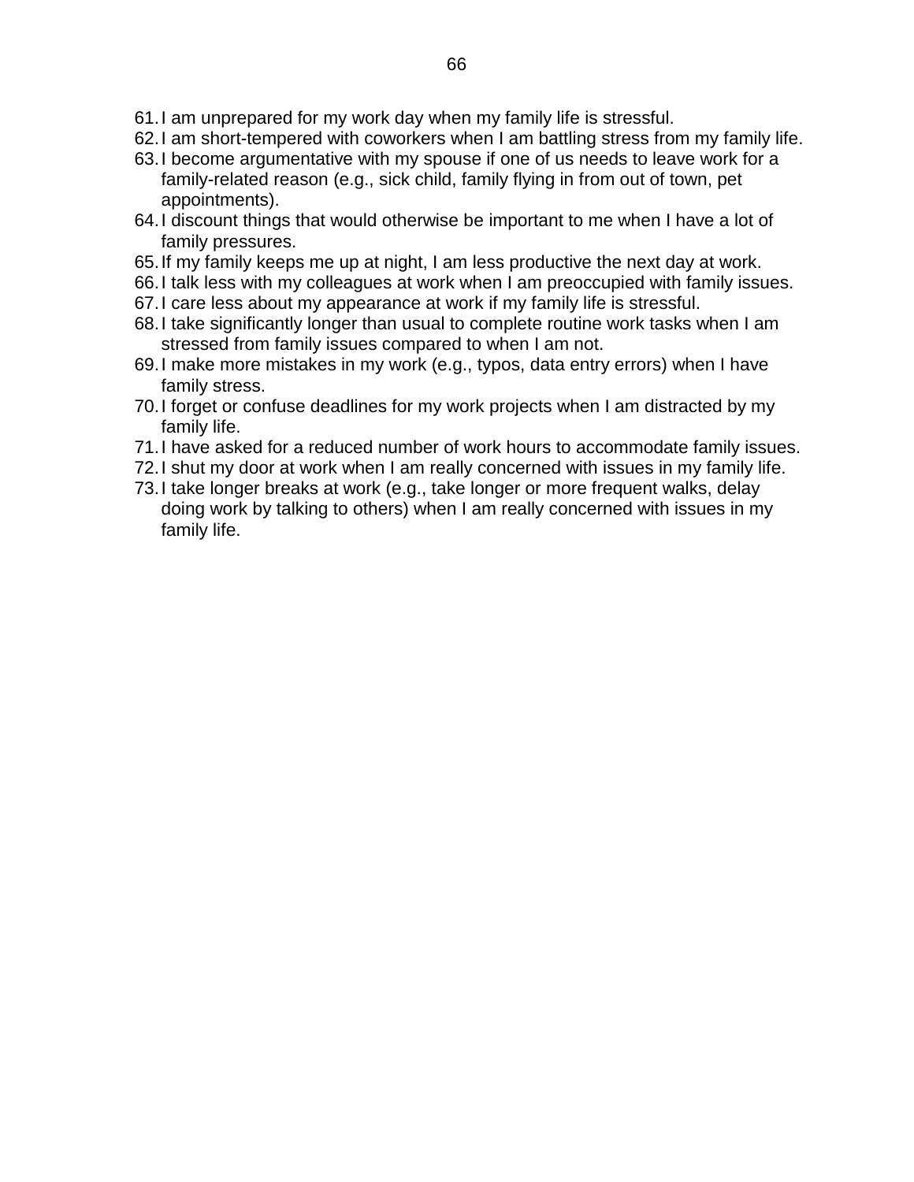61. I am unprepared for my work day when my family life is stressful.
62. I am short-tempered with coworkers when I am battling stress from my family life.
63. I become argumentative with my spouse if one of us needs to leave work for a family-related reason (e.g., sick child, family flying in from out of town, pet appointments).
64. I discount things that would otherwise be important to me when I have a lot of family pressures.
65. If my family keeps me up at night, I am less productive the next day at work.
66. I talk less with my colleagues at work when I am preoccupied with family issues.
67. I care less about my appearance at work if my family life is stressful.
68. I take significantly longer than usual to complete routine work tasks when I am stressed from family issues compared to when I am not.
69. I make more mistakes in my work (e.g., typos, data entry errors) when I have family stress.
70. I forget or confuse deadlines for my work projects when I am distracted by my family life.
71. I have asked for a reduced number of work hours to accommodate family issues.
72. I shut my door at work when I am really concerned with issues in my family life.
73. I take longer breaks at work (e.g., take longer or more frequent walks, delay doing work by talking to others) when I am really concerned with issues in my family life.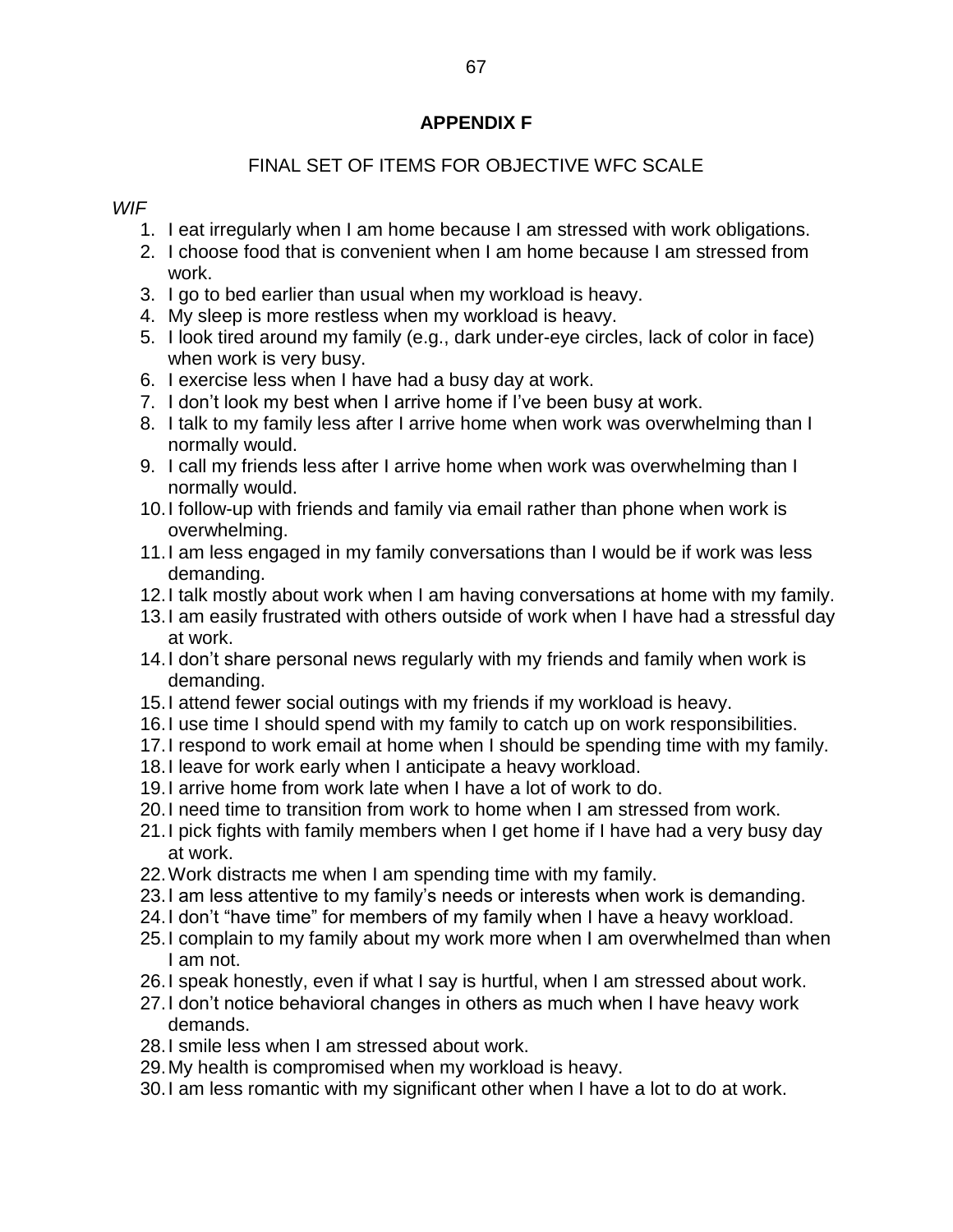# APPENDIX F

## FINAL SET OF ITEMS FOR OBJECTIVE WFC SCALE

*WIF*

1. I eat irregularly when I am home because I am stressed with work obligations.
2. I choose food that is convenient when I am home because I am stressed from work.
3. I go to bed earlier than usual when my workload is heavy.
4. My sleep is more restless when my workload is heavy.
5. I look tired around my family (e.g., dark under-eye circles, lack of color in face) when work is very busy.
6. I exercise less when I have had a busy day at work.
7. I don't look my best when I arrive home if I've been busy at work.
8. I talk to my family less after I arrive home when work was overwhelming than I normally would.
9. I call my friends less after I arrive home when work was overwhelming than I normally would.
10. I follow-up with friends and family via email rather than phone when work is overwhelming.
11. I am less engaged in my family conversations than I would be if work was less demanding.
12. I talk mostly about work when I am having conversations at home with my family.
13. I am easily frustrated with others outside of work when I have had a stressful day at work.
14. I don't share personal news regularly with my friends and family when work is demanding.
15. I attend fewer social outings with my friends if my workload is heavy.
16. I use time I should spend with my family to catch up on work responsibilities.
17. I respond to work email at home when I should be spending time with my family.
18. I leave for work early when I anticipate a heavy workload.
19. I arrive home from work late when I have a lot of work to do.
20. I need time to transition from work to home when I am stressed from work.
21. I pick fights with family members when I get home if I have had a very busy day at work.
22. Work distracts me when I am spending time with my family.
23. I am less attentive to my family's needs or interests when work is demanding.
24. I don't "have time" for members of my family when I have a heavy workload.
25. I complain to my family about my work more when I am overwhelmed than when I am not.
26. I speak honestly, even if what I say is hurtful, when I am stressed about work.
27. I don't notice behavioral changes in others as much when I have heavy work demands.
28. I smile less when I am stressed about work.
29. My health is compromised when my workload is heavy.
30. I am less romantic with my significant other when I have a lot to do at work.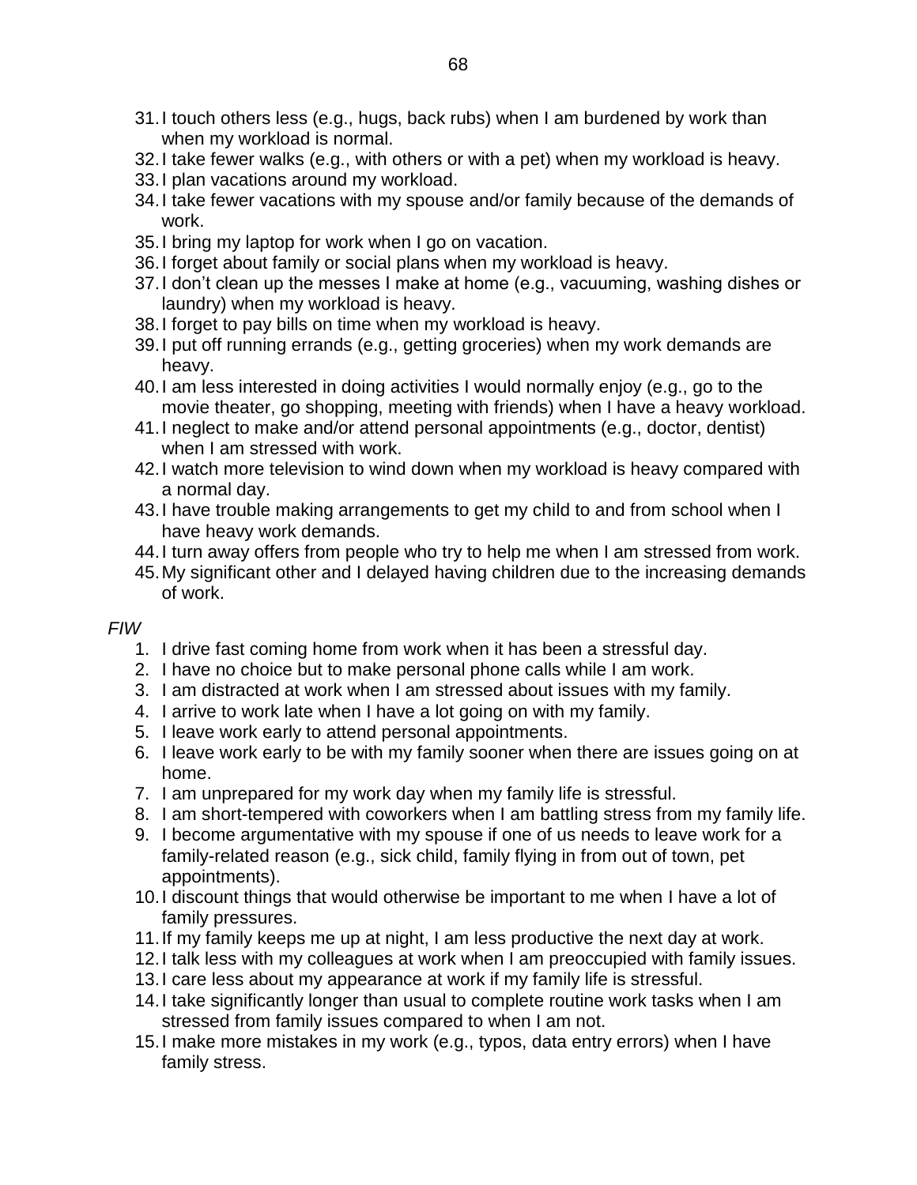31. I touch others less (e.g., hugs, back rubs) when I am burdened by work than when my workload is normal.
32. I take fewer walks (e.g., with others or with a pet) when my workload is heavy.
33. I plan vacations around my workload.
34. I take fewer vacations with my spouse and/or family because of the demands of work.
35. I bring my laptop for work when I go on vacation.
36. I forget about family or social plans when my workload is heavy.
37. I don't clean up the messes I make at home (e.g., vacuuming, washing dishes or laundry) when my workload is heavy.
38. I forget to pay bills on time when my workload is heavy.
39. I put off running errands (e.g., getting groceries) when my work demands are heavy.
40. I am less interested in doing activities I would normally enjoy (e.g., go to the movie theater, go shopping, meeting with friends) when I have a heavy workload.
41. I neglect to make and/or attend personal appointments (e.g., doctor, dentist) when I am stressed with work.
42. I watch more television to wind down when my workload is heavy compared with a normal day.
43. I have trouble making arrangements to get my child to and from school when I have heavy work demands.
44. I turn away offers from people who try to help me when I am stressed from work.
45. My significant other and I delayed having children due to the increasing demands of work.

*FIW*

1. I drive fast coming home from work when it has been a stressful day.
2. I have no choice but to make personal phone calls while I am work.
3. I am distracted at work when I am stressed about issues with my family.
4. I arrive to work late when I have a lot going on with my family.
5. I leave work early to attend personal appointments.
6. I leave work early to be with my family sooner when there are issues going on at home.
7. I am unprepared for my work day when my family life is stressful.
8. I am short-tempered with coworkers when I am battling stress from my family life.
9. I become argumentative with my spouse if one of us needs to leave work for a family-related reason (e.g., sick child, family flying in from out of town, pet appointments).
10. I discount things that would otherwise be important to me when I have a lot of family pressures.
11. If my family keeps me up at night, I am less productive the next day at work.
12. I talk less with my colleagues at work when I am preoccupied with family issues.
13. I care less about my appearance at work if my family life is stressful.
14. I take significantly longer than usual to complete routine work tasks when I am stressed from family issues compared to when I am not.
15. I make more mistakes in my work (e.g., typos, data entry errors) when I have family stress.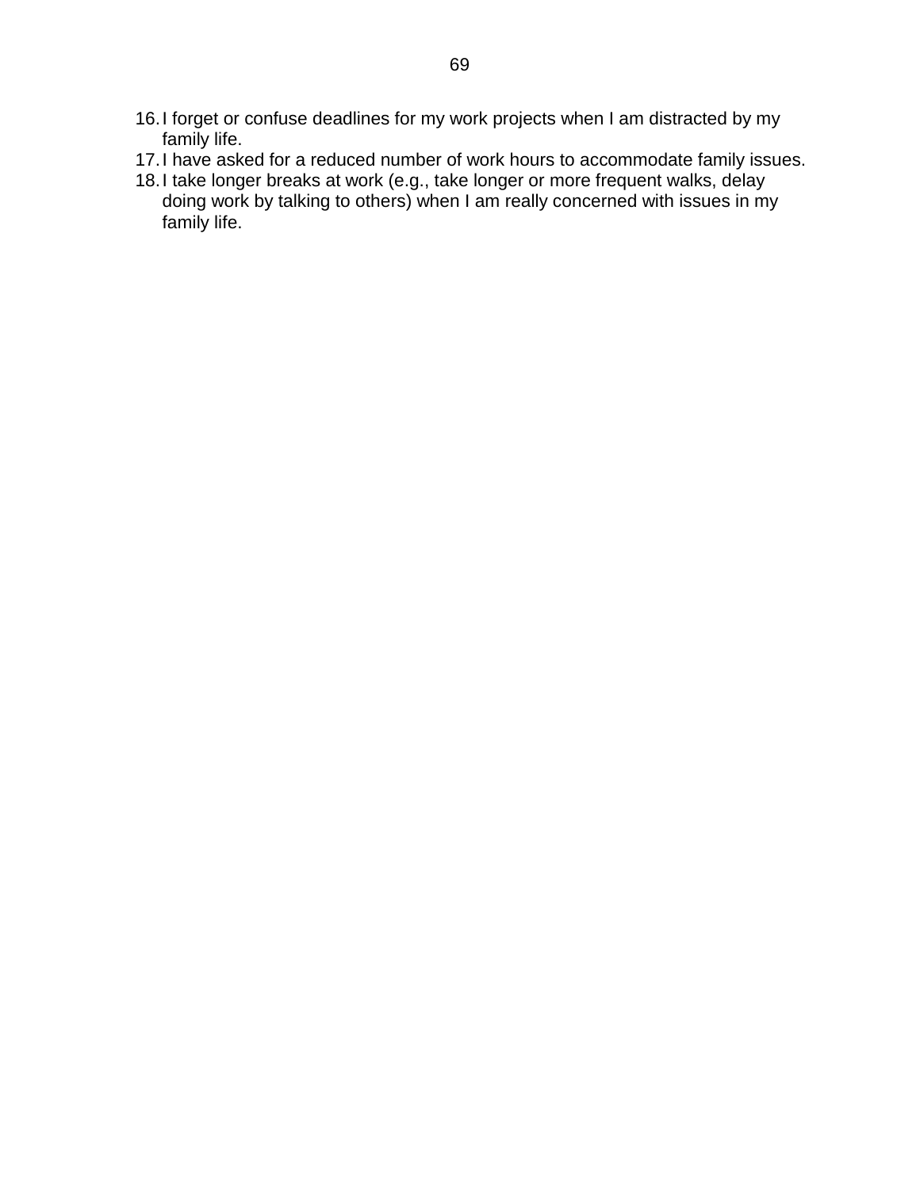16. I forget or confuse deadlines for my work projects when I am distracted by my family life.
17. I have asked for a reduced number of work hours to accommodate family issues.
18. I take longer breaks at work (e.g., take longer or more frequent walks, delay doing work by talking to others) when I am really concerned with issues in my family life.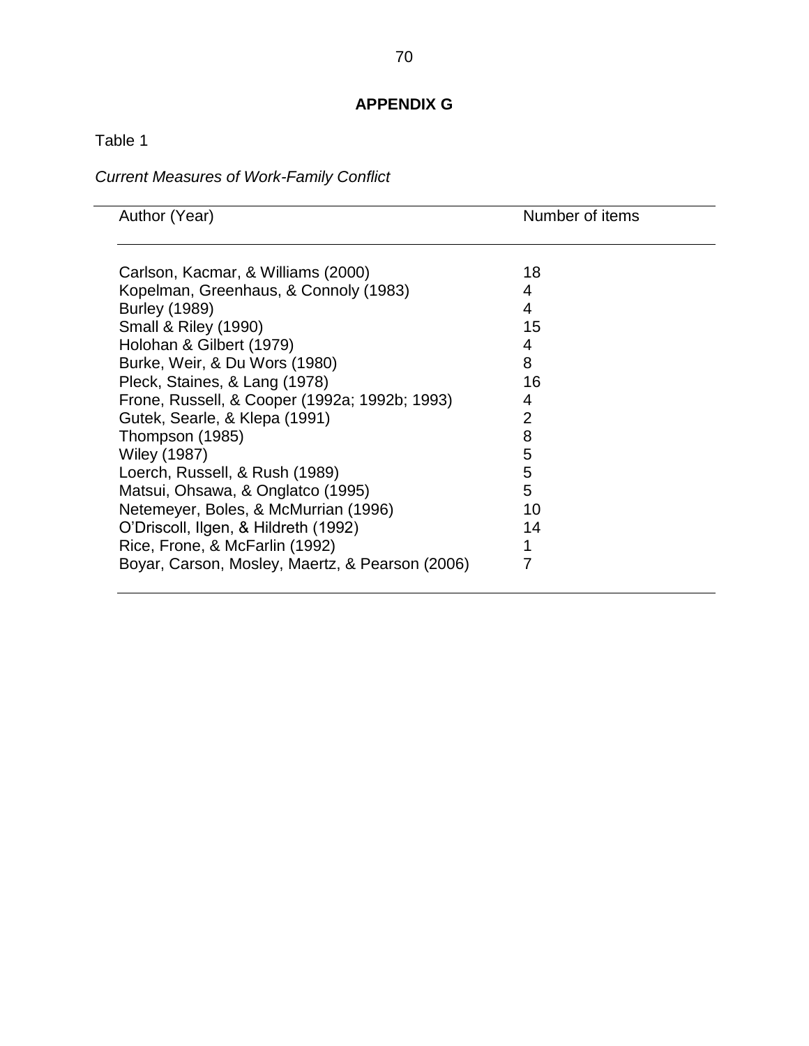## APPENDIX G

Table 1

*Current Measures of Work-Family Conflict*

| Author (Year) | Number of items |
|---|---|
| Carlson, Kacmar, & Williams (2000) | 18 |
| Kopelman, Greenhaus, & Connoly (1983) | 4 |
| Burley (1989) | 4 |
| Small & Riley (1990) | 15 |
| Holohan & Gilbert (1979) | 4 |
| Burke, Weir, & Du Wors (1980) | 8 |
| Pleck, Staines, & Lang (1978) | 16 |
| Frone, Russell, & Cooper (1992a; 1992b; 1993) | 4 |
| Gutek, Searle, & Klepa (1991) | 2 |
| Thompson (1985) | 8 |
| Wiley (1987) | 5 |
| Loerch, Russell, & Rush (1989) | 5 |
| Matsui, Ohsawa, & Onglatco (1995) | 5 |
| Netemeyer, Boles, & McMurrian (1996) | 10 |
| O'Driscoll, Ilgen, & Hildreth (1992) | 14 |
| Rice, Frone, & McFarlin (1992) | 1 |
| Boyar, Carson, Mosley, Maertz, & Pearson (2006) | 7 |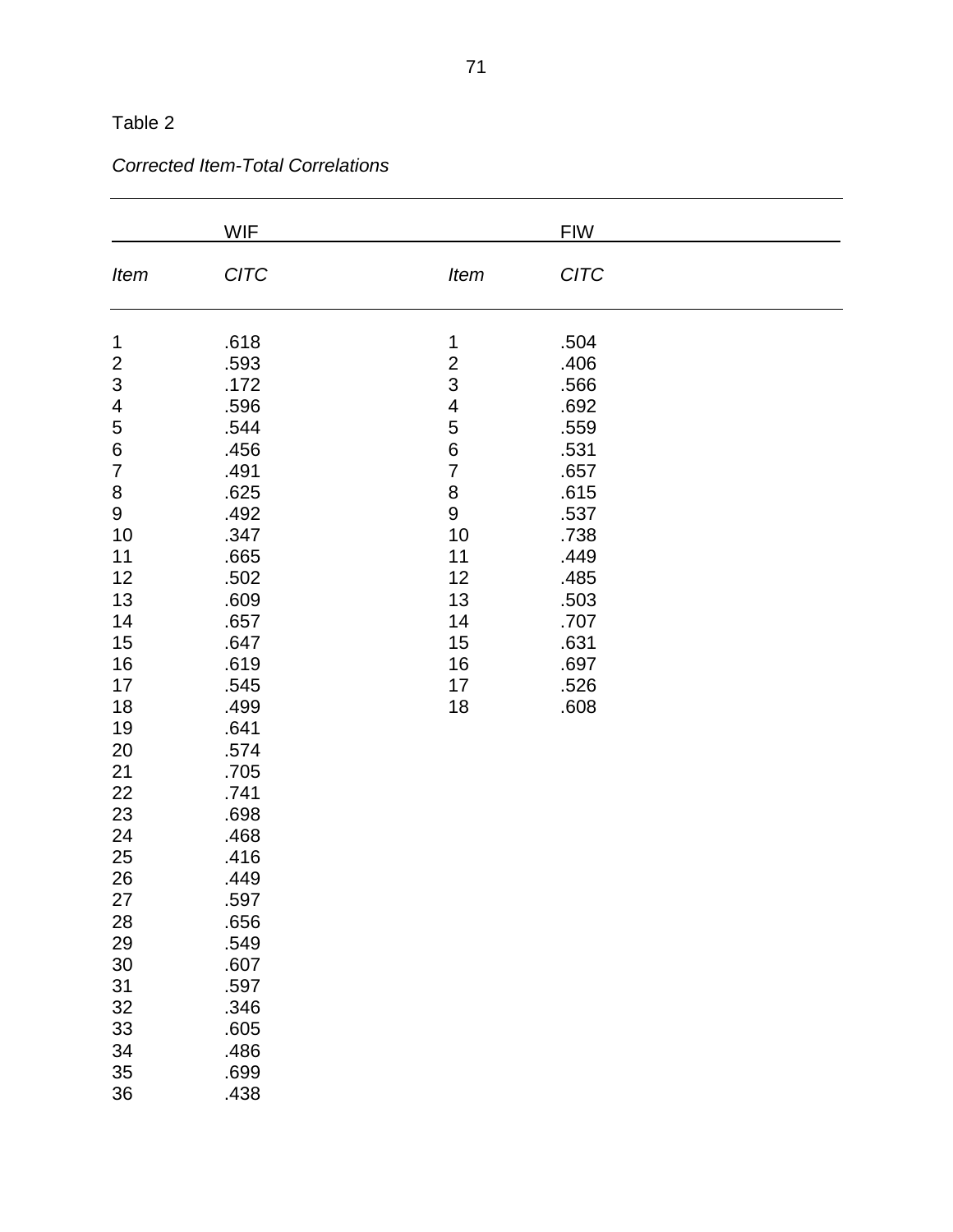Table 2

*Corrected Item-Total Correlations*

| WIF | | FIW | |
|---|---|---|---|
| *Item* | *CITC* | *Item* | *CITC* |
| 1 | .618 | 1 | .504 |
| 2 | .593 | 2 | .406 |
| 3 | .172 | 3 | .566 |
| 4 | .596 | 4 | .692 |
| 5 | .544 | 5 | .559 |
| 6 | .456 | 6 | .531 |
| 7 | .491 | 7 | .657 |
| 8 | .625 | 8 | .615 |
| 9 | .492 | 9 | .537 |
| 10 | .347 | 10 | .738 |
| 11 | .665 | 11 | .449 |
| 12 | .502 | 12 | .485 |
| 13 | .609 | 13 | .503 |
| 14 | .657 | 14 | .707 |
| 15 | .647 | 15 | .631 |
| 16 | .619 | 16 | .697 |
| 17 | .545 | 17 | .526 |
| 18 | .499 | 18 | .608 |
| 19 | .641 | | |
| 20 | .574 | | |
| 21 | .705 | | |
| 22 | .741 | | |
| 23 | .698 | | |
| 24 | .468 | | |
| 25 | .416 | | |
| 26 | .449 | | |
| 27 | .597 | | |
| 28 | .656 | | |
| 29 | .549 | | |
| 30 | .607 | | |
| 31 | .597 | | |
| 32 | .346 | | |
| 33 | .605 | | |
| 34 | .486 | | |
| 35 | .699 | | |
| 36 | .438 | | |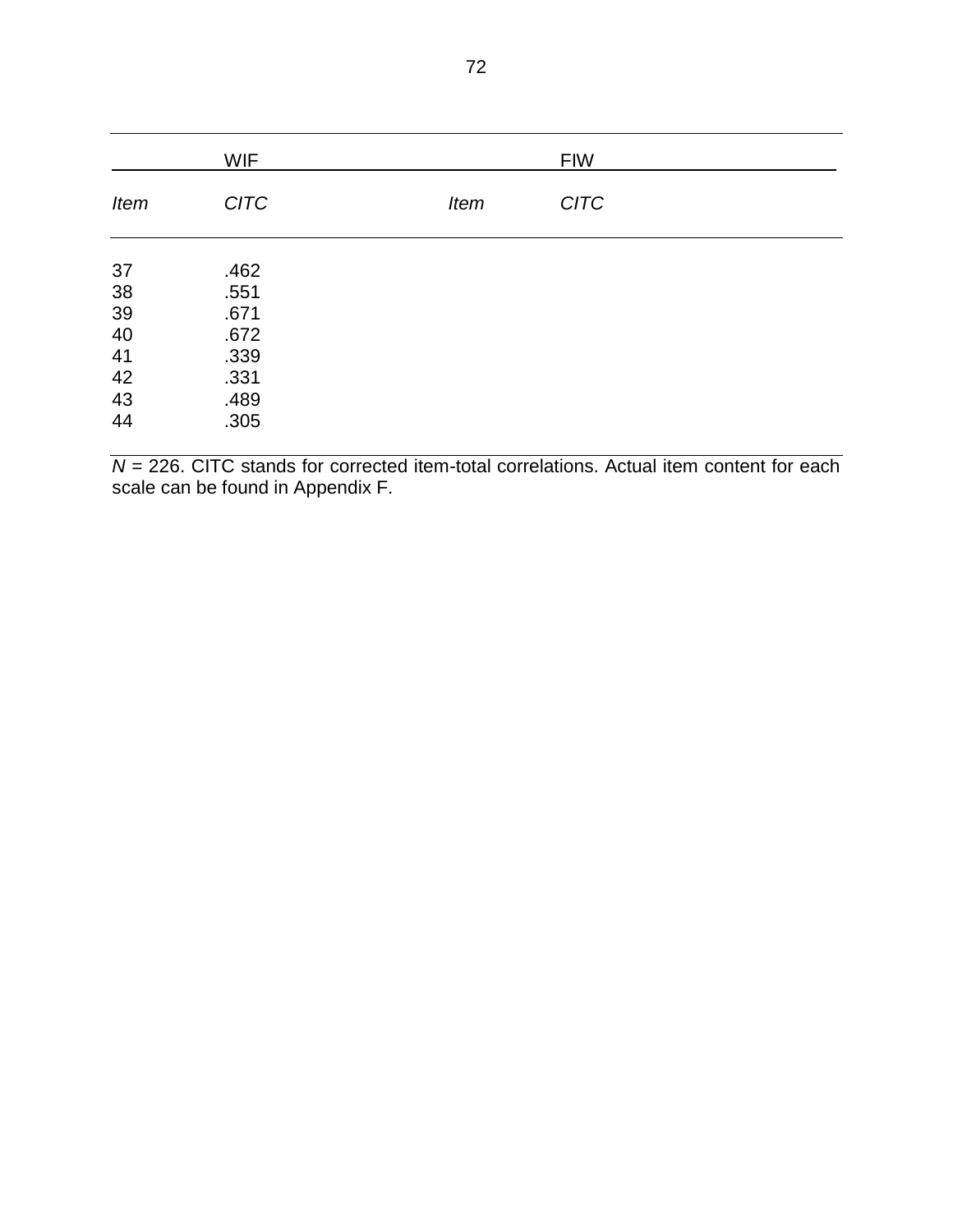| WIF | | FIW | |
|---|---|---|---|
| *Item* | *CITC* | *Item* | *CITC* |
| 37 | .462 | | |
| 38 | .551 | | |
| 39 | .671 | | |
| 40 | .672 | | |
| 41 | .339 | | |
| 42 | .331 | | |
| 43 | .489 | | |
| 44 | .305 | | |

*N* = 226. CITC stands for corrected item-total correlations. Actual item content for each scale can be found in Appendix F.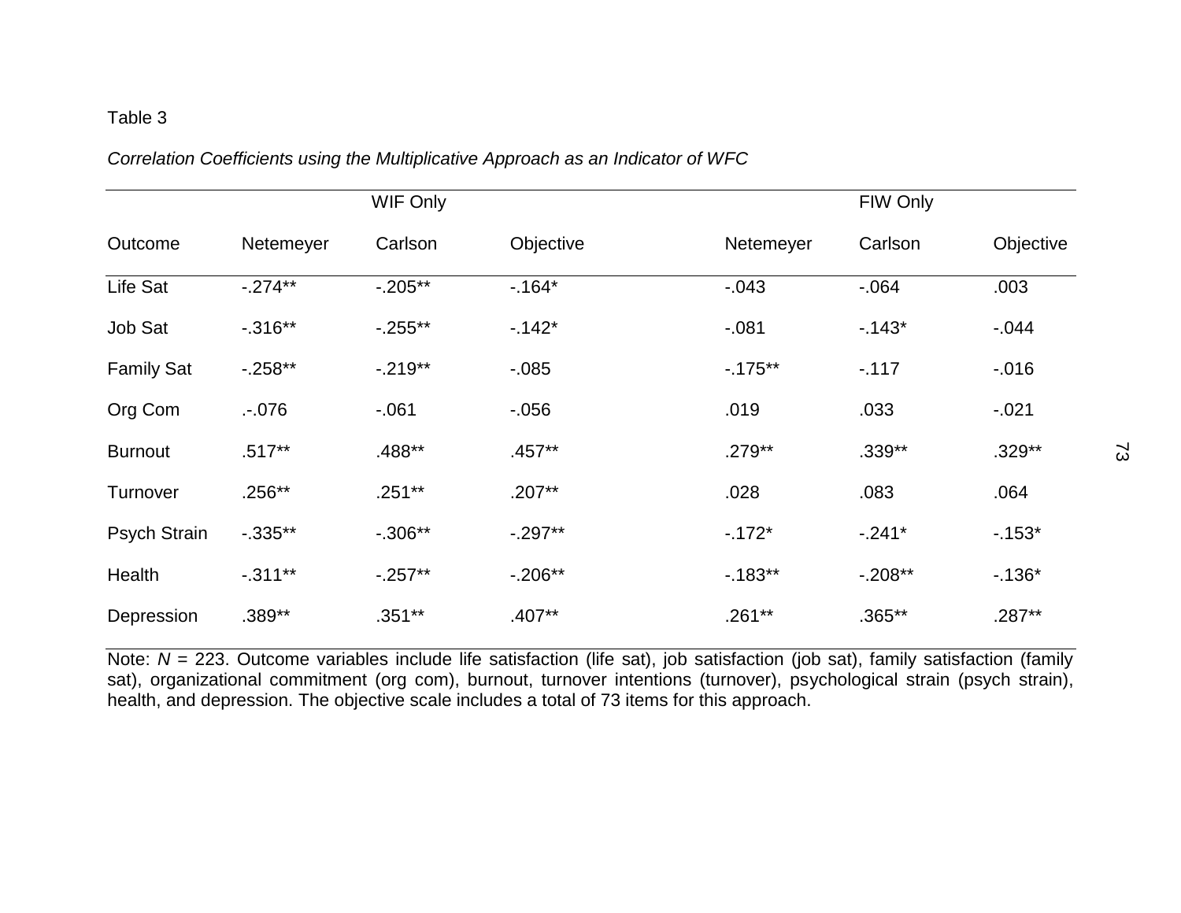Table 3

*Correlation Coefficients using the Multiplicative Approach as an Indicator of WFC*

| | WIF Only | | | FIW Only | | |
|---|---|---|---|---|---|---|
| Outcome | Netemeyer | Carlson | Objective | Netemeyer | Carlson | Objective |
| Life Sat | -.274** | -.205** | -.164* | -.043 | -.064 | .003 |
| Job Sat | -.316** | -.255** | -.142* | -.081 | -.143* | -.044 |
| Family Sat | -.258** | -.219** | -.085 | -.175** | -.117 | -.016 |
| Org Com | .-.076 | -.061 | -.056 | .019 | .033 | -.021 |
| Burnout | .517** | .488** | .457** | .279** | .339** | .329** |
| Turnover | .256** | .251** | .207** | .028 | .083 | .064 |
| Psych Strain | -.335** | -.306** | -.297** | -.172* | -.241* | -.153* |
| Health | -.311** | -.257** | -.206** | -.183** | -.208** | -.136* |
| Depression | .389** | .351** | .407** | .261** | .365** | .287** |

Note: *N* = 223. Outcome variables include life satisfaction (life sat), job satisfaction (job sat), family satisfaction (family sat), organizational commitment (org com), burnout, turnover intentions (turnover), psychological strain (psych strain), health, and depression. The objective scale includes a total of 73 items for this approach.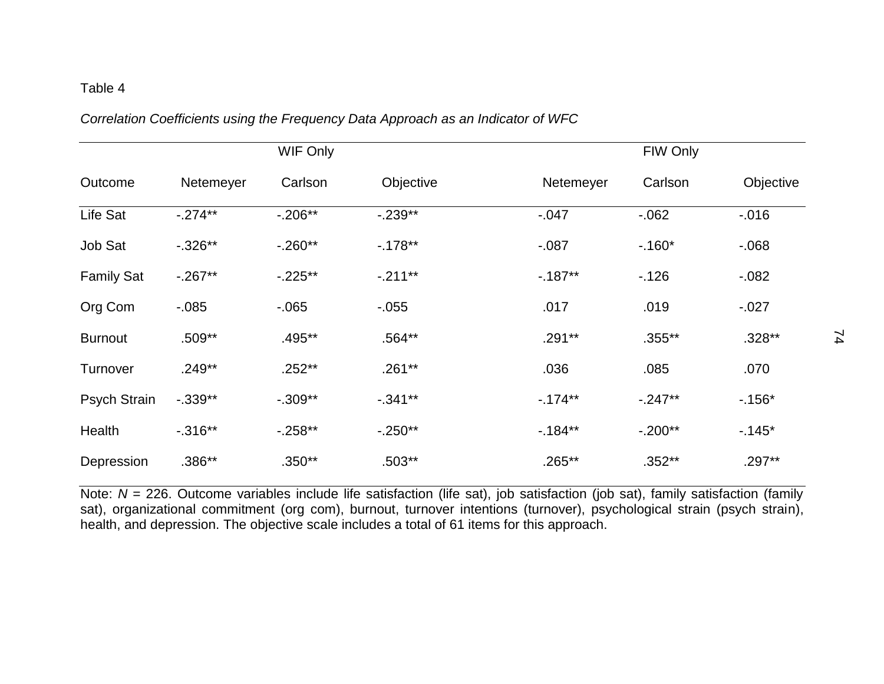Table 4

*Correlation Coefficients using the Frequency Data Approach as an Indicator of WFC*

| | WIF Only | | | FIW Only | | |
|---|---|---|---|---|---|---|
| Outcome | Netemeyer | Carlson | Objective | Netemeyer | Carlson | Objective |
| Life Sat | -.274** | -.206** | -.239** | -.047 | -.062 | -.016 |
| Job Sat | -.326** | -.260** | -.178** | -.087 | -.160* | -.068 |
| Family Sat | -.267** | -.225** | -.211** | -.187** | -.126 | -.082 |
| Org Com | -.085 | -.065 | -.055 | .017 | .019 | -.027 |
| Burnout | .509** | .495** | .564** | .291** | .355** | .328** |
| Turnover | .249** | .252** | .261** | .036 | .085 | .070 |
| Psych Strain | -.339** | -.309** | -.341** | -.174** | -.247** | -.156* |
| Health | -.316** | -.258** | -.250** | -.184** | -.200** | -.145* |
| Depression | .386** | .350** | .503** | .265** | .352** | .297** |

Note: *N* = 226. Outcome variables include life satisfaction (life sat), job satisfaction (job sat), family satisfaction (family sat), organizational commitment (org com), burnout, turnover intentions (turnover), psychological strain (psych strain), health, and depression. The objective scale includes a total of 61 items for this approach.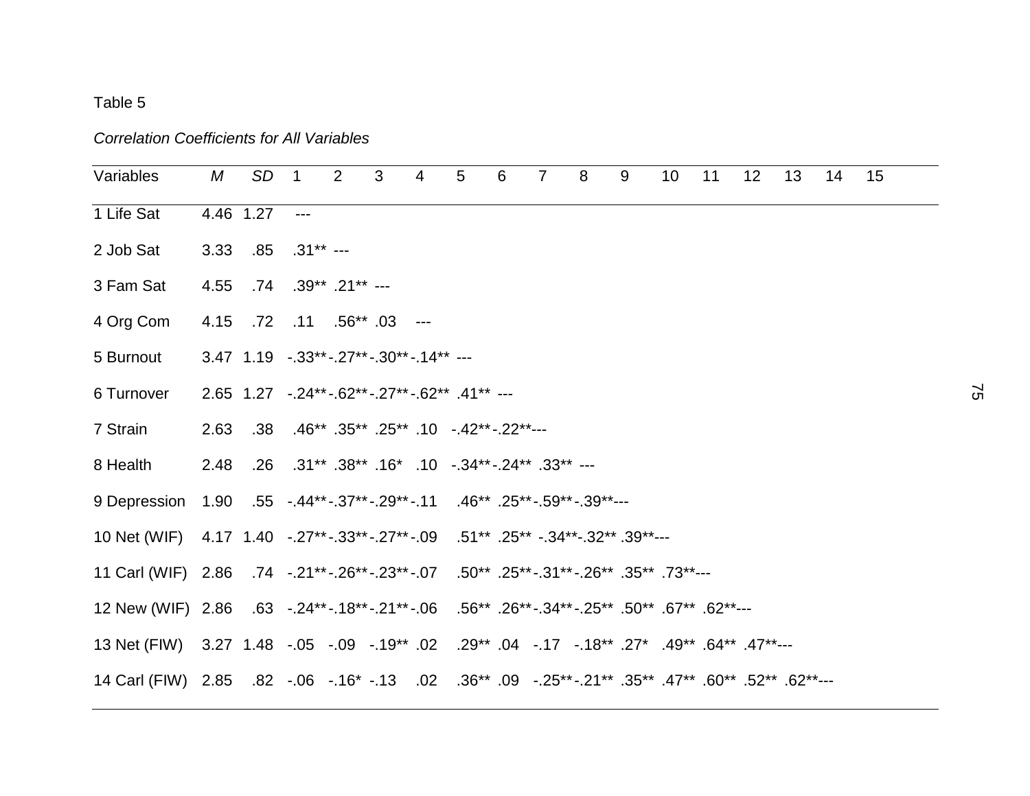Table 5

*Correlation Coefficients for All Variables*

| Variables | *M* | *SD* | 1 | 2 | 3 | 4 | 5 | 6 | 7 | 8 | 9 | 10 | 11 | 12 | 13 | 14 | 15 |
|---|---|---|---|---|---|---|---|---|---|---|---|---|---|---|---|---|---|
| 1 Life Sat | 4.46 | 1.27 | --- | | | | | | | | | | | | | | |
| 2 Job Sat | 3.33 | .85 | .31** | --- | | | | | | | | | | | | | |
| 3 Fam Sat | 4.55 | .74 | .39** | .21** | --- | | | | | | | | | | | | |
| 4 Org Com | 4.15 | .72 | .11 | .56** | .03 | --- | | | | | | | | | | | |
| 5 Burnout | 3.47 | 1.19 | -.33** | -.27** | -.30** | -.14** | --- | | | | | | | | | | |
| 6 Turnover | 2.65 | 1.27 | -.24** | -.62** | -.27** | -.62** | .41** | --- | | | | | | | | | |
| 7 Strain | 2.63 | .38 | .46** | .35** | .25** | .10 | -.42** | -.22** | --- | | | | | | | | |
| 8 Health | 2.48 | .26 | .31** | .38** | .16* | .10 | -.34** | -.24** | .33** | --- | | | | | | | |
| 9 Depression | 1.90 | .55 | -.44** | -.37** | -.29** | -.11 | .46** | .25** | -.59** | -.39** | --- | | | | | | |
| 10 Net (WIF) | 4.17 | 1.40 | -.27** | -.33** | -.27** | -.09 | .51** | .25** | -.34** | -.32** | .39** | --- | | | | | |
| 11 Carl (WIF) | 2.86 | .74 | -.21** | -.26** | -.23** | -.07 | .50** | .25** | -.31** | -.26** | .35** | .73** | --- | | | | |
| 12 New (WIF) | 2.86 | .63 | -.24** | -.18** | -.21** | -.06 | .56** | .26** | -.34** | -.25** | .50** | .67** | .62** | --- | | | |
| 13 Net (FIW) | 3.27 | 1.48 | -.05 | -.09 | -.19** | .02 | .29** | .04 | -.17 | -.18** | .27* | .49** | .64** | .47** | --- | | |
| 14 Carl (FIW) | 2.85 | .82 | -.06 | -.16* | -.13 | .02 | .36** | .09 | -.25** | -.21** | .35** | .47** | .60** | .52** | .62** | --- | |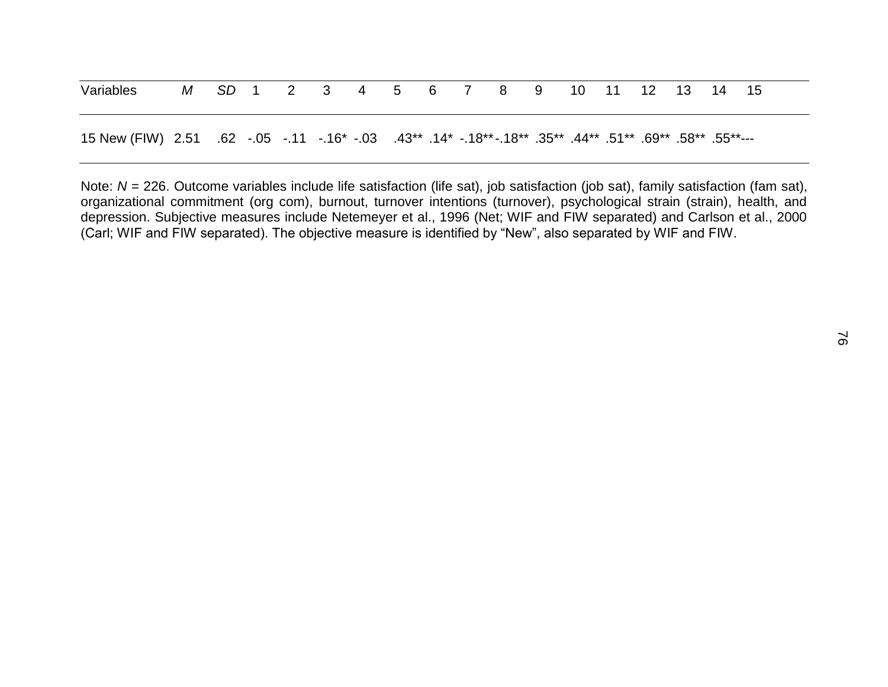| Variables | *M* | *SD* | 1 | 2 | 3 | 4 | 5 | 6 | 7 | 8 | 9 | 10 | 11 | 12 | 13 | 14 | 15 |
|---|---|---|---|---|---|---|---|---|---|---|---|---|---|---|---|---|---|
| 15 New (FIW) | 2.51 | .62 | -.05 | -.11 | -.16* | -.03 | .43** | .14* | -.18** | -.18** | .35** | .44** | .51** | .69** | .58** | .55** | --- |

Note: *N* = 226. Outcome variables include life satisfaction (life sat), job satisfaction (job sat), family satisfaction (fam sat), organizational commitment (org com), burnout, turnover intentions (turnover), psychological strain (strain), health, and depression. Subjective measures include Netemeyer et al., 1996 (Net; WIF and FIW separated) and Carlson et al., 2000 (Carl; WIF and FIW separated). The objective measure is identified by "New", also separated by WIF and FIW.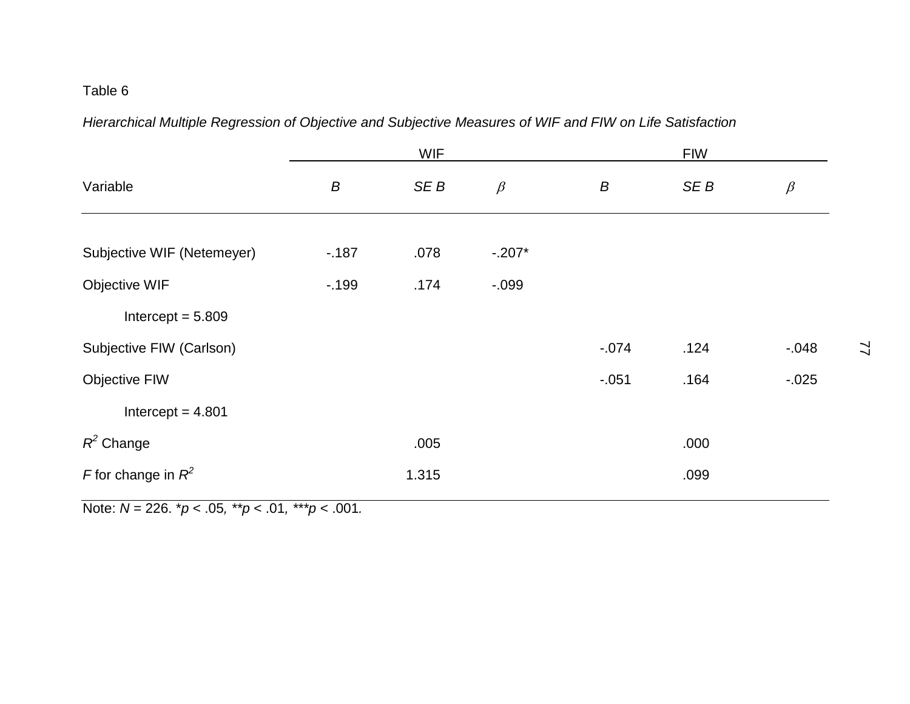Table 6

*Hierarchical Multiple Regression of Objective and Subjective Measures of WIF and FIW on Life Satisfaction*

| | WIF | | | FIW | | |
|---|---|---|---|---|---|---|
| Variable | *B* | *SE B* | $\beta$ | *B* | *SE B* | $\beta$ |
| Subjective WIF (Netemeyer) | -.187 | .078 | -.207* | | | |
| Objective WIF | -.199 | .174 | -.099 | | | |
| Intercept = 5.809 | | | | | | |
| Subjective FIW (Carlson) | | | | -.074 | .124 | -.048 |
| Objective FIW | | | | -.051 | .164 | -.025 |
| Intercept = 4.801 | | | | | | |
| $R^2$ Change | | .005 | | | .000 | |
| $F$ for change in $R^2$ | | 1.315 | | | .099 | |

Note: $N$ = 226. *$p$ < .05, **$p$ < .01, ***$p$ < .001.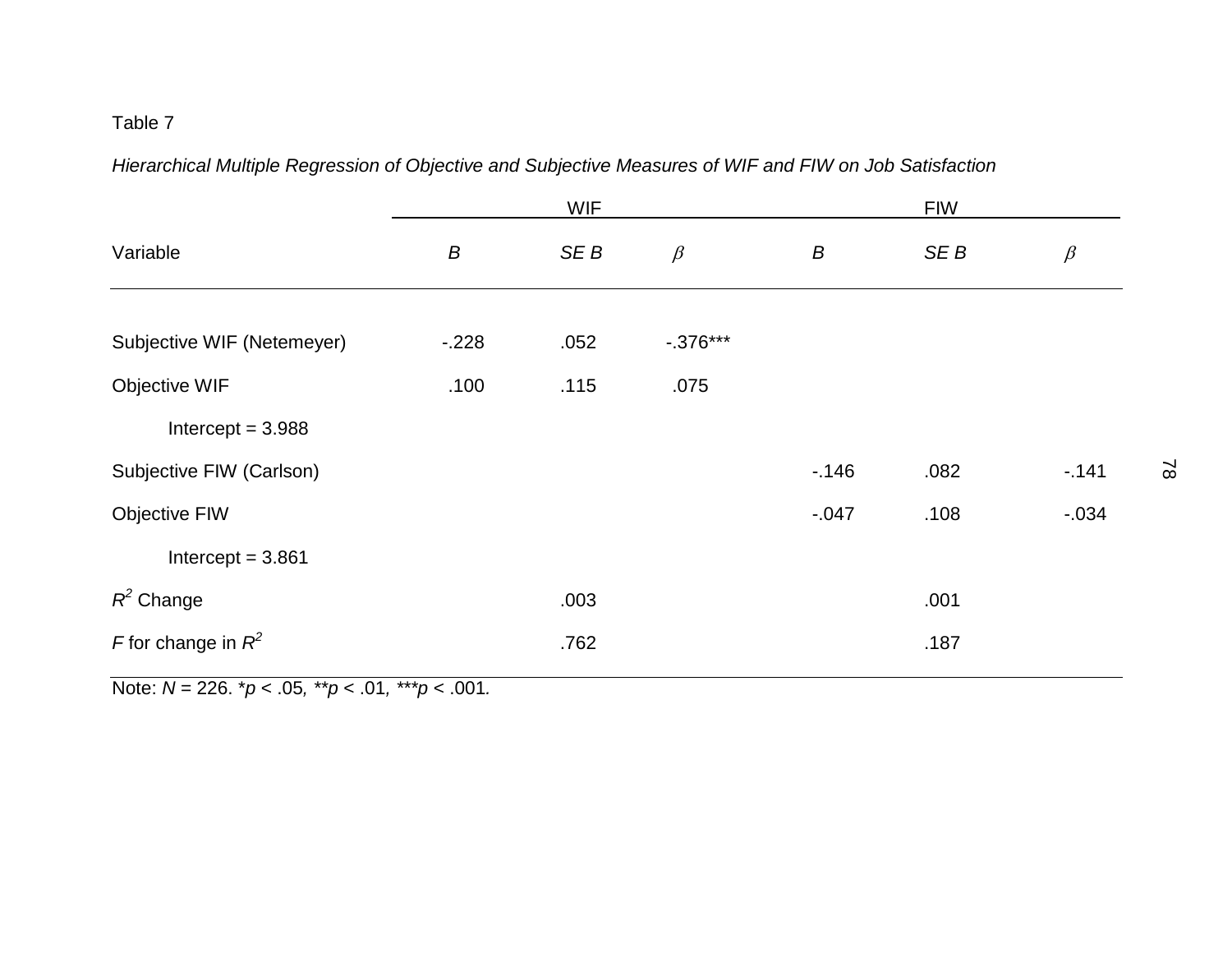Table 7

*Hierarchical Multiple Regression of Objective and Subjective Measures of WIF and FIW on Job Satisfaction*

| | WIF | | | FIW | | |
|---|---|---|---|---|---|---|
| Variable | *B* | *SE B* | $\beta$ | *B* | *SE B* | $\beta$ |
| Subjective WIF (Netemeyer) | -.228 | .052 | -.376*** | | | |
| Objective WIF | .100 | .115 | .075 | | | |
| Intercept = 3.988 | | | | | | |
| Subjective FIW (Carlson) | | | | -.146 | .082 | -.141 |
| Objective FIW | | | | -.047 | .108 | -.034 |
| Intercept = 3.861 | | | | | | |
| $R^2$ Change | | .003 | | | .001 | |
| $F$ for change in $R^2$ | | .762 | | | .187 | |

Note: $N$ = 226. *$p$ < .05, **$p$ < .01, ***$p$ < .001.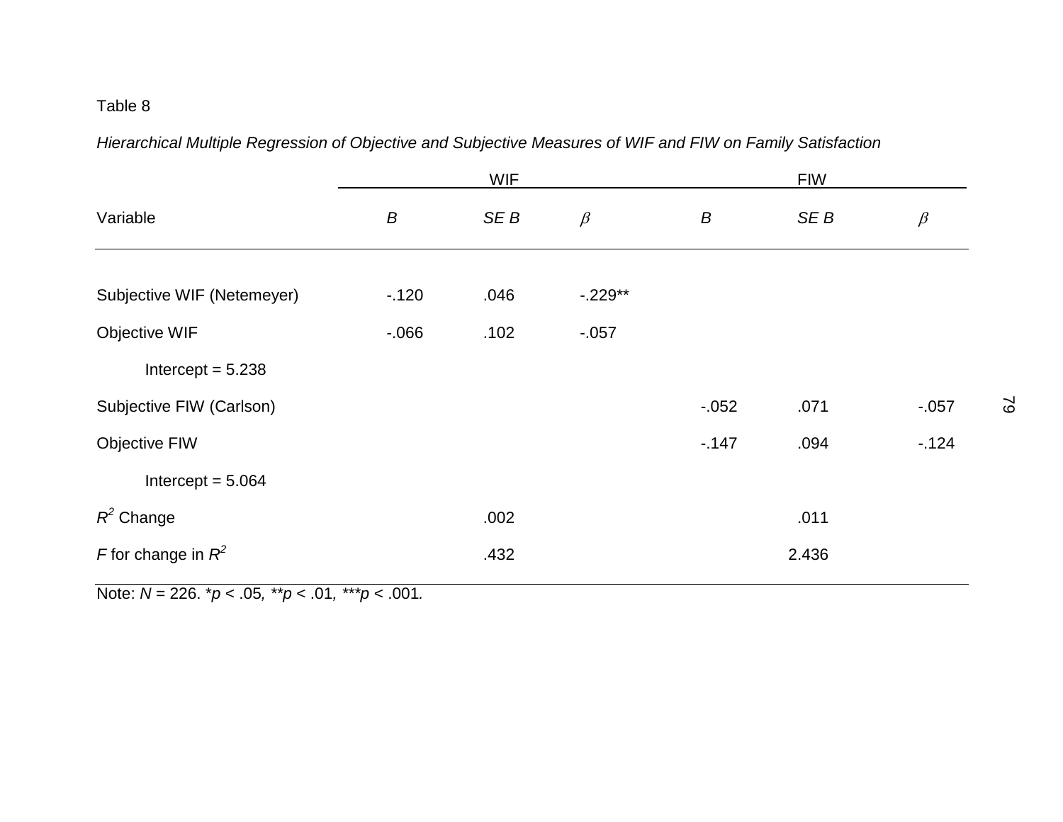Table 8

*Hierarchical Multiple Regression of Objective and Subjective Measures of WIF and FIW on Family Satisfaction*

| | WIF | | | FIW | | |
|---|---|---|---|---|---|---|
| Variable | *B* | *SE B* | $\beta$ | *B* | *SE B* | $\beta$ |
| Subjective WIF (Netemeyer) | -.120 | .046 | -.229** | | | |
| Objective WIF | -.066 | .102 | -.057 | | | |
| Intercept = 5.238 | | | | | | |
| Subjective FIW (Carlson) | | | | -.052 | .071 | -.057 |
| Objective FIW | | | | -.147 | .094 | -.124 |
| Intercept = 5.064 | | | | | | |
| $R^2$ Change | | .002 | | | .011 | |
| *F* for change in $R^2$ | | .432 | | | 2.436 | |

Note: *N* = 226. \**p* < .05, \*\**p* < .01, \*\*\**p* < .001.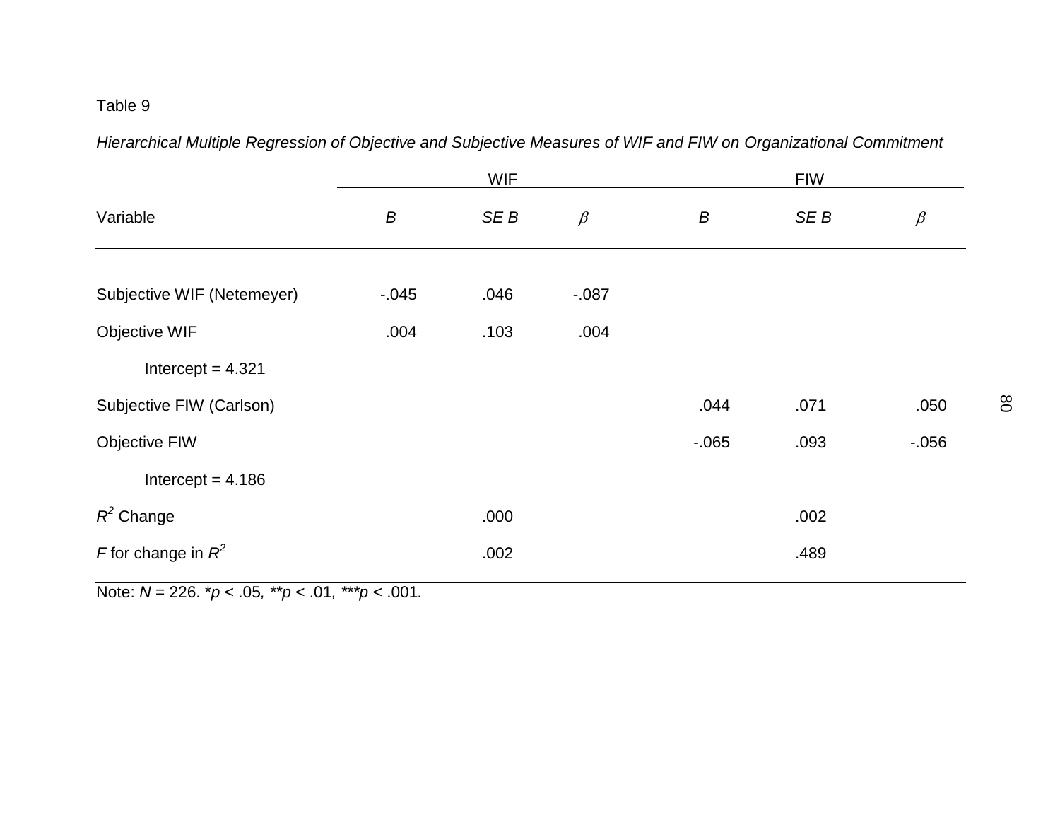Table 9

*Hierarchical Multiple Regression of Objective and Subjective Measures of WIF and FIW on Organizational Commitment*

| | WIF | | | FIW | | |
|---|---|---|---|---|---|---|
| Variable | *B* | *SE B* | $\beta$ | *B* | *SE B* | $\beta$ |
| Subjective WIF (Netemeyer) | -.045 | .046 | -.087 | | | |
| Objective WIF | .004 | .103 | .004 | | | |
| Intercept = 4.321 | | | | | | |
| Subjective FIW (Carlson) | | | | .044 | .071 | .050 |
| Objective FIW | | | | -.065 | .093 | -.056 |
| Intercept = 4.186 | | | | | | |
| $R^2$ Change | | .000 | | | .002 | |
| $F$ for change in $R^2$ | | .002 | | | .489 | |

Note: $N$ = 226. \*$p$ < .05, \*\*$p$ < .01, \*\*\*$p$ < .001.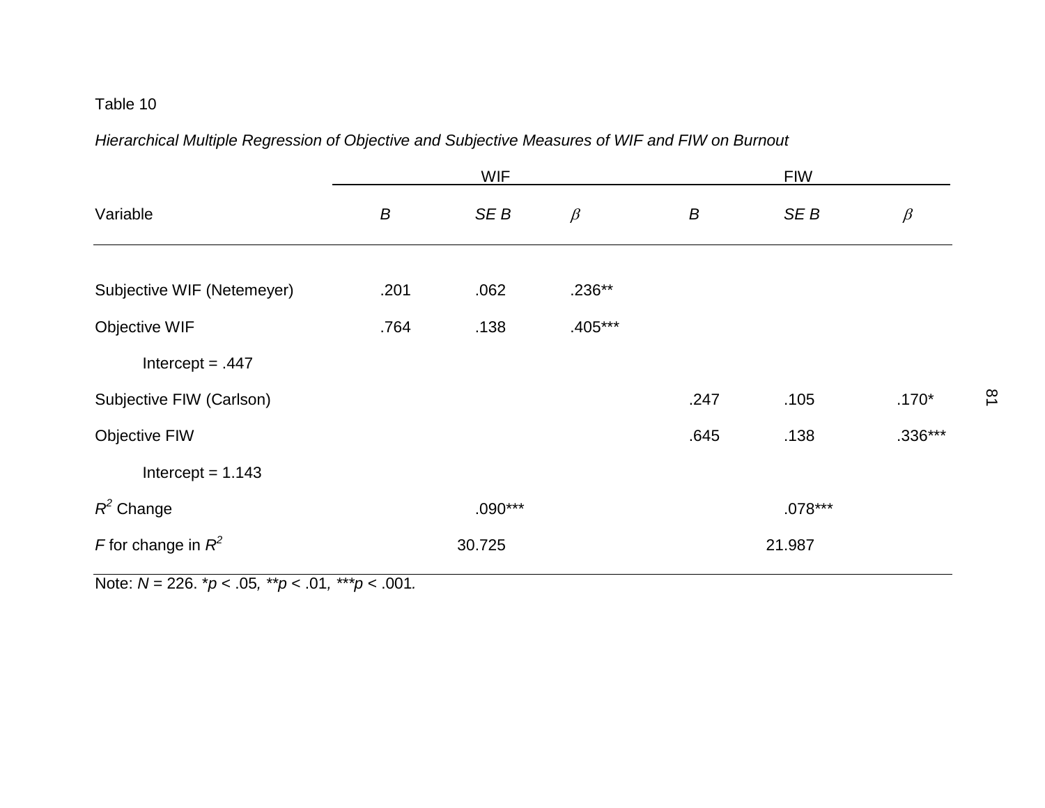Table 10

*Hierarchical Multiple Regression of Objective and Subjective Measures of WIF and FIW on Burnout*

| | WIF | | | FIW | | |
|---|---|---|---|---|---|---|
| Variable | *B* | *SE B* | $\beta$ | *B* | *SE B* | $\beta$ |
| Subjective WIF (Netemeyer) | .201 | .062 | .236** | | | |
| Objective WIF | .764 | .138 | .405*** | | | |
| Intercept = .447 | | | | | | |
| Subjective FIW (Carlson) | | | | .247 | .105 | .170* |
| Objective FIW | | | | .645 | .138 | .336*** |
| Intercept = 1.143 | | | | | | |
| $R^2$ Change | | .090*** | | | .078*** | |
| *F* for change in $R^2$ | | 30.725 | | | 21.987 | |

Note: *N* = 226. **p* < .05, ***p* < .01, ****p* < .001.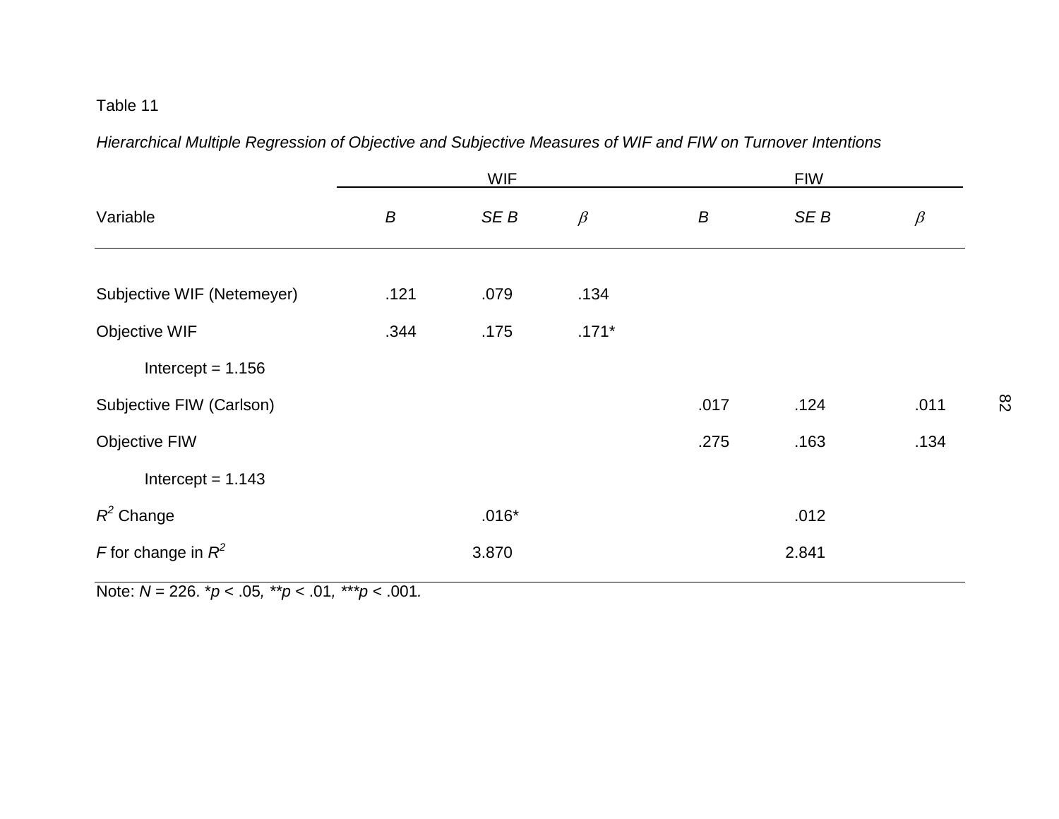Table 11

*Hierarchical Multiple Regression of Objective and Subjective Measures of WIF and FIW on Turnover Intentions*

| | WIF | | | FIW | | |
|---|---|---|---|---|---|---|
| Variable | *B* | *SE B* | $\beta$ | *B* | *SE B* | $\beta$ |
| Subjective WIF (Netemeyer) | .121 | .079 | .134 | | | |
| Objective WIF | .344 | .175 | .171* | | | |
| Intercept = 1.156 | | | | | | |
| Subjective FIW (Carlson) | | | | .017 | .124 | .011 |
| Objective FIW | | | | .275 | .163 | .134 |
| Intercept = 1.143 | | | | | | |
| $R^2$ Change | | .016* | | | .012 | |
| $F$ for change in $R^2$ | | 3.870 | | | 2.841 | |

Note: $N$ = 226. *$p$ < .05, **$p$ < .01, ***$p$ < .001.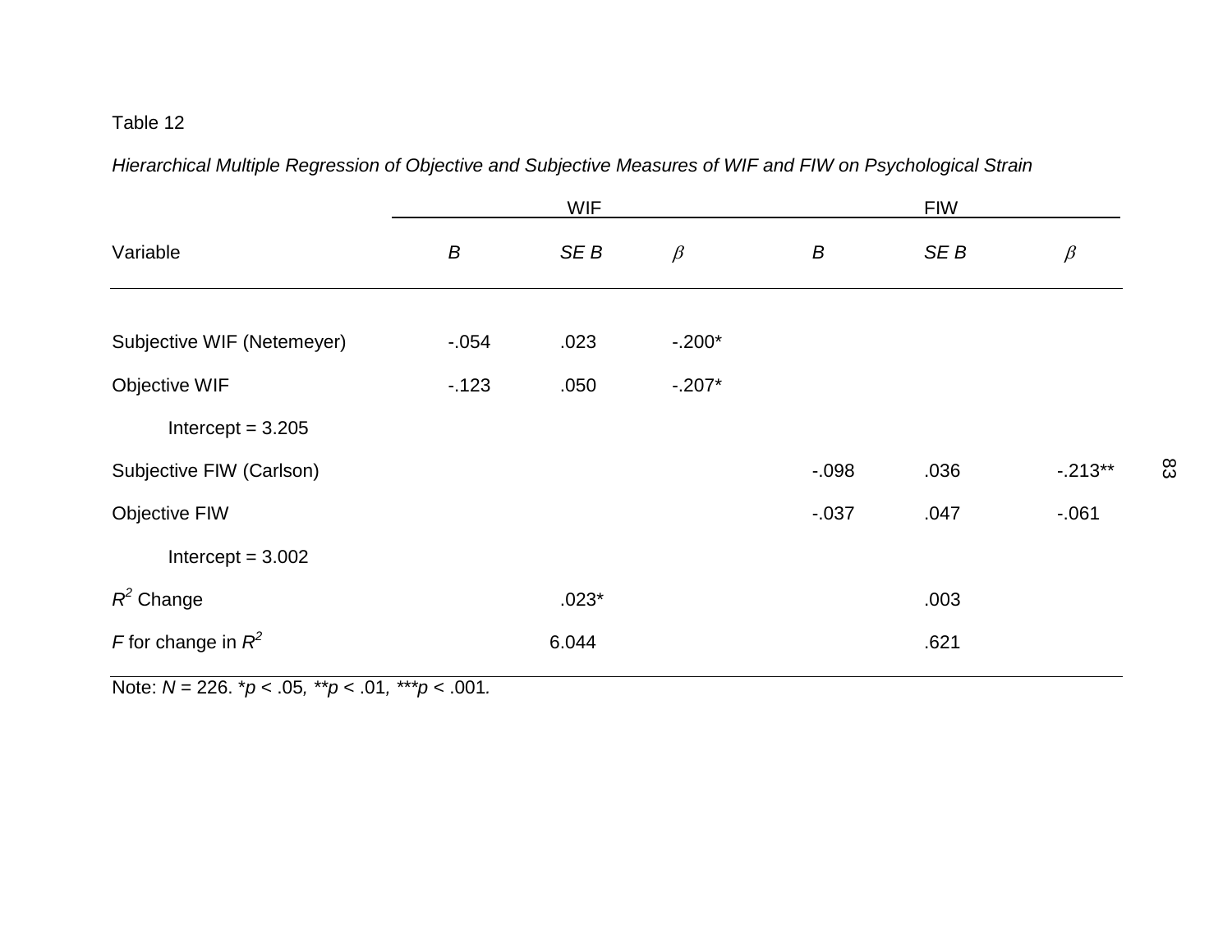Table 12

*Hierarchical Multiple Regression of Objective and Subjective Measures of WIF and FIW on Psychological Strain*

| | WIF | | | FIW | | |
|---|---|---|---|---|---|---|
| Variable | *B* | *SE B* | $\beta$ | *B* | *SE B* | $\beta$ |
| Subjective WIF (Netemeyer) | -.054 | .023 | -.200* | | | |
| Objective WIF | -.123 | .050 | -.207* | | | |
| Intercept = 3.205 | | | | | | |
| Subjective FIW (Carlson) | | | | -.098 | .036 | -.213** |
| Objective FIW | | | | -.037 | .047 | -.061 |
| Intercept = 3.002 | | | | | | |
| $R^2$ Change | | .023* | | | .003 | |
| $F$ for change in $R^2$ | | 6.044 | | | .621 | |

Note: $N$ = 226. *$p$ < .05, **$p$ < .01, ***$p$ < .001.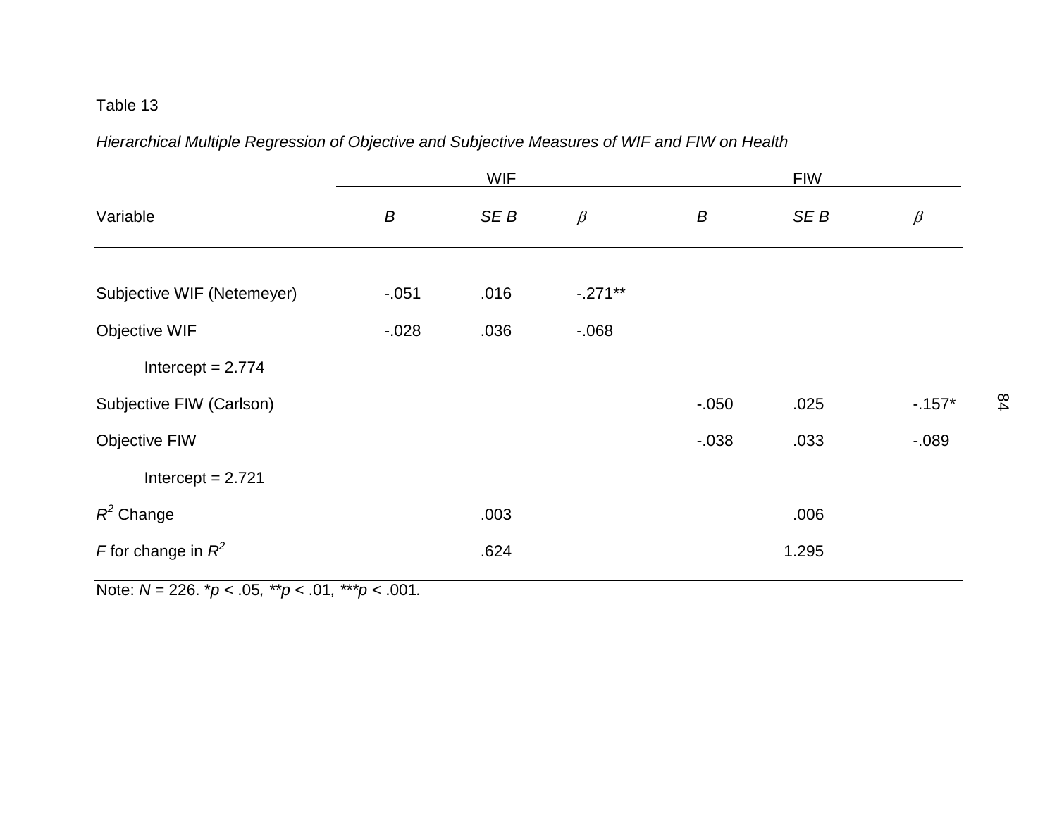Table 13

*Hierarchical Multiple Regression of Objective and Subjective Measures of WIF and FIW on Health*

| | WIF | | | FIW | | |
|---|---|---|---|---|---|---|
| Variable | *B* | *SE B* | $\beta$ | *B* | *SE B* | $\beta$ |
| Subjective WIF (Netemeyer) | -.051 | .016 | -.271** | | | |
| Objective WIF | -.028 | .036 | -.068 | | | |
| Intercept = 2.774 | | | | | | |
| Subjective FIW (Carlson) | | | | -.050 | .025 | -.157* |
| Objective FIW | | | | -.038 | .033 | -.089 |
| Intercept = 2.721 | | | | | | |
| $R^2$ Change | | .003 | | | .006 | |
| *F* for change in $R^2$ | | .624 | | | 1.295 | |

Note: *N* = 226. \**p* < .05, \*\**p* < .01, \*\*\**p* < .001.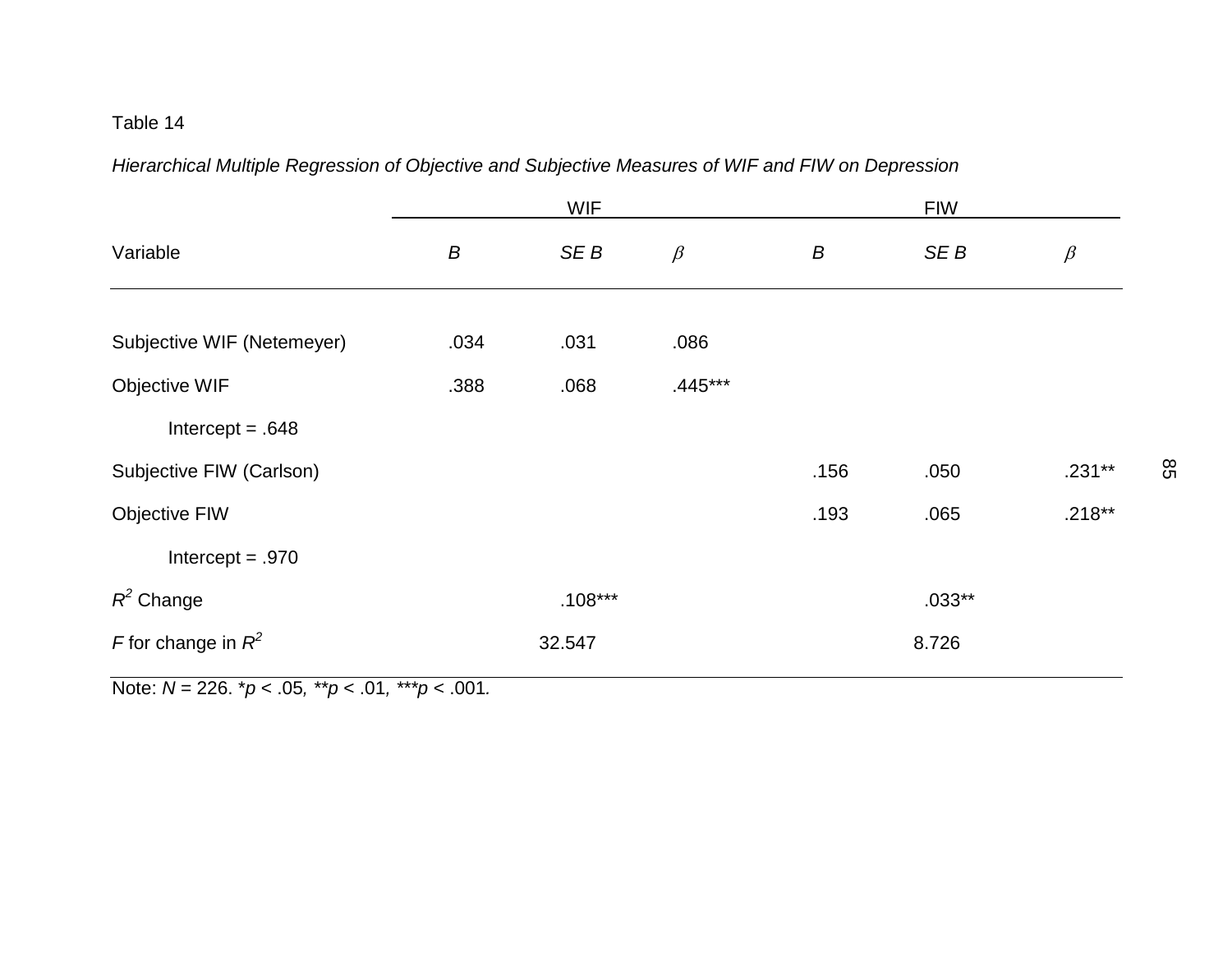Table 14

*Hierarchical Multiple Regression of Objective and Subjective Measures of WIF and FIW on Depression*

| | WIF | | | FIW | | |
|---|---|---|---|---|---|---|
| Variable | *B* | *SE B* | $\beta$ | *B* | *SE B* | $\beta$ |
| Subjective WIF (Netemeyer) | .034 | .031 | .086 | | | |
| Objective WIF | .388 | .068 | .445*** | | | |
| Intercept = .648 | | | | | | |
| Subjective FIW (Carlson) | | | | .156 | .050 | .231** |
| Objective FIW | | | | .193 | .065 | .218** |
| Intercept = .970 | | | | | | |
| $R^2$ Change | | .108*** | | | .033** | |
| $F$ for change in $R^2$ | | 32.547 | | | 8.726 | |

Note: $N$ = 226. *$p$ < .05, **$p$ < .01, ***$p$ < .001.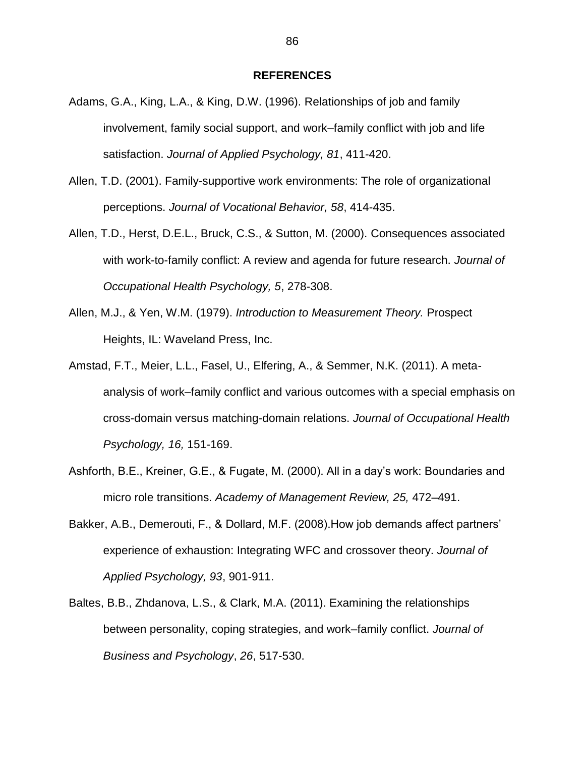# REFERENCES

Adams, G.A., King, L.A., & King, D.W. (1996). Relationships of job and family involvement, family social support, and work–family conflict with job and life satisfaction. *Journal of Applied Psychology, 81*, 411-420.

Allen, T.D. (2001). Family-supportive work environments: The role of organizational perceptions. *Journal of Vocational Behavior, 58*, 414-435.

Allen, T.D., Herst, D.E.L., Bruck, C.S., & Sutton, M. (2000). Consequences associated with work-to-family conflict: A review and agenda for future research. *Journal of Occupational Health Psychology, 5*, 278-308.

Allen, M.J., & Yen, W.M. (1979). *Introduction to Measurement Theory.* Prospect Heights, IL: Waveland Press, Inc.

Amstad, F.T., Meier, L.L., Fasel, U., Elfering, A., & Semmer, N.K. (2011). A meta-analysis of work–family conflict and various outcomes with a special emphasis on cross-domain versus matching-domain relations. *Journal of Occupational Health Psychology, 16,* 151-169.

Ashforth, B.E., Kreiner, G.E., & Fugate, M. (2000). All in a day's work: Boundaries and micro role transitions. *Academy of Management Review, 25,* 472–491.

Bakker, A.B., Demerouti, F., & Dollard, M.F. (2008).How job demands affect partners' experience of exhaustion: Integrating WFC and crossover theory. *Journal of Applied Psychology, 93*, 901-911.

Baltes, B.B., Zhdanova, L.S., & Clark, M.A. (2011). Examining the relationships between personality, coping strategies, and work–family conflict. *Journal of Business and Psychology*, *26*, 517-530.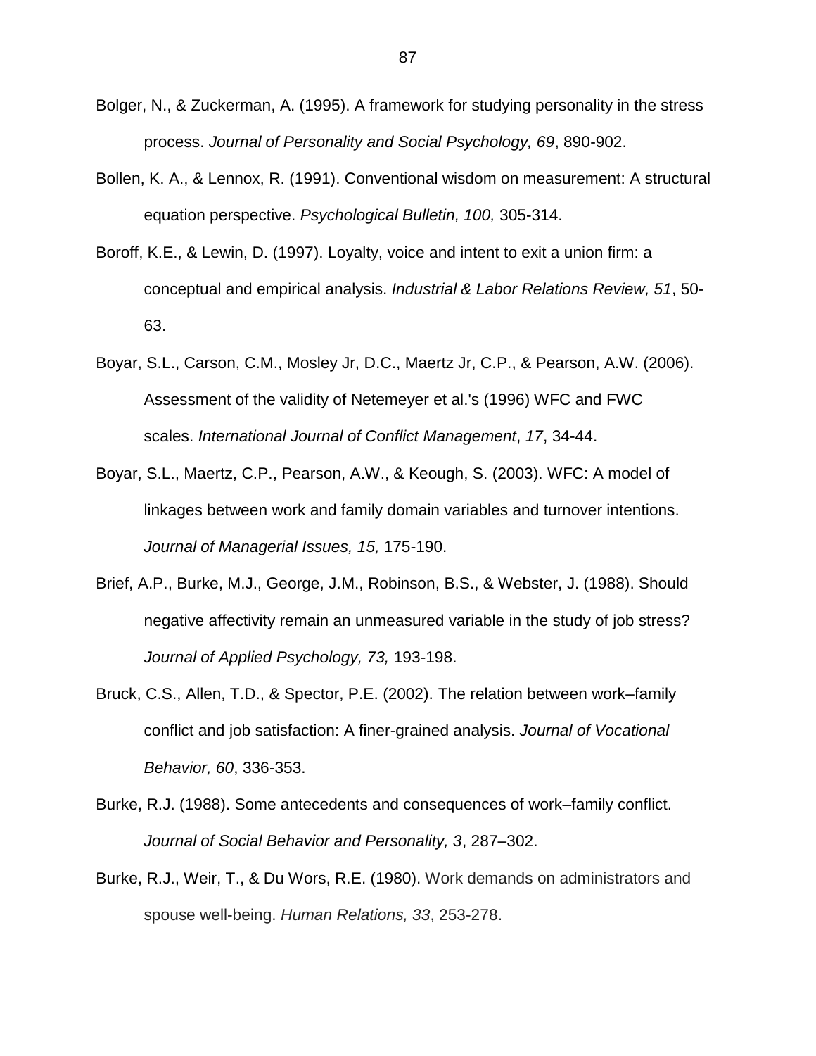Bolger, N., & Zuckerman, A. (1995). A framework for studying personality in the stress process. *Journal of Personality and Social Psychology, 69*, 890-902.

Bollen, K. A., & Lennox, R. (1991). Conventional wisdom on measurement: A structural equation perspective. *Psychological Bulletin, 100,* 305-314.

Boroff, K.E., & Lewin, D. (1997). Loyalty, voice and intent to exit a union firm: a conceptual and empirical analysis. *Industrial & Labor Relations Review, 51*, 50-63.

Boyar, S.L., Carson, C.M., Mosley Jr, D.C., Maertz Jr, C.P., & Pearson, A.W. (2006). Assessment of the validity of Netemeyer et al.'s (1996) WFC and FWC scales. *International Journal of Conflict Management*, *17*, 34-44.

Boyar, S.L., Maertz, C.P., Pearson, A.W., & Keough, S. (2003). WFC: A model of linkages between work and family domain variables and turnover intentions. *Journal of Managerial Issues, 15,* 175-190.

Brief, A.P., Burke, M.J., George, J.M., Robinson, B.S., & Webster, J. (1988). Should negative affectivity remain an unmeasured variable in the study of job stress? *Journal of Applied Psychology, 73,* 193-198.

Bruck, C.S., Allen, T.D., & Spector, P.E. (2002). The relation between work–family conflict and job satisfaction: A finer-grained analysis. *Journal of Vocational Behavior, 60*, 336-353.

Burke, R.J. (1988). Some antecedents and consequences of work–family conflict. *Journal of Social Behavior and Personality, 3*, 287–302.

Burke, R.J., Weir, T., & Du Wors, R.E. (1980). Work demands on administrators and spouse well-being. *Human Relations, 33*, 253-278.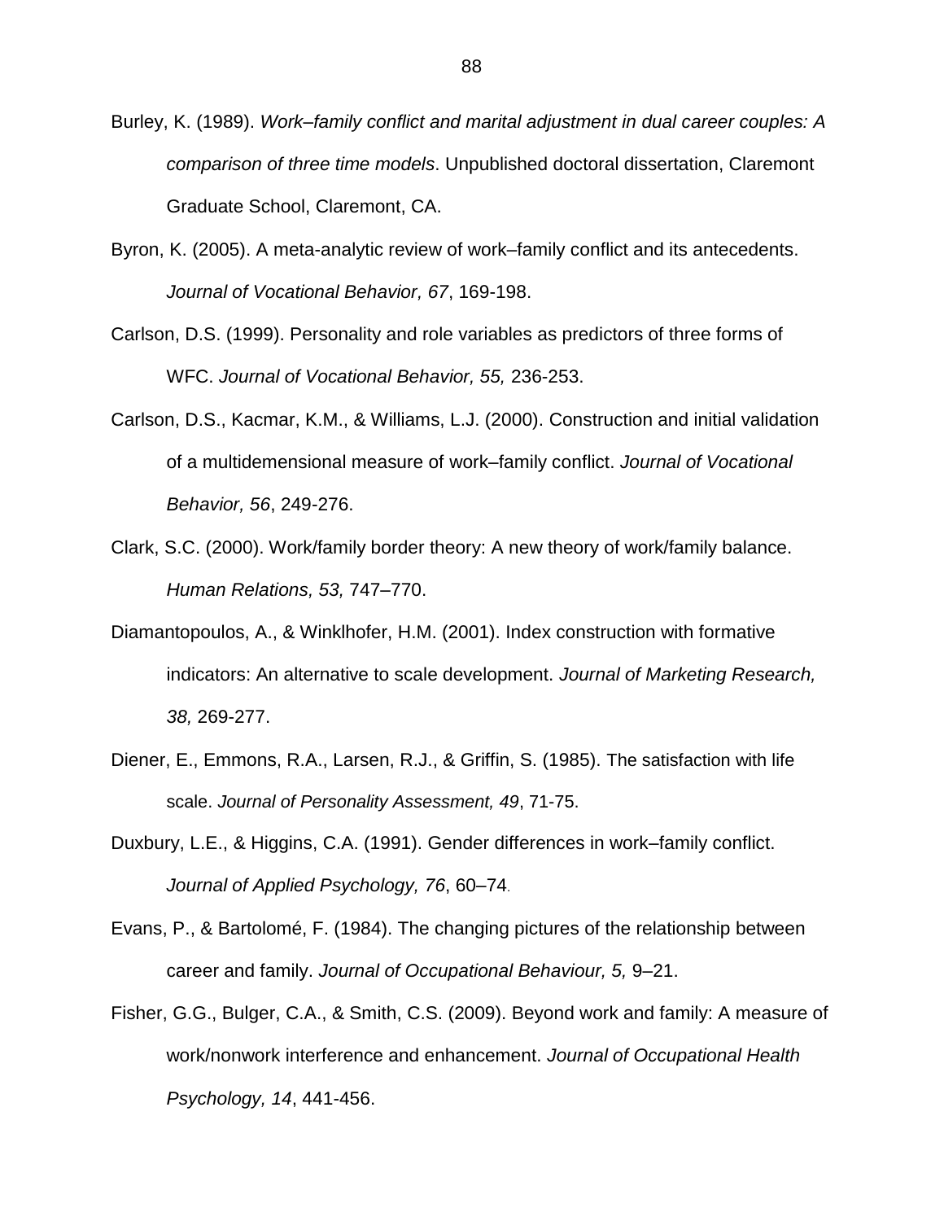Burley, K. (1989). *Work–family conflict and marital adjustment in dual career couples: A comparison of three time models*. Unpublished doctoral dissertation, Claremont Graduate School, Claremont, CA.

Byron, K. (2005). A meta-analytic review of work–family conflict and its antecedents. *Journal of Vocational Behavior, 67*, 169-198.

Carlson, D.S. (1999). Personality and role variables as predictors of three forms of WFC. *Journal of Vocational Behavior, 55,* 236-253.

Carlson, D.S., Kacmar, K.M., & Williams, L.J. (2000). Construction and initial validation of a multidemensional measure of work–family conflict. *Journal of Vocational Behavior, 56*, 249-276.

Clark, S.C. (2000). Work/family border theory: A new theory of work/family balance. *Human Relations, 53,* 747–770.

Diamantopoulos, A., & Winklhofer, H.M. (2001). Index construction with formative indicators: An alternative to scale development. *Journal of Marketing Research, 38,* 269-277.

Diener, E., Emmons, R.A., Larsen, R.J., & Griffin, S. (1985). The satisfaction with life scale. *Journal of Personality Assessment, 49*, 71-75.

Duxbury, L.E., & Higgins, C.A. (1991). Gender differences in work–family conflict. *Journal of Applied Psychology, 76*, 60–74.

Evans, P., & Bartolomé, F. (1984). The changing pictures of the relationship between career and family. *Journal of Occupational Behaviour, 5,* 9–21.

Fisher, G.G., Bulger, C.A., & Smith, C.S. (2009). Beyond work and family: A measure of work/nonwork interference and enhancement. *Journal of Occupational Health Psychology, 14*, 441-456.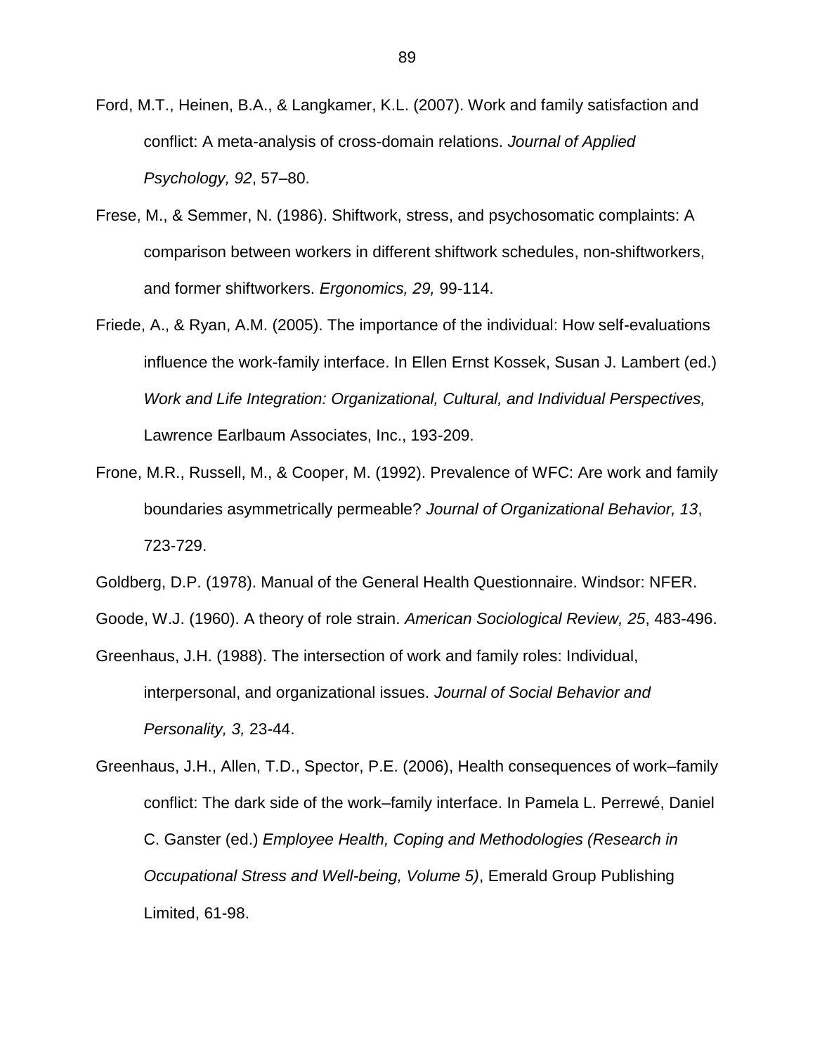Ford, M.T., Heinen, B.A., & Langkamer, K.L. (2007). Work and family satisfaction and conflict: A meta-analysis of cross-domain relations. *Journal of Applied Psychology, 92*, 57–80.

Frese, M., & Semmer, N. (1986). Shiftwork, stress, and psychosomatic complaints: A comparison between workers in different shiftwork schedules, non-shiftworkers, and former shiftworkers. *Ergonomics, 29,* 99-114.

Friede, A., & Ryan, A.M. (2005). The importance of the individual: How self-evaluations influence the work-family interface. In Ellen Ernst Kossek, Susan J. Lambert (ed.) *Work and Life Integration: Organizational, Cultural, and Individual Perspectives,* Lawrence Earlbaum Associates, Inc., 193-209.

Frone, M.R., Russell, M., & Cooper, M. (1992). Prevalence of WFC: Are work and family boundaries asymmetrically permeable? *Journal of Organizational Behavior, 13*, 723-729.

Goldberg, D.P. (1978). Manual of the General Health Questionnaire. Windsor: NFER.

Goode, W.J. (1960). A theory of role strain. *American Sociological Review, 25*, 483-496.

Greenhaus, J.H. (1988). The intersection of work and family roles: Individual, interpersonal, and organizational issues. *Journal of Social Behavior and Personality, 3,* 23-44.

Greenhaus, J.H., Allen, T.D., Spector, P.E. (2006), Health consequences of work–family conflict: The dark side of the work–family interface. In Pamela L. Perrewé, Daniel C. Ganster (ed.) *Employee Health, Coping and Methodologies (Research in Occupational Stress and Well-being, Volume 5)*, Emerald Group Publishing Limited, 61-98.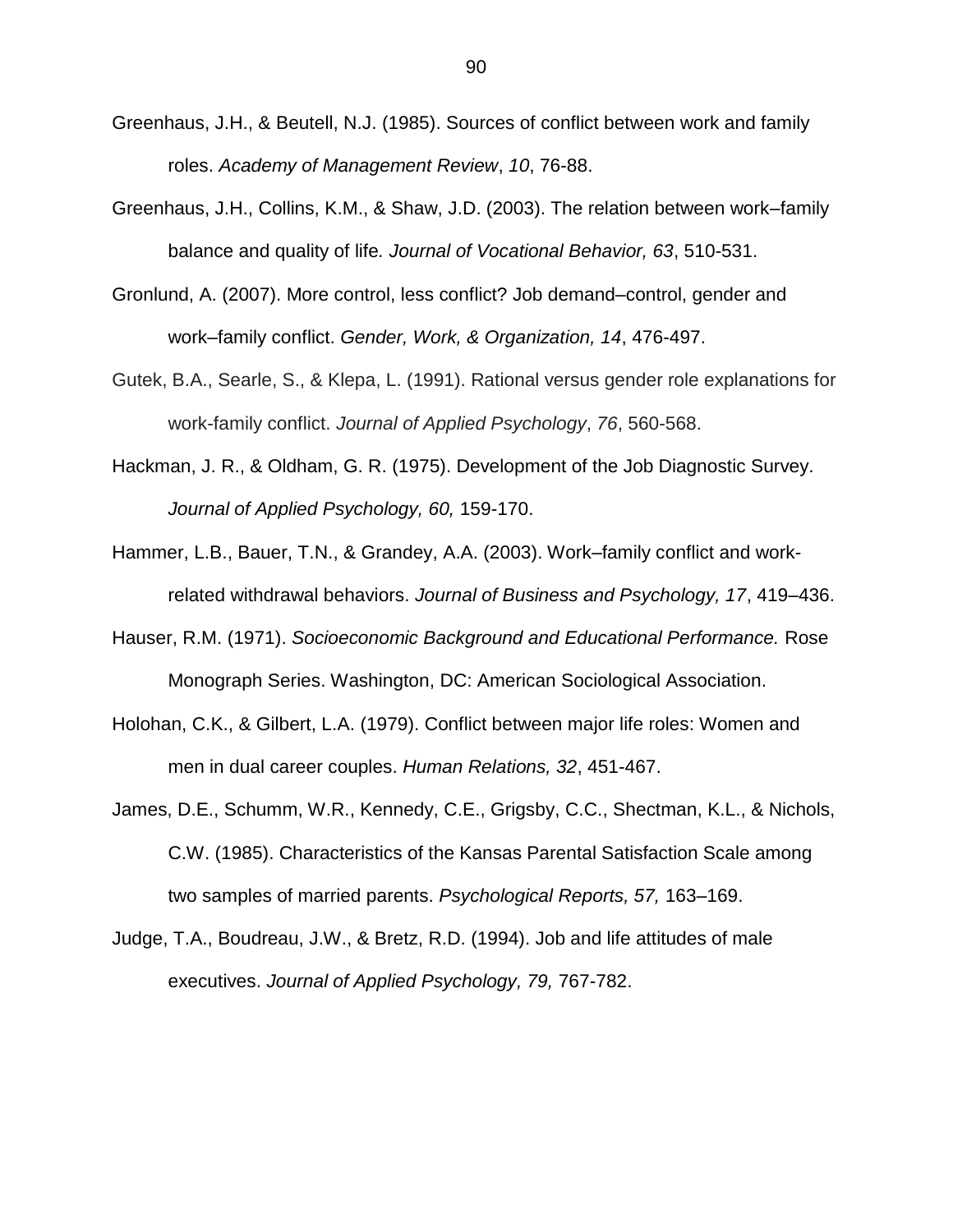Greenhaus, J.H., & Beutell, N.J. (1985). Sources of conflict between work and family roles. *Academy of Management Review*, *10*, 76-88.

Greenhaus, J.H., Collins, K.M., & Shaw, J.D. (2003). The relation between work–family balance and quality of life. *Journal of Vocational Behavior, 63*, 510-531.

Gronlund, A. (2007). More control, less conflict? Job demand–control, gender and work–family conflict. *Gender, Work, & Organization, 14*, 476-497.

Gutek, B.A., Searle, S., & Klepa, L. (1991). Rational versus gender role explanations for work-family conflict. *Journal of Applied Psychology*, *76*, 560-568.

Hackman, J. R., & Oldham, G. R. (1975). Development of the Job Diagnostic Survey. *Journal of Applied Psychology, 60,* 159-170.

Hammer, L.B., Bauer, T.N., & Grandey, A.A. (2003). Work–family conflict and work-related withdrawal behaviors. *Journal of Business and Psychology, 17*, 419–436.

Hauser, R.M. (1971). *Socioeconomic Background and Educational Performance.* Rose Monograph Series. Washington, DC: American Sociological Association.

Holohan, C.K., & Gilbert, L.A. (1979). Conflict between major life roles: Women and men in dual career couples. *Human Relations, 32*, 451-467.

James, D.E., Schumm, W.R., Kennedy, C.E., Grigsby, C.C., Shectman, K.L., & Nichols, C.W. (1985). Characteristics of the Kansas Parental Satisfaction Scale among two samples of married parents. *Psychological Reports, 57,* 163–169.

Judge, T.A., Boudreau, J.W., & Bretz, R.D. (1994). Job and life attitudes of male executives. *Journal of Applied Psychology, 79,* 767-782.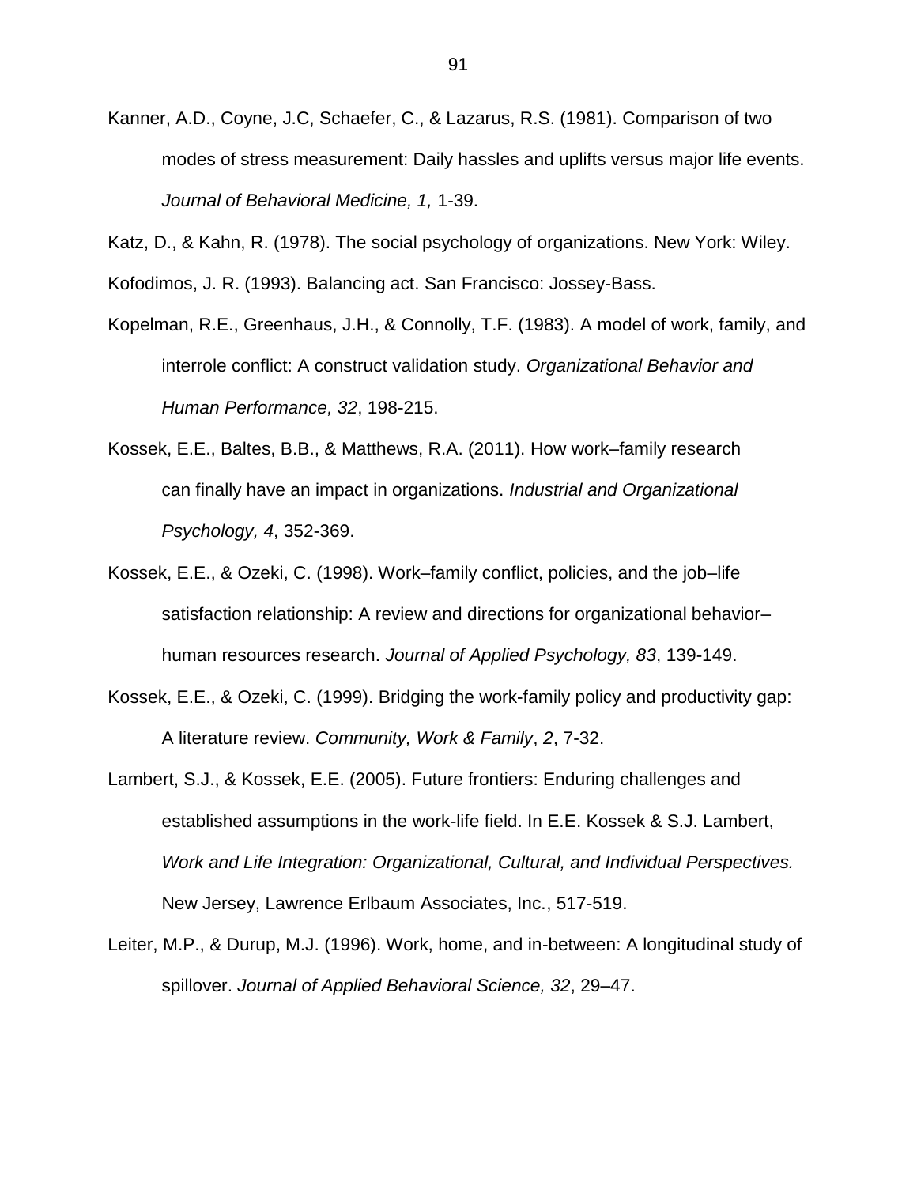Kanner, A.D., Coyne, J.C, Schaefer, C., & Lazarus, R.S. (1981). Comparison of two modes of stress measurement: Daily hassles and uplifts versus major life events. *Journal of Behavioral Medicine, 1,* 1-39.

Katz, D., & Kahn, R. (1978). The social psychology of organizations. New York: Wiley.

Kofodimos, J. R. (1993). Balancing act. San Francisco: Jossey-Bass.

Kopelman, R.E., Greenhaus, J.H., & Connolly, T.F. (1983). A model of work, family, and interrole conflict: A construct validation study. *Organizational Behavior and Human Performance, 32*, 198-215.

Kossek, E.E., Baltes, B.B., & Matthews, R.A. (2011). How work–family research can finally have an impact in organizations. *Industrial and Organizational Psychology, 4*, 352-369.

Kossek, E.E., & Ozeki, C. (1998). Work–family conflict, policies, and the job–life satisfaction relationship: A review and directions for organizational behavior–human resources research. *Journal of Applied Psychology, 83*, 139-149.

Kossek, E.E., & Ozeki, C. (1999). Bridging the work-family policy and productivity gap: A literature review. *Community, Work & Family*, *2*, 7-32.

Lambert, S.J., & Kossek, E.E. (2005). Future frontiers: Enduring challenges and established assumptions in the work-life field. In E.E. Kossek & S.J. Lambert, *Work and Life Integration: Organizational, Cultural, and Individual Perspectives.* New Jersey, Lawrence Erlbaum Associates, Inc., 517-519.

Leiter, M.P., & Durup, M.J. (1996). Work, home, and in-between: A longitudinal study of spillover. *Journal of Applied Behavioral Science, 32*, 29–47.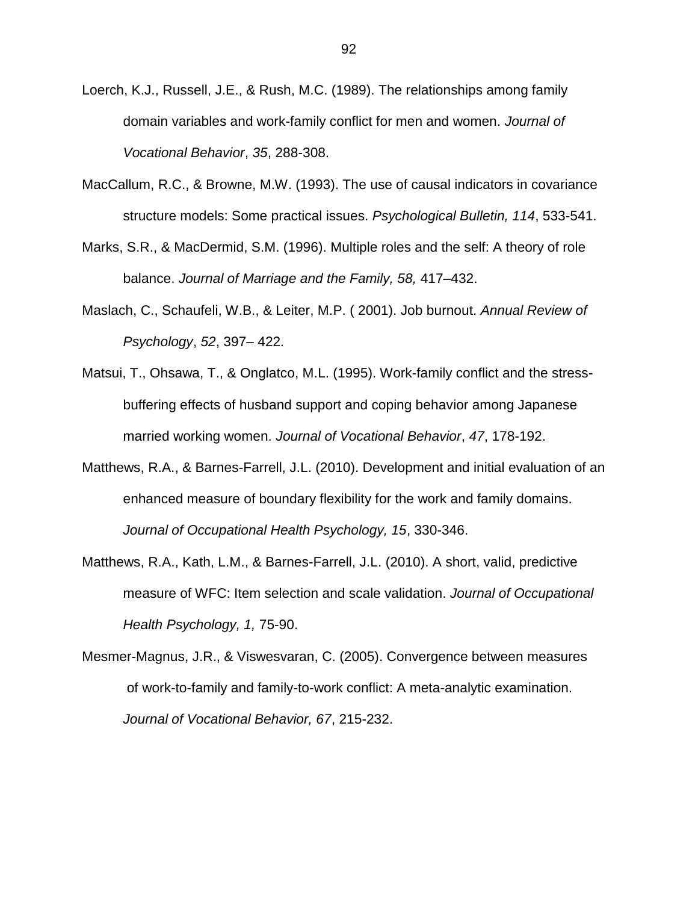Loerch, K.J., Russell, J.E., & Rush, M.C. (1989). The relationships among family domain variables and work-family conflict for men and women. *Journal of Vocational Behavior*, *35*, 288-308.

MacCallum, R.C., & Browne, M.W. (1993). The use of causal indicators in covariance structure models: Some practical issues. *Psychological Bulletin, 114*, 533-541.

Marks, S.R., & MacDermid, S.M. (1996). Multiple roles and the self: A theory of role balance. *Journal of Marriage and the Family, 58,* 417–432.

Maslach, C., Schaufeli, W.B., & Leiter, M.P. ( 2001). Job burnout. *Annual Review of Psychology*, *52*, 397– 422.

Matsui, T., Ohsawa, T., & Onglatco, M.L. (1995). Work-family conflict and the stress-buffering effects of husband support and coping behavior among Japanese married working women. *Journal of Vocational Behavior*, *47*, 178-192.

Matthews, R.A., & Barnes-Farrell, J.L. (2010). Development and initial evaluation of an enhanced measure of boundary flexibility for the work and family domains. *Journal of Occupational Health Psychology, 15*, 330-346.

Matthews, R.A., Kath, L.M., & Barnes-Farrell, J.L. (2010). A short, valid, predictive measure of WFC: Item selection and scale validation. *Journal of Occupational Health Psychology, 1,* 75-90.

Mesmer-Magnus, J.R., & Viswesvaran, C. (2005). Convergence between measures of work-to-family and family-to-work conflict: A meta-analytic examination. *Journal of Vocational Behavior, 67*, 215-232.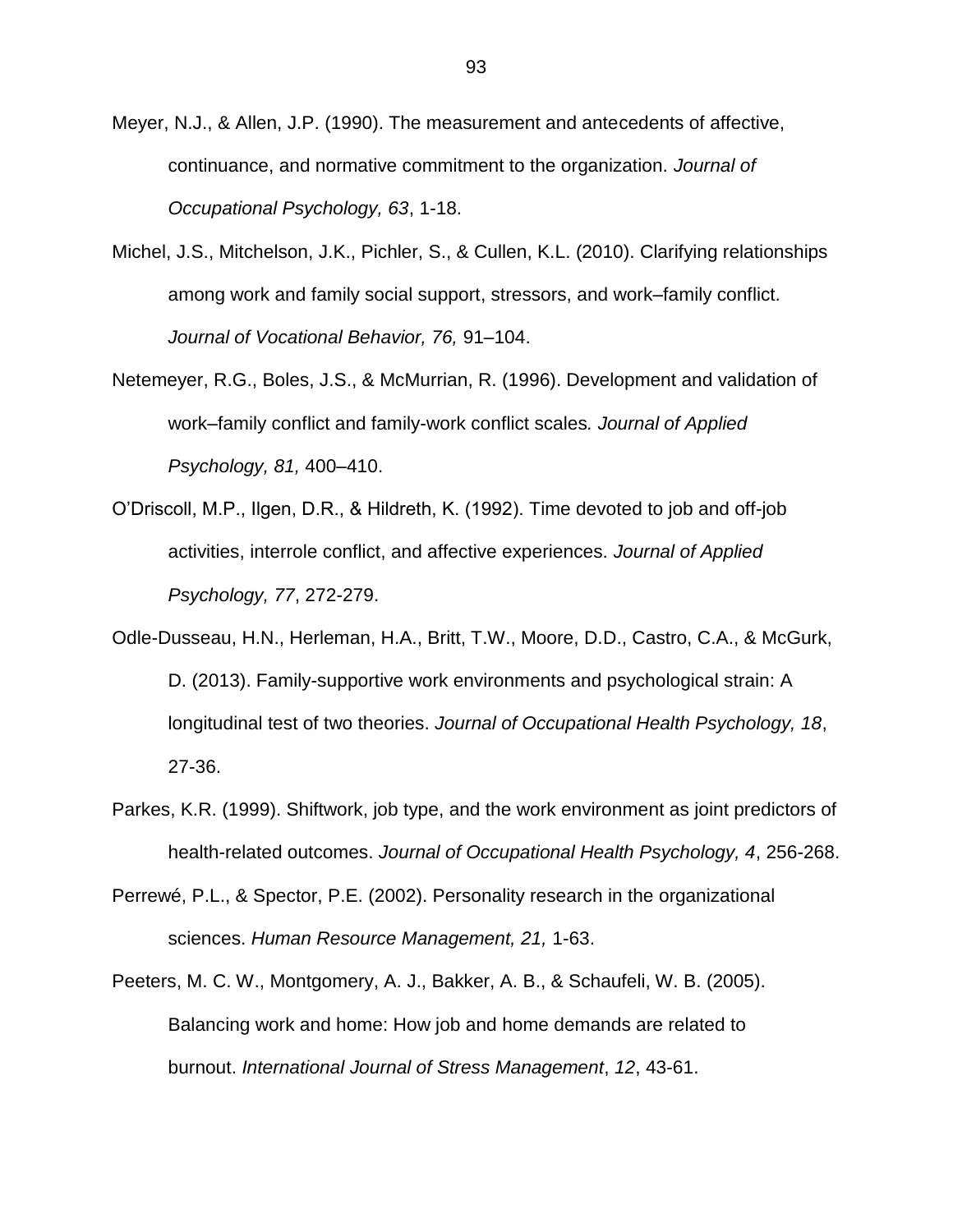Meyer, N.J., & Allen, J.P. (1990). The measurement and antecedents of affective, continuance, and normative commitment to the organization. *Journal of Occupational Psychology, 63*, 1-18.

Michel, J.S., Mitchelson, J.K., Pichler, S., & Cullen, K.L. (2010). Clarifying relationships among work and family social support, stressors, and work–family conflict. *Journal of Vocational Behavior, 76,* 91–104.

Netemeyer, R.G., Boles, J.S., & McMurrian, R. (1996). Development and validation of work–family conflict and family-work conflict scales*. Journal of Applied Psychology, 81,* 400–410.

O'Driscoll, M.P., Ilgen, D.R., & Hildreth, K. (1992). Time devoted to job and off-job activities, interrole conflict, and affective experiences. *Journal of Applied Psychology, 77*, 272-279.

Odle-Dusseau, H.N., Herleman, H.A., Britt, T.W., Moore, D.D., Castro, C.A., & McGurk, D. (2013). Family-supportive work environments and psychological strain: A longitudinal test of two theories. *Journal of Occupational Health Psychology, 18*, 27-36.

Parkes, K.R. (1999). Shiftwork, job type, and the work environment as joint predictors of health-related outcomes. *Journal of Occupational Health Psychology, 4*, 256-268.

Perrewé, P.L., & Spector, P.E. (2002). Personality research in the organizational sciences. *Human Resource Management, 21,* 1-63.

Peeters, M. C. W., Montgomery, A. J., Bakker, A. B., & Schaufeli, W. B. (2005). Balancing work and home: How job and home demands are related to burnout. *International Journal of Stress Management*, *12*, 43-61.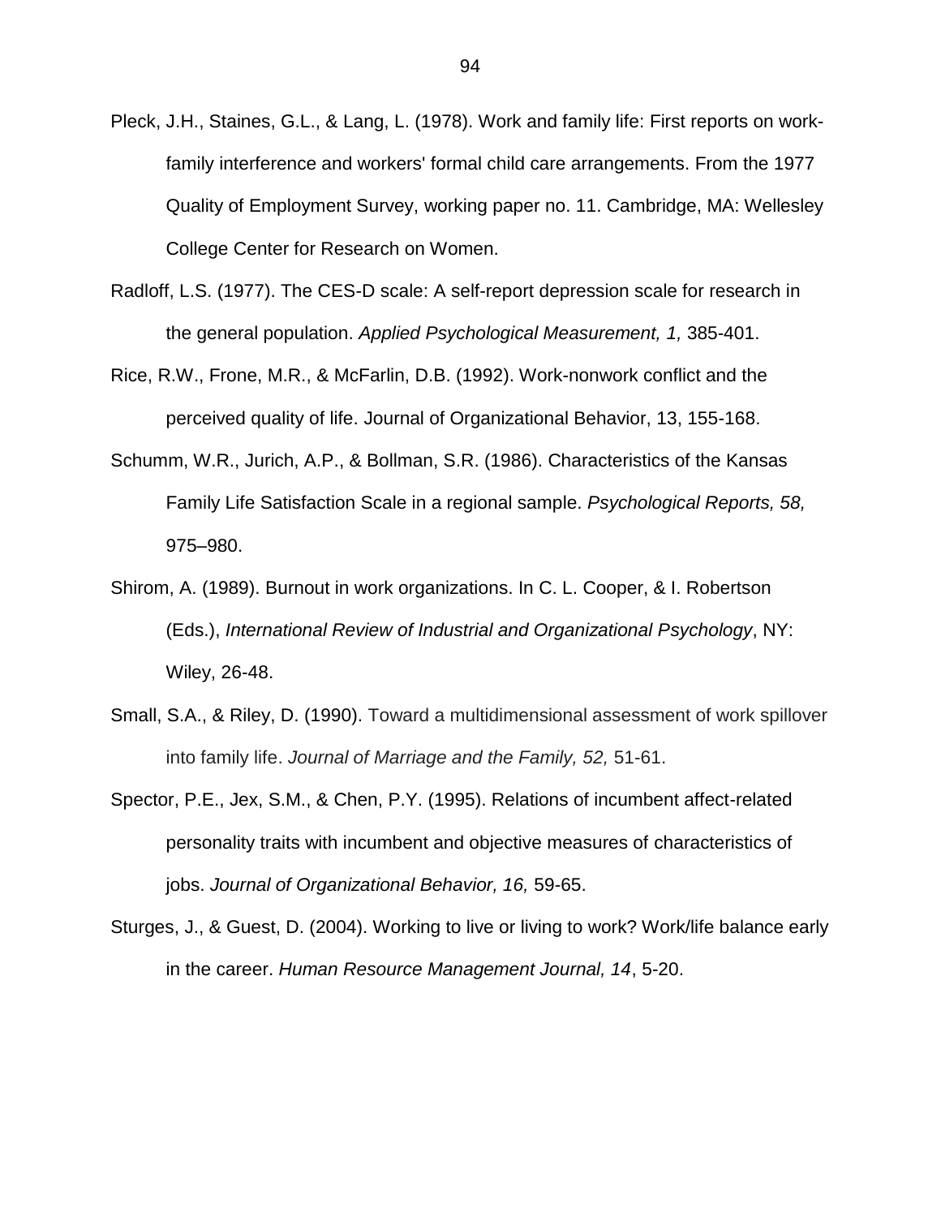Pleck, J.H., Staines, G.L., & Lang, L. (1978). Work and family life: First reports on work-family interference and workers' formal child care arrangements. From the 1977 Quality of Employment Survey, working paper no. 11. Cambridge, MA: Wellesley College Center for Research on Women.

Radloff, L.S. (1977). The CES-D scale: A self-report depression scale for research in the general population. *Applied Psychological Measurement, 1,* 385-401.

Rice, R.W., Frone, M.R., & McFarlin, D.B. (1992). Work-nonwork conflict and the perceived quality of life. Journal of Organizational Behavior, 13, 155-168.

Schumm, W.R., Jurich, A.P., & Bollman, S.R. (1986). Characteristics of the Kansas Family Life Satisfaction Scale in a regional sample. *Psychological Reports, 58,* 975–980.

Shirom, A. (1989). Burnout in work organizations. In C. L. Cooper, & I. Robertson (Eds.), *International Review of Industrial and Organizational Psychology*, NY: Wiley, 26-48.

Small, S.A., & Riley, D. (1990). Toward a multidimensional assessment of work spillover into family life. *Journal of Marriage and the Family, 52,* 51-61.

Spector, P.E., Jex, S.M., & Chen, P.Y. (1995). Relations of incumbent affect-related personality traits with incumbent and objective measures of characteristics of jobs. *Journal of Organizational Behavior, 16,* 59-65.

Sturges, J., & Guest, D. (2004). Working to live or living to work? Work/life balance early in the career. *Human Resource Management Journal, 14*, 5-20.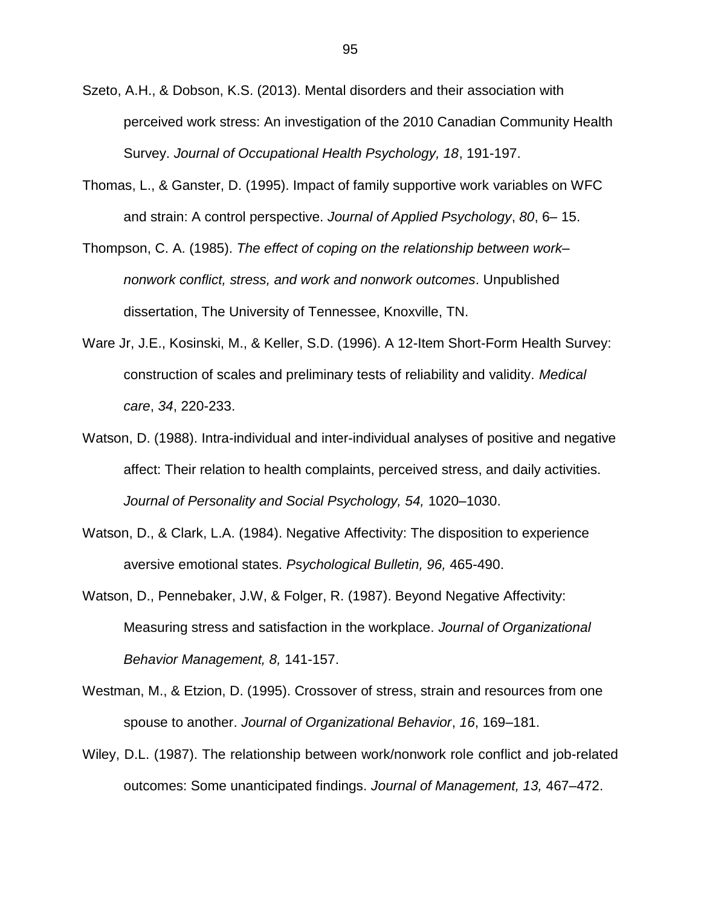Szeto, A.H., & Dobson, K.S. (2013). Mental disorders and their association with perceived work stress: An investigation of the 2010 Canadian Community Health Survey. *Journal of Occupational Health Psychology, 18*, 191-197.

Thomas, L., & Ganster, D. (1995). Impact of family supportive work variables on WFC and strain: A control perspective. *Journal of Applied Psychology*, *80*, 6– 15.

Thompson, C. A. (1985). *The effect of coping on the relationship between work–nonwork conflict, stress, and work and nonwork outcomes*. Unpublished dissertation, The University of Tennessee, Knoxville, TN.

Ware Jr, J.E., Kosinski, M., & Keller, S.D. (1996). A 12-Item Short-Form Health Survey: construction of scales and preliminary tests of reliability and validity. *Medical care*, *34*, 220-233.

Watson, D. (1988). Intra-individual and inter-individual analyses of positive and negative affect: Their relation to health complaints, perceived stress, and daily activities. *Journal of Personality and Social Psychology, 54,* 1020–1030.

Watson, D., & Clark, L.A. (1984). Negative Affectivity: The disposition to experience aversive emotional states. *Psychological Bulletin, 96,* 465-490.

Watson, D., Pennebaker, J.W, & Folger, R. (1987). Beyond Negative Affectivity: Measuring stress and satisfaction in the workplace. *Journal of Organizational Behavior Management, 8,* 141-157.

Westman, M., & Etzion, D. (1995). Crossover of stress, strain and resources from one spouse to another. *Journal of Organizational Behavior*, *16*, 169–181.

Wiley, D.L. (1987). The relationship between work/nonwork role conflict and job-related outcomes: Some unanticipated findings. *Journal of Management, 13,* 467–472.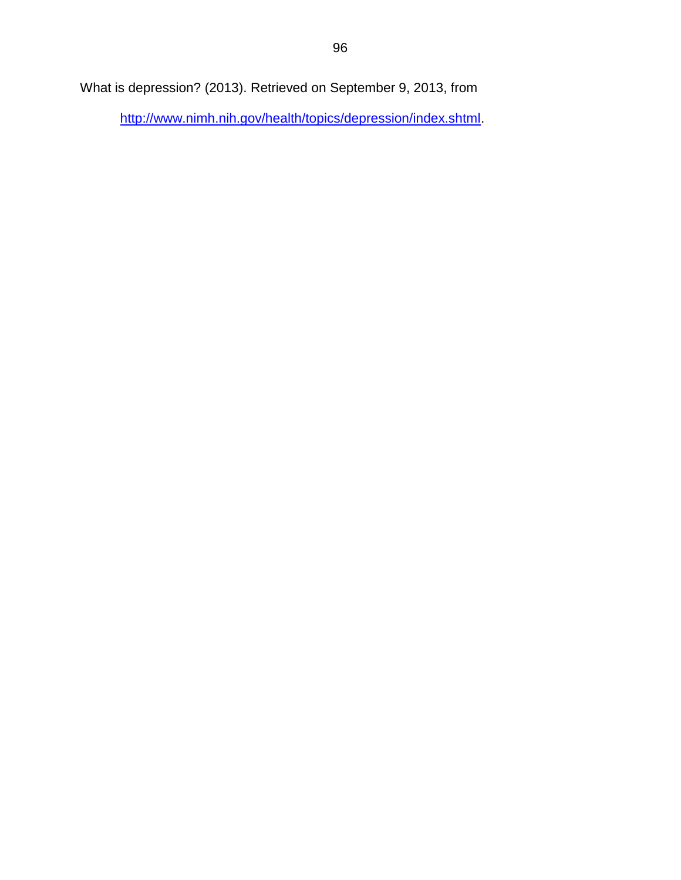What is depression? (2013). Retrieved on September 9, 2013, from http://www.nimh.nih.gov/health/topics/depression/index.shtml.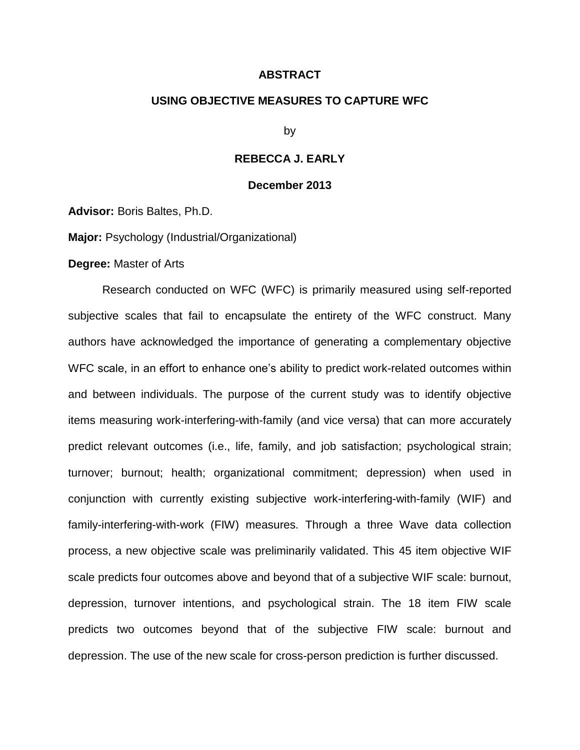# ABSTRACT

## USING OBJECTIVE MEASURES TO CAPTURE WFC

by

**REBECCA J. EARLY**

**December 2013**

**Advisor:** Boris Baltes, Ph.D.

**Major:** Psychology (Industrial/Organizational)

**Degree:** Master of Arts

Research conducted on WFC (WFC) is primarily measured using self-reported subjective scales that fail to encapsulate the entirety of the WFC construct. Many authors have acknowledged the importance of generating a complementary objective WFC scale, in an effort to enhance one's ability to predict work-related outcomes within and between individuals. The purpose of the current study was to identify objective items measuring work-interfering-with-family (and vice versa) that can more accurately predict relevant outcomes (i.e., life, family, and job satisfaction; psychological strain; turnover; burnout; health; organizational commitment; depression) when used in conjunction with currently existing subjective work-interfering-with-family (WIF) and family-interfering-with-work (FIW) measures. Through a three Wave data collection process, a new objective scale was preliminarily validated. This 45 item objective WIF scale predicts four outcomes above and beyond that of a subjective WIF scale: burnout, depression, turnover intentions, and psychological strain. The 18 item FIW scale predicts two outcomes beyond that of the subjective FIW scale: burnout and depression. The use of the new scale for cross-person prediction is further discussed.